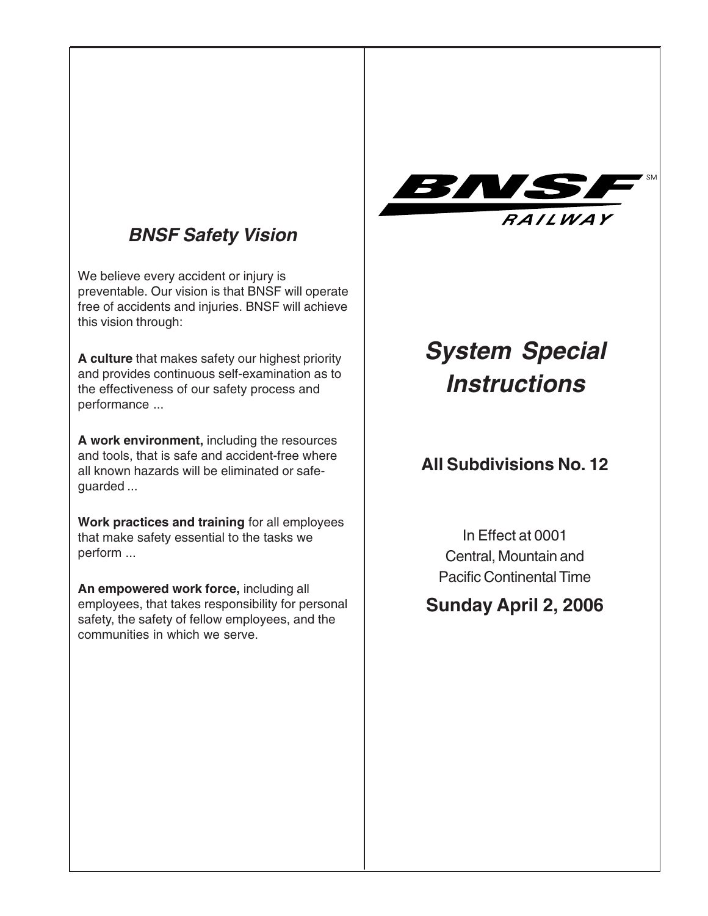## *BNSF Safety Vision*

We believe every accident or injury is preventable. Our vision is that BNSF will operate free of accidents and injuries. BNSF will achieve this vision through:

**A culture** that makes safety our highest priority and provides continuous self-examination as to the effectiveness of our safety process and performance ...

**A work environment,** including the resources and tools, that is safe and accident-free where all known hazards will be eliminated or safe-guarded ...

**Work practices and training** for all employees that make safety essential to the tasks we perform ...

**An empowered work force,** including all employees, that takes responsibility for personal safety, the safety of fellow employees, and the communities in which we serve.

BNSF RAILWAY

# *System Special Instructions*

## All Subdivisions No. 12

In Effect at 0001
Central, Mountain and
Pacific Continental Time

**Sunday April 2, 2006**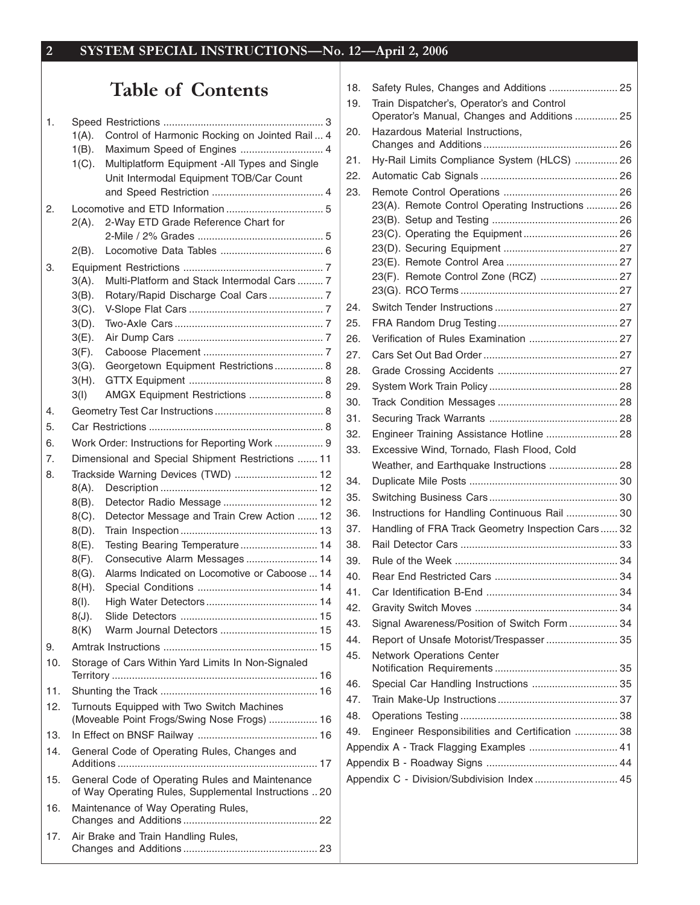# Table of Contents

1. Speed Restrictions ........................................................ 3
   - 1(A). Control of Harmonic Rocking on Jointed Rail ... 4
   - 1(B). Maximum Speed of Engines ............................ 4
   - 1(C). Multiplatform Equipment -All Types and Single Unit Intermodal Equipment TOB/Car Count and Speed Restriction ....................................... 4
2. Locomotive and ETD Information .................................. 5
   - 2(A). 2-Way ETD Grade Reference Chart for 2-Mile / 2% Grades ............................................ 5
   - 2(B). Locomotive Data Tables .................................... 6
3. Equipment Restrictions ................................................. 7
   - 3(A). Multi-Platform and Stack Intermodal Cars ......... 7
   - 3(B). Rotary/Rapid Discharge Coal Cars ................... 7
   - 3(C). V-Slope Flat Cars ............................................... 7
   - 3(D). Two-Axle Cars .................................................... 7
   - 3(E). Air Dump Cars .................................................... 7
   - 3(F). Caboose Placement ........................................... 7
   - 3(G). Georgetown Equipment Restrictions ................. 8
   - 3(H). GTTX Equipment ............................................... 8
   - 3(I) AMGX Equipment Restrictions .......................... 8
4. Geometry Test Car Instructions ...................................... 8
5. Car Restrictions ............................................................. 8
6. Work Order: Instructions for Reporting Work ................. 9
7. Dimensional and Special Shipment Restrictions ....... 11
8. Trackside Warning Devices (TWD) ............................. 12
   - 8(A). Description ....................................................... 12
   - 8(B). Detector Radio Message ................................. 12
   - 8(C). Detector Message and Train Crew Action ....... 12
   - 8(D). Train Inspection ................................................ 13
   - 8(E). Testing Bearing Temperature ........................... 14
   - 8(F). Consecutive Alarm Messages ......................... 14
   - 8(G). Alarms Indicated on Locomotive or Caboose ... 14
   - 8(H). Special Conditions .......................................... 14
   - 8(I). High Water Detectors ....................................... 14
   - 8(J). Slide Detectors ................................................ 15
   - 8(K) Warm Journal Detectors .................................. 15
9. Amtrak Instructions ...................................................... 15
10. Storage of Cars Within Yard Limits In Non-Signaled Territory ....................................................................... 16
11. Shunting the Track ....................................................... 16
12. Turnouts Equipped with Two Switch Machines (Moveable Point Frogs/Swing Nose Frogs) ................. 16
13. In Effect on BNSF Railway .......................................... 16
14. General Code of Operating Rules, Changes and Additions ..................................................................... 17
15. General Code of Operating Rules and Maintenance of Way Operating Rules, Supplemental Instructions .. 20
16. Maintenance of Way Operating Rules, Changes and Additions .............................................. 22
17. Air Brake and Train Handling Rules, Changes and Additions .............................................. 23
18. Safety Rules, Changes and Additions ........................ 25
19. Train Dispatcher's, Operator's and Control Operator's Manual, Changes and Additions ............... 25
20. Hazardous Material Instructions, Changes and Additions ............................................... 26
21. Hy-Rail Limits Compliance System (HLCS) ............... 26
22. Automatic Cab Signals ................................................ 26
23. Remote Control Operations ........................................ 26
    - 23(A). Remote Control Operating Instructions ........... 26
    - 23(B). Setup and Testing ............................................ 26
    - 23(C). Operating the Equipment ................................. 26
    - 23(D). Securing Equipment ........................................ 27
    - 23(E). Remote Control Area ....................................... 27
    - 23(F). Remote Control Zone (RCZ) ........................... 27
    - 23(G). RCO Terms ....................................................... 27
24. Switch Tender Instructions ........................................... 27
25. FRA Random Drug Testing .......................................... 27
26. Verification of Rules Examination ............................... 27
27. Cars Set Out Bad Order ............................................... 27
28. Grade Crossing Accidents ........................................... 27
29. System Work Train Policy ............................................. 28
30. Track Condition Messages .......................................... 28
31. Securing Track Warrants ............................................. 28
32. Engineer Training Assistance Hotline ......................... 28
33. Excessive Wind, Tornado, Flash Flood, Cold Weather, and Earthquake Instructions ........................ 28
34. Duplicate Mile Posts .................................................... 30
35. Switching Business Cars ............................................. 30
36. Instructions for Handling Continuous Rail .................. 30
37. Handling of FRA Track Geometry Inspection Cars ...... 32
38. Rail Detector Cars ....................................................... 33
39. Rule of the Week ......................................................... 34
40. Rear End Restricted Cars ........................................... 34
41. Car Identification B-End ............................................. 34
42. Gravity Switch Moves .................................................. 34
43. Signal Awareness/Position of Switch Form ................. 34
44. Report of Unsafe Motorist/Trespasser ......................... 35
45. Network Operations Center Notification Requirements ........................................... 35
46. Special Car Handling Instructions .............................. 35
47. Train Make-Up Instructions .......................................... 37
48. Operations Testing ....................................................... 38
49. Engineer Responsibilities and Certification ............... 38

Appendix A - Track Flagging Examples ............................... 41

Appendix B - Roadway Signs .............................................. 44

Appendix C - Division/Subdivision Index ............................. 45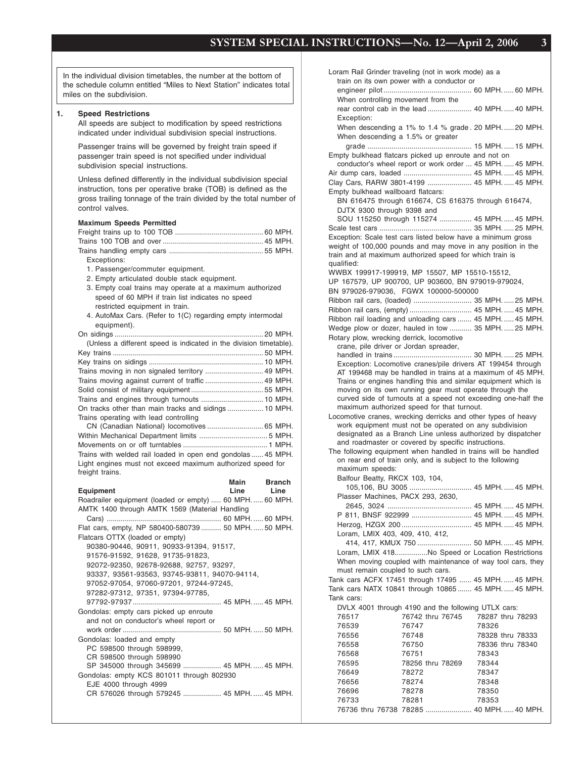In the individual division timetables, the number at the bottom of the schedule column entitled "Miles to Next Station" indicates total miles on the subdivision.

## 1. Speed Restrictions

All speeds are subject to modification by speed restrictions indicated under individual subdivision special instructions.

Passenger trains will be governed by freight train speed if passenger train speed is not specified under individual subdivision special instructions.

Unless defined differently in the individual subdivision special instruction, tons per operative brake (TOB) is defined as the gross trailing tonnage of the train divided by the total number of control valves.

### Maximum Speeds Permitted

Freight trains up to 100 TOB ........ 60 MPH.
Trains 100 TOB and over ........ 45 MPH.
Trains handling empty cars ........ 55 MPH.

Exceptions:

1. Passenger/commuter equipment.
2. Empty articulated double stack equipment.
3. Empty coal trains may operate at a maximum authorized speed of 60 MPH if train list indicates no speed restricted equipment in train.
4. AutoMax Cars. (Refer to 1(C) regarding empty intermodal equipment).

On sidings ........ 20 MPH.
(Unless a different speed is indicated in the division timetable).
Key trains ........ 50 MPH.
Key trains on sidings ........ 10 MPH.
Trains moving in non signaled territory ........ 49 MPH.
Trains moving against current of traffic ........ 49 MPH.
Solid consist of military equipment ........ 55 MPH.
Trains and engines through turnouts ........ 10 MPH.
On tracks other than main tracks and sidings ........ 10 MPH.
Trains operating with lead controlling CN (Canadian National) locomotives ........ 65 MPH.
Within Mechanical Department limits ........ 5 MPH.
Movements on or off turntables ........ 1 MPH.
Trains with welded rail loaded in open end gondolas ........ 45 MPH.
Light engines must not exceed maximum authorized speed for freight trains.

| Equipment | Main Line | Branch Line |
|---|---|---|
| Roadrailer equipment (loaded or empty) | 60 MPH. | 60 MPH. |
| AMTK 1400 through AMTK 1569 (Material Handling Cars) | 60 MPH. | 60 MPH. |
| Flat cars, empty, NP 580400-580739 | 50 MPH. | 50 MPH. |
| Flatcars OTTX (loaded or empty) 90380-90446, 90911, 90933-91394, 91517, 91576-91592, 91628, 91735-91823, 92072-92350, 92678-92688, 92757, 93297, 93337, 93561-93563, 93745-93811, 94070-94114, 97052-97054, 97060-97201, 97244-97245, 97282-97312, 97351, 97394-97785, 97792-97937 | 45 MPH. | 45 MPH. |
| Gondolas: empty cars picked up enroute and not on conductor's wheel report or work order | 50 MPH. | 50 MPH. |
| Gondolas: loaded and empty PC 598500 through 598999, CR 598500 through 598990 SP 345000 through 345699 | 45 MPH. | 45 MPH. |
| Gondolas: empty KCS 801011 through 802930 EJE 4000 through 4999 CR 576026 through 579245 | 45 MPH. | 45 MPH. |
| Loram Rail Grinder traveling (not in work mode) as a train on its own power with a conductor or engineer pilot | 60 MPH. | 60 MPH. |
| When controlling movement from the rear control cab in the lead | 40 MPH. | 40 MPH. |
| Exception: When descending a 1% to 1.4 % grade | 20 MPH. | 20 MPH. |
| When descending a 1.5% or greater grade | 15 MPH. | 15 MPH. |
| Empty bulkhead flatcars picked up enroute and not on conductor's wheel report or work order | 45 MPH. | 45 MPH. |
| Air dump cars, loaded | 45 MPH. | 45 MPH. |
| Clay Cars, RARW 3801-4199 | 45 MPH. | 45 MPH. |
| Empty bulkhead wallboard flatcars: BN 616475 through 616674, CS 616375 through 616474, DJTX 9300 through 9398 and SOU 115250 through 115274 | 45 MPH. | 45 MPH. |
| Scale test cars | 35 MPH. | 25 MPH. |

Exception: Scale test cars listed below have a minimum gross weight of 100,000 pounds and may move in any position in the train and at maximum authorized speed for which train is qualified:
WWBX 199917-199919, MP 15507, MP 15510-15512, UP 167579, UP 900700, UP 903600, BN 979019-979024, BN 979026-979036, FGWX 100000-500000

| Equipment | Main Line | Branch Line |
|---|---|---|
| Ribbon rail cars, (loaded) | 35 MPH. | 25 MPH. |
| Ribbon rail cars, (empty) | 45 MPH. | 45 MPH. |
| Ribbon rail loading and unloading cars | 45 MPH. | 45 MPH. |
| Wedge plow or dozer, hauled in tow | 35 MPH. | 25 MPH. |
| Rotary plow, wrecking derrick, locomotive crane, pile driver or Jordan spreader, handled in trains | 30 MPH. | 25 MPH. |

Exception: Locomotive cranes/pile drivers AT 199454 through AT 199468 may be handled in trains at a maximum of 45 MPH. Trains or engines handling this and similar equipment which is moving on its own running gear must operate through the curved side of turnouts at a speed not exceeding one-half the maximum authorized speed for that turnout.

Locomotive cranes, wrecking derricks and other types of heavy work equipment must not be operated on any subdivision designated as a Branch Line unless authorized by dispatcher and roadmaster or covered by specific instructions.

The following equipment when handled in trains will be handled on rear end of train only, and is subject to the following maximum speeds:

| Equipment | Main Line | Branch Line |
|---|---|---|
| Balfour Beatty, RKCX 103, 104, 105,106, BU 3005 | 45 MPH. | 45 MPH. |
| Plasser Machines, PACX 293, 2630, 2645, 3024 | 45 MPH. | 45 MPH. |
| P 811, BNSF 922999 | 45 MPH. | 45 MPH. |
| Herzog, HZGX 200 | 45 MPH. | 45 MPH. |
| Loram, LMIX 403, 409, 410, 412, 414, 417, KMUX 750 | 50 MPH. | 45 MPH. |
| Loram, LMIX 418 | No Speed or Location Restrictions | |

When moving coupled with maintenance of way tool cars, they must remain coupled to such cars.

| Equipment | Main Line | Branch Line |
|---|---|---|
| Tank cars ACFX 17451 through 17495 | 45 MPH. | 45 MPH. |
| Tank cars NATX 10841 through 10865 | 45 MPH. | 45 MPH. |

Tank cars:
DVLX 4001 through 4190 and the following UTLX cars:

| | | |
|---|---|---|
| 76517 | 76742 thru 76745 | 78287 thru 78293 |
| 76539 | 76747 | 78326 |
| 76556 | 76748 | 78328 thru 78333 |
| 76558 | 76750 | 78336 thru 78340 |
| 76568 | 76751 | 78343 |
| 76595 | 78256 thru 78269 | 78344 |
| 76649 | 78272 | 78347 |
| 76656 | 78274 | 78348 |
| 76696 | 78278 | 78350 |
| 76733 | 78281 | 78353 |
| 76736 thru 76738 | 78285 | |

Main Line: 40 MPH. Branch Line: 40 MPH.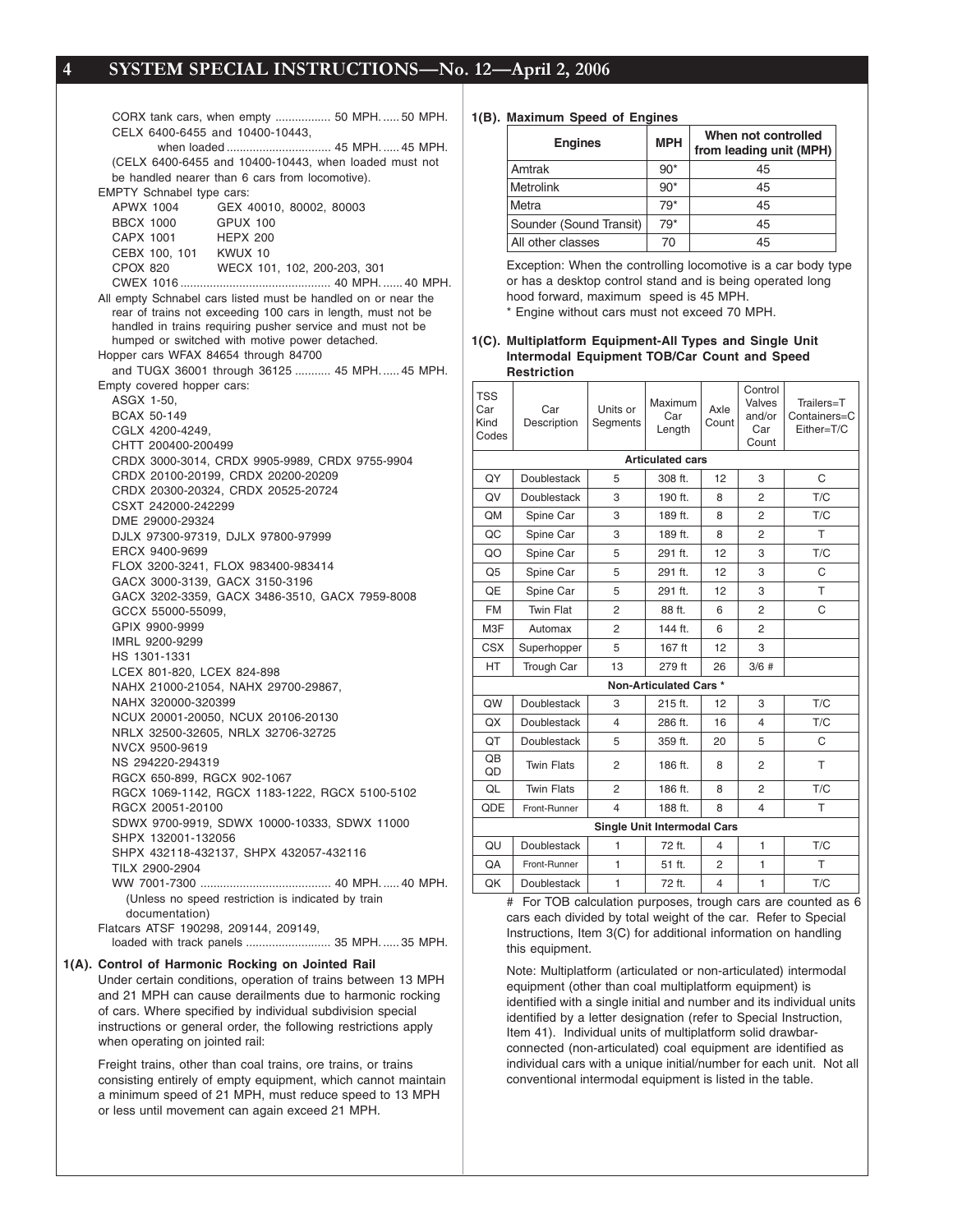CORX tank cars, when empty ................. 50 MPH. ..... 50 MPH.
CELX 6400-6455 and 10400-10443,
when loaded ............................... 45 MPH. ..... 45 MPH.
(CELX 6400-6455 and 10400-10443, when loaded must not be handled nearer than 6 cars from locomotive).

EMPTY Schnabel type cars:

| | |
|---|---|
| APWX 1004 | GEX 40010, 80002, 80003 |
| BBCX 1000 | GPUX 100 |
| CAPX 1001 | HEPX 200 |
| CEBX 100, 101 | KWUX 10 |
| CPOX 820 | WECX 101, 102, 200-203, 301 |

CWEX 1016 ............................................. 40 MPH. ...... 40 MPH.

All empty Schnabel cars listed must be handled on or near the rear of trains not exceeding 100 cars in length, must not be handled in trains requiring pusher service and must not be humped or switched with motive power detached.

Hopper cars WFAX 84654 through 84700
and TUGX 36001 through 36125 ........... 45 MPH. ..... 45 MPH.

Empty covered hopper cars:
ASGX 1-50,
BCAX 50-149
CGLX 4200-4249,
CHTT 200400-200499
CRDX 3000-3014, CRDX 9905-9989, CRDX 9755-9904
CRDX 20100-20199, CRDX 20200-20209
CRDX 20300-20324, CRDX 20525-20724
CSXT 242000-242299
DME 29000-29324
DJLX 97300-97319, DJLX 97800-97999
ERCX 9400-9699
FLOX 3200-3241, FLOX 983400-983414
GACX 3000-3139, GACX 3150-3196
GACX 3202-3359, GACX 3486-3510, GACX 7959-8008
GCCX 55000-55099,
GPIX 9900-9999
IMRL 9200-9299
HS 1301-1331
LCEX 801-820, LCEX 824-898
NAHX 21000-21054, NAHX 29700-29867,
NAHX 320000-320399
NCUX 20001-20050, NCUX 20106-20130
NRLX 32500-32605, NRLX 32706-32725
NVCX 9500-9619
NS 294220-294319
RGCX 650-899, RGCX 902-1067
RGCX 1069-1142, RGCX 1183-1222, RGCX 5100-5102
RGCX 20051-20100
SDWX 9700-9919, SDWX 10000-10333, SDWX 11000
SHPX 132001-132056
SHPX 432118-432137, SHPX 432057-432116
TILX 2900-2904
WW 7001-7300 ........................................ 40 MPH. ..... 40 MPH.
(Unless no speed restriction is indicated by train documentation)

Flatcars ATSF 190298, 209144, 209149,
loaded with track panels .......................... 35 MPH. ..... 35 MPH.

## 1(A). Control of Harmonic Rocking on Jointed Rail

Under certain conditions, operation of trains between 13 MPH and 21 MPH can cause derailments due to harmonic rocking of cars. Where specified by individual subdivision special instructions or general order, the following restrictions apply when operating on jointed rail:

Freight trains, other than coal trains, ore trains, or trains consisting entirely of empty equipment, which cannot maintain a minimum speed of 21 MPH, must reduce speed to 13 MPH or less until movement can again exceed 21 MPH.

## 1(B). Maximum Speed of Engines

| Engines | MPH | When not controlled from leading unit (MPH) |
|---|---|---|
| Amtrak | 90* | 45 |
| Metrolink | 90* | 45 |
| Metra | 79* | 45 |
| Sounder (Sound Transit) | 79* | 45 |
| All other classes | 70 | 45 |

Exception: When the controlling locomotive is a car body type or has a desktop control stand and is being operated long hood forward, maximum speed is 45 MPH.

\* Engine without cars must not exceed 70 MPH.

## 1(C). Multiplatform Equipment-All Types and Single Unit Intermodal Equipment TOB/Car Count and Speed Restriction

| TSS Car Kind Codes | Car Description | Units or Segments | Maximum Car Length | Axle Count | Control Valves and/or Car Count | Trailers=T Containers=C Either=T/C |
|---|---|---|---|---|---|---|
| **Articulated cars** | | | | | | |
| QY | Doublestack | 5 | 308 ft. | 12 | 3 | C |
| QV | Doublestack | 3 | 190 ft. | 8 | 2 | T/C |
| QM | Spine Car | 3 | 189 ft. | 8 | 2 | T/C |
| QC | Spine Car | 3 | 189 ft. | 8 | 2 | T |
| QO | Spine Car | 5 | 291 ft. | 12 | 3 | T/C |
| Q5 | Spine Car | 5 | 291 ft. | 12 | 3 | C |
| QE | Spine Car | 5 | 291 ft. | 12 | 3 | T |
| FM | Twin Flat | 2 | 88 ft. | 6 | 2 | C |
| M3F | Automax | 2 | 144 ft. | 6 | 2 | |
| CSX | Superhopper | 5 | 167 ft | 12 | 3 | |
| HT | Trough Car | 13 | 279 ft | 26 | 3/6 # | |
| **Non-Articulated Cars \*** | | | | | | |
| QW | Doublestack | 3 | 215 ft. | 12 | 3 | T/C |
| QX | Doublestack | 4 | 286 ft. | 16 | 4 | T/C |
| QT | Doublestack | 5 | 359 ft. | 20 | 5 | C |
| QB QD | Twin Flats | 2 | 186 ft. | 8 | 2 | T |
| QL | Twin Flats | 2 | 186 ft. | 8 | 2 | T/C |
| QDE | Front-Runner | 4 | 188 ft. | 8 | 4 | T |
| **Single Unit Intermodal Cars** | | | | | | |
| QU | Doublestack | 1 | 72 ft. | 4 | 1 | T/C |
| QA | Front-Runner | 1 | 51 ft. | 2 | 1 | T |
| QK | Doublestack | 1 | 72 ft. | 4 | 1 | T/C |

\# For TOB calculation purposes, trough cars are counted as 6 cars each divided by total weight of the car. Refer to Special Instructions, Item 3(C) for additional information on handling this equipment.

Note: Multiplatform (articulated or non-articulated) intermodal equipment (other than coal multiplatform equipment) is identified with a single initial and number and its individual units identified by a letter designation (refer to Special Instruction, Item 41). Individual units of multiplatform solid drawbar-connected (non-articulated) coal equipment are identified as individual cars with a unique initial/number for each unit. Not all conventional intermodal equipment is listed in the table.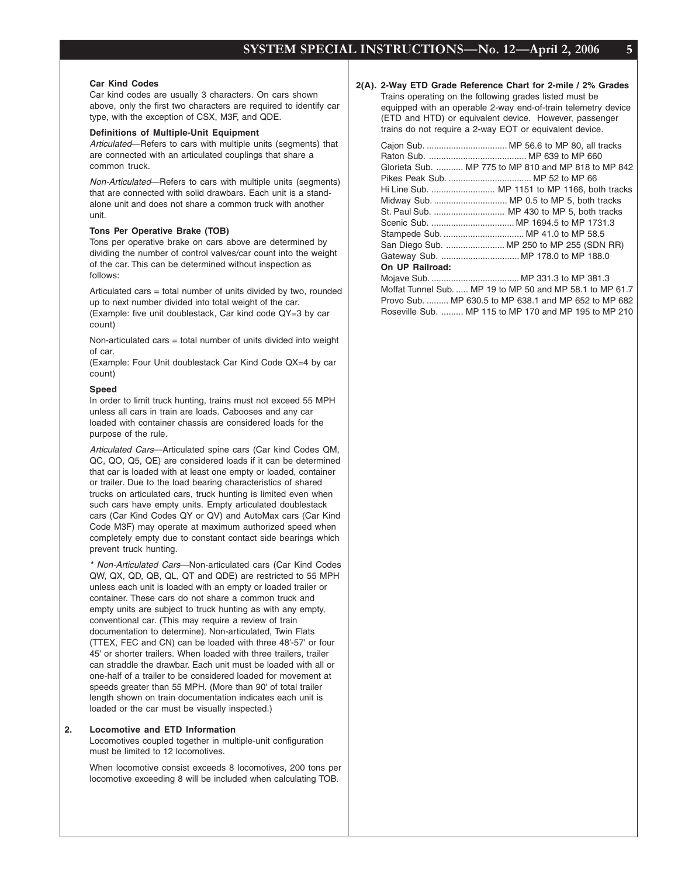### Car Kind Codes

Car kind codes are usually 3 characters. On cars shown above, only the first two characters are required to identify car type, with the exception of CSX, M3F, and QDE.

### Definitions of Multiple-Unit Equipment

*Articulated*—Refers to cars with multiple units (segments) that are connected with an articulated couplings that share a common truck.

*Non-Articulated*—Refers to cars with multiple units (segments) that are connected with solid drawbars. Each unit is a stand-alone unit and does not share a common truck with another unit.

### Tons Per Operative Brake (TOB)

Tons per operative brake on cars above are determined by dividing the number of control valves/car count into the weight of the car. This can be determined without inspection as follows:

Articulated cars = total number of units divided by two, rounded up to next number divided into total weight of the car. (Example: five unit doublestack, Car kind code QY=3 by car count)

Non-articulated cars = total number of units divided into weight of car.
(Example: Four Unit doublestack Car Kind Code QX=4 by car count)

### Speed

In order to limit truck hunting, trains must not exceed 55 MPH unless all cars in train are loads. Cabooses and any car loaded with container chassis are considered loads for the purpose of the rule.

*Articulated Cars*—Articulated spine cars (Car kind Codes QM, QC, QO, Q5, QE) are considered loads if it can be determined that car is loaded with at least one empty or loaded, container or trailer. Due to the load bearing characteristics of shared trucks on articulated cars, truck hunting is limited even when such cars have empty units. Empty articulated doublestack cars (Car Kind Codes QY or QV) and AutoMax cars (Car Kind Code M3F) may operate at maximum authorized speed when completely empty due to constant contact side bearings which prevent truck hunting.

*\* Non-Articulated Cars*—Non-articulated cars (Car Kind Codes QW, QX, QD, QB, QL, QT and QDE) are restricted to 55 MPH unless each unit is loaded with an empty or loaded trailer or container. These cars do not share a common truck and empty units are subject to truck hunting as with any empty, conventional car. (This may require a review of train documentation to determine). Non-articulated, Twin Flats (TTEX, FEC and CN) can be loaded with three 48'-57' or four 45' or shorter trailers. When loaded with three trailers, trailer can straddle the drawbar. Each unit must be loaded with all or one-half of a trailer to be considered loaded for movement at speeds greater than 55 MPH. (More than 90' of total trailer length shown on train documentation indicates each unit is loaded or the car must be visually inspected.)

## 2. Locomotive and ETD Information

Locomotives coupled together in multiple-unit configuration must be limited to 12 locomotives.

When locomotive consist exceeds 8 locomotives, 200 tons per locomotive exceeding 8 will be included when calculating TOB.

## 2(A). 2-Way ETD Grade Reference Chart for 2-mile / 2% Grades

Trains operating on the following grades listed must be equipped with an operable 2-way end-of-train telemetry device (ETD and HTD) or equivalent device. However, passenger trains do not require a 2-way EOT or equivalent device.

Cajon Sub. ................................ MP 56.6 to MP 80, all tracks
Raton Sub. ....................................... MP 639 to MP 660
Glorieta Sub. ........... MP 775 to MP 810 and MP 818 to MP 842
Pikes Peak Sub. ................................. MP 52 to MP 66
Hi Line Sub. .......................... MP 1151 to MP 1166, both tracks
Midway Sub. .............................. MP 0.5 to MP 5, both tracks
St. Paul Sub. ............................ MP 430 to MP 5, both tracks
Scenic Sub. ................................. MP 1694.5 to MP 1731.3
Stampede Sub. ................................. MP 41.0 to MP 58.5
San Diego Sub. ........................ MP 250 to MP 255 (SDN RR)
Gateway Sub. ................................ MP 178.0 to MP 188.0

**On UP Railroad:**

Mojave Sub. ................................... MP 331.3 to MP 381.3
Moffat Tunnel Sub. ..... MP 19 to MP 50 and MP 58.1 to MP 61.7
Provo Sub. ......... MP 630.5 to MP 638.1 and MP 652 to MP 682
Roseville Sub. ......... MP 115 to MP 170 and MP 195 to MP 210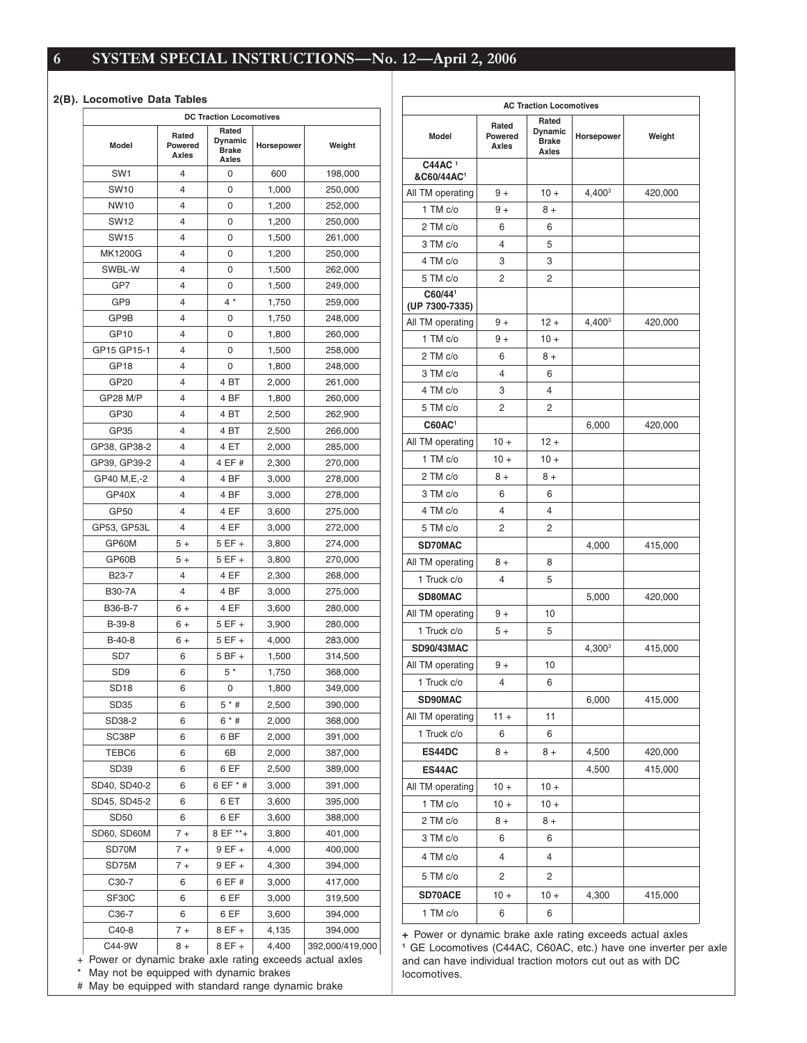## 2(B). Locomotive Data Tables

| DC Traction Locomotives | | | | |
|---|---|---|---|---|
| Model | Rated Powered Axles | Rated Dynamic Brake Axles | Horsepower | Weight |
| SW1 | 4 | 0 | 600 | 198,000 |
| SW10 | 4 | 0 | 1,000 | 250,000 |
| NW10 | 4 | 0 | 1,200 | 252,000 |
| SW12 | 4 | 0 | 1,200 | 250,000 |
| SW15 | 4 | 0 | 1,500 | 261,000 |
| MK1200G | 4 | 0 | 1,200 | 250,000 |
| SWBL-W | 4 | 0 | 1,500 | 262,000 |
| GP7 | 4 | 0 | 1,500 | 249,000 |
| GP9 | 4 | 4 * | 1,750 | 259,000 |
| GP9B | 4 | 0 | 1,750 | 248,000 |
| GP10 | 4 | 0 | 1,800 | 260,000 |
| GP15 GP15-1 | 4 | 0 | 1,500 | 258,000 |
| GP18 | 4 | 0 | 1,800 | 248,000 |
| GP20 | 4 | 4 BT | 2,000 | 261,000 |
| GP28 M/P | 4 | 4 BF | 1,800 | 260,000 |
| GP30 | 4 | 4 BT | 2,500 | 262,900 |
| GP35 | 4 | 4 BT | 2,500 | 266,000 |
| GP38, GP38-2 | 4 | 4 ET | 2,000 | 285,000 |
| GP39, GP39-2 | 4 | 4 EF # | 2,300 | 270,000 |
| GP40 M,E,-2 | 4 | 4 BF | 3,000 | 278,000 |
| GP40X | 4 | 4 BF | 3,000 | 278,000 |
| GP50 | 4 | 4 EF | 3,600 | 275,000 |
| GP53, GP53L | 4 | 4 EF | 3,000 | 272,000 |
| GP60M | 5 + | 5 EF + | 3,800 | 274,000 |
| GP60B | 5 + | 5 EF + | 3,800 | 270,000 |
| B23-7 | 4 | 4 EF | 2,300 | 268,000 |
| B30-7A | 4 | 4 BF | 3,000 | 275,000 |
| B36-B-7 | 6 + | 4 EF | 3,600 | 280,000 |
| B-39-8 | 6 + | 5 EF + | 3,900 | 280,000 |
| B-40-8 | 6 + | 5 EF + | 4,000 | 283,000 |
| SD7 | 6 | 5 BF + | 1,500 | 314,500 |
| SD9 | 6 | 5 * | 1,750 | 368,000 |
| SD18 | 6 | 0 | 1,800 | 349,000 |
| SD35 | 6 | 5 * # | 2,500 | 390,000 |
| SD38-2 | 6 | 6 * # | 2,000 | 368,000 |
| SC38P | 6 | 6 BF | 2,000 | 391,000 |
| TEBC6 | 6 | 6B | 2,000 | 387,000 |
| SD39 | 6 | 6 EF | 2,500 | 389,000 |
| SD40, SD40-2 | 6 | 6 EF * # | 3,000 | 391,000 |
| SD45, SD45-2 | 6 | 6 ET | 3,600 | 395,000 |
| SD50 | 6 | 6 EF | 3,600 | 388,000 |
| SD60, SD60M | 7 + | 8 EF **+ | 3,800 | 401,000 |
| SD70M | 7 + | 9 EF + | 4,000 | 400,000 |
| SD75M | 7 + | 9 EF + | 4,300 | 394,000 |
| C30-7 | 6 | 6 EF # | 3,000 | 417,000 |
| SF30C | 6 | 6 EF | 3,000 | 319,500 |
| C36-7 | 6 | 6 EF | 3,600 | 394,000 |
| C40-8 | 7 + | 8 EF + | 4,135 | 394,000 |
| C44-9W | 8 + | 8 EF + | 4,400 | 392,000/419,000 |

\+ Power or dynamic brake axle rating exceeds actual axles
\* May not be equipped with dynamic brakes
\# May be equipped with standard range dynamic brake

| AC Traction Locomotives | | | | |
|---|---|---|---|---|
| Model | Rated Powered Axles | Rated Dynamic Brake Axles | Horsepower | Weight |
| **C44AC [1] &C60/44AC[1]** | | | | |
| All TM operating | 9 + | 10 + | 4,400[3] | 420,000 |
| 1 TM c/o | 9 + | 8 + | | |
| 2 TM c/o | 6 | 6 | | |
| 3 TM c/o | 4 | 5 | | |
| 4 TM c/o | 3 | 3 | | |
| 5 TM c/o | 2 | 2 | | |
| **C60/44[1] (UP 7300-7335)** | | | | |
| All TM operating | 9 + | 12 + | 4,400[3] | 420,000 |
| 1 TM c/o | 9 + | 10 + | | |
| 2 TM c/o | 6 | 8 + | | |
| 3 TM c/o | 4 | 6 | | |
| 4 TM c/o | 3 | 4 | | |
| 5 TM c/o | 2 | 2 | | |
| **C60AC[1]** | | | 6,000 | 420,000 |
| All TM operating | 10 + | 12 + | | |
| 1 TM c/o | 10 + | 10 + | | |
| 2 TM c/o | 8 + | 8 + | | |
| 3 TM c/o | 6 | 6 | | |
| 4 TM c/o | 4 | 4 | | |
| 5 TM c/o | 2 | 2 | | |
| **SD70MAC** | | | 4,000 | 415,000 |
| All TM operating | 8 + | 8 | | |
| 1 Truck c/o | 4 | 5 | | |
| **SD80MAC** | | | 5,000 | 420,000 |
| All TM operating | 9 + | 10 | | |
| 1 Truck c/o | 5 + | 5 | | |
| **SD90/43MAC** | | | 4,300[3] | 415,000 |
| All TM operating | 9 + | 10 | | |
| 1 Truck c/o | 4 | 6 | | |
| **SD90MAC** | | | 6,000 | 415,000 |
| All TM operating | 11 + | 11 | | |
| 1 Truck c/o | 6 | 6 | | |
| **ES44DC** | 8 + | 8 + | 4,500 | 420,000 |
| **ES44AC** | | | 4,500 | 415,000 |
| All TM operating | 10 + | 10 + | | |
| 1 TM c/o | 10 + | 10 + | | |
| 2 TM c/o | 8 + | 8 + | | |
| 3 TM c/o | 6 | 6 | | |
| 4 TM c/o | 4 | 4 | | |
| 5 TM c/o | 2 | 2 | | |
| **SD70ACE** | 10 + | 10 + | 4,300 | 415,000 |
| 1 TM c/o | 6 | 6 | | |

\+ Power or dynamic brake axle rating exceeds actual axles
[1] GE Locomotives (C44AC, C60AC, etc.) have one inverter per axle and can have individual traction motors cut out as with DC locomotives.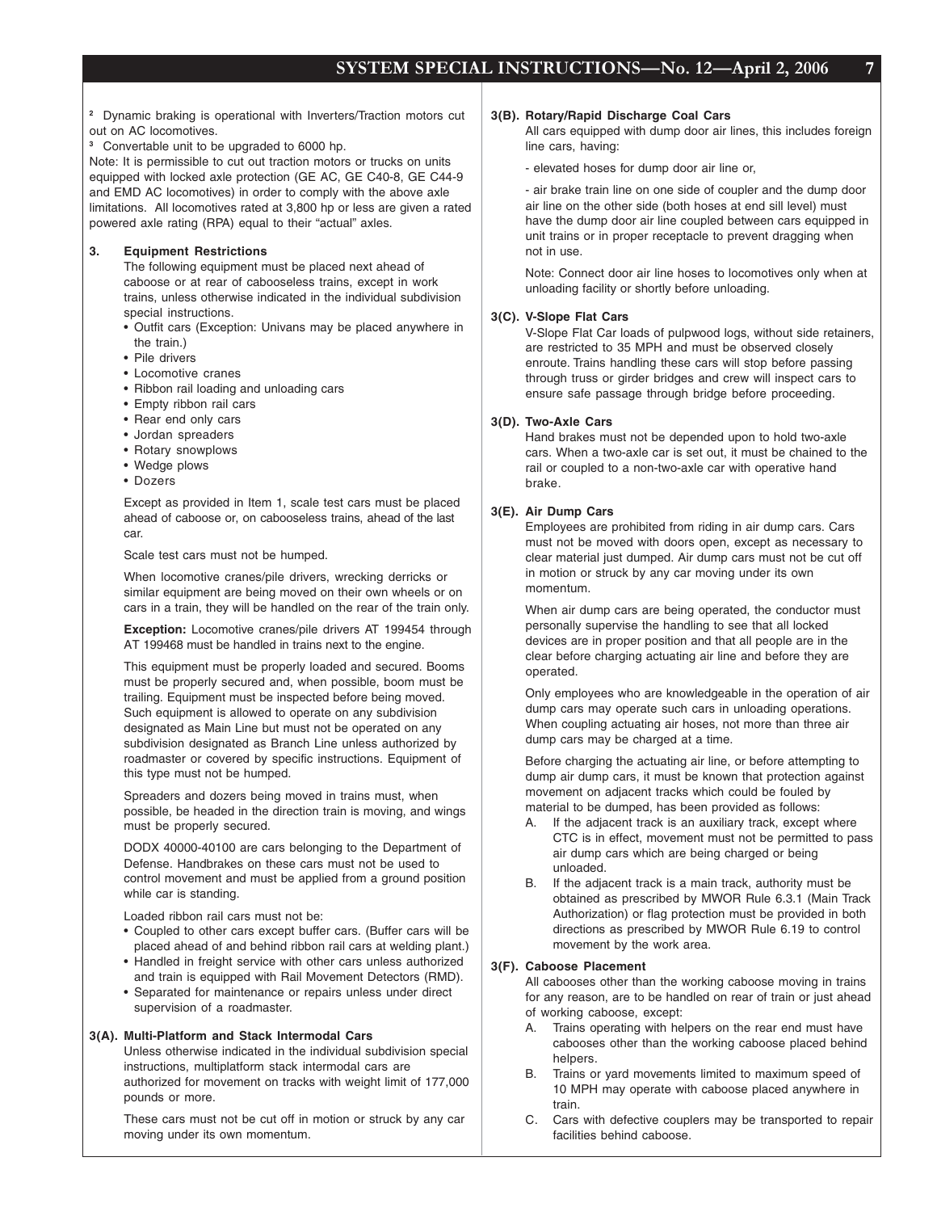[2] Dynamic braking is operational with Inverters/Traction motors cut out on AC locomotives.

[3] Convertable unit to be upgraded to 6000 hp.

Note: It is permissible to cut out traction motors or trucks on units equipped with locked axle protection (GE AC, GE C40-8, GE C44-9 and EMD AC locomotives) in order to comply with the above axle limitations. All locomotives rated at 3,800 hp or less are given a rated powered axle rating (RPA) equal to their "actual" axles.

### 3. Equipment Restrictions

The following equipment must be placed next ahead of caboose or at rear of cabooseless trains, except in work trains, unless otherwise indicated in the individual subdivision special instructions.

- Outfit cars (Exception: Univans may be placed anywhere in the train.)
- Pile drivers
- Locomotive cranes
- Ribbon rail loading and unloading cars
- Empty ribbon rail cars
- Rear end only cars
- Jordan spreaders
- Rotary snowplows
- Wedge plows
- Dozers

Except as provided in Item 1, scale test cars must be placed ahead of caboose or, on cabooseless trains, ahead of the last car.

Scale test cars must not be humped.

When locomotive cranes/pile drivers, wrecking derricks or similar equipment are being moved on their own wheels or on cars in a train, they will be handled on the rear of the train only.

**Exception:** Locomotive cranes/pile drivers AT 199454 through AT 199468 must be handled in trains next to the engine.

This equipment must be properly loaded and secured. Booms must be properly secured and, when possible, boom must be trailing. Equipment must be inspected before being moved. Such equipment is allowed to operate on any subdivision designated as Main Line but must not be operated on any subdivision designated as Branch Line unless authorized by roadmaster or covered by specific instructions. Equipment of this type must not be humped.

Spreaders and dozers being moved in trains must, when possible, be headed in the direction train is moving, and wings must be properly secured.

DODX 40000-40100 are cars belonging to the Department of Defense. Handbrakes on these cars must not be used to control movement and must be applied from a ground position while car is standing.

Loaded ribbon rail cars must not be:

- Coupled to other cars except buffer cars. (Buffer cars will be placed ahead of and behind ribbon rail cars at welding plant.)
- Handled in freight service with other cars unless authorized and train is equipped with Rail Movement Detectors (RMD).
- Separated for maintenance or repairs unless under direct supervision of a roadmaster.

### 3(A). Multi-Platform and Stack Intermodal Cars

Unless otherwise indicated in the individual subdivision special instructions, multiplatform stack intermodal cars are authorized for movement on tracks with weight limit of 177,000 pounds or more.

These cars must not be cut off in motion or struck by any car moving under its own momentum.

### 3(B). Rotary/Rapid Discharge Coal Cars

All cars equipped with dump door air lines, this includes foreign line cars, having:

- elevated hoses for dump door air line or,

- air brake train line on one side of coupler and the dump door air line on the other side (both hoses at end sill level) must have the dump door air line coupled between cars equipped in unit trains or in proper receptacle to prevent dragging when not in use.

Note: Connect door air line hoses to locomotives only when at unloading facility or shortly before unloading.

### 3(C). V-Slope Flat Cars

V-Slope Flat Car loads of pulpwood logs, without side retainers, are restricted to 35 MPH and must be observed closely enroute. Trains handling these cars will stop before passing through truss or girder bridges and crew will inspect cars to ensure safe passage through bridge before proceeding.

### 3(D). Two-Axle Cars

Hand brakes must not be depended upon to hold two-axle cars. When a two-axle car is set out, it must be chained to the rail or coupled to a non-two-axle car with operative hand brake.

### 3(E). Air Dump Cars

Employees are prohibited from riding in air dump cars. Cars must not be moved with doors open, except as necessary to clear material just dumped. Air dump cars must not be cut off in motion or struck by any car moving under its own momentum.

When air dump cars are being operated, the conductor must personally supervise the handling to see that all locked devices are in proper position and that all people are in the clear before charging actuating air line and before they are operated.

Only employees who are knowledgeable in the operation of air dump cars may operate such cars in unloading operations. When coupling actuating air hoses, not more than three air dump cars may be charged at a time.

Before charging the actuating air line, or before attempting to dump air dump cars, it must be known that protection against movement on adjacent tracks which could be fouled by material to be dumped, has been provided as follows:

A. If the adjacent track is an auxiliary track, except where CTC is in effect, movement must not be permitted to pass air dump cars which are being charged or being unloaded.

B. If the adjacent track is a main track, authority must be obtained as prescribed by MWOR Rule 6.3.1 (Main Track Authorization) or flag protection must be provided in both directions as prescribed by MWOR Rule 6.19 to control movement by the work area.

### 3(F). Caboose Placement

All cabooses other than the working caboose moving in trains for any reason, are to be handled on rear of train or just ahead of working caboose, except:

A. Trains operating with helpers on the rear end must have cabooses other than the working caboose placed behind helpers.

B. Trains or yard movements limited to maximum speed of 10 MPH may operate with caboose placed anywhere in train.

C. Cars with defective couplers may be transported to repair facilities behind caboose.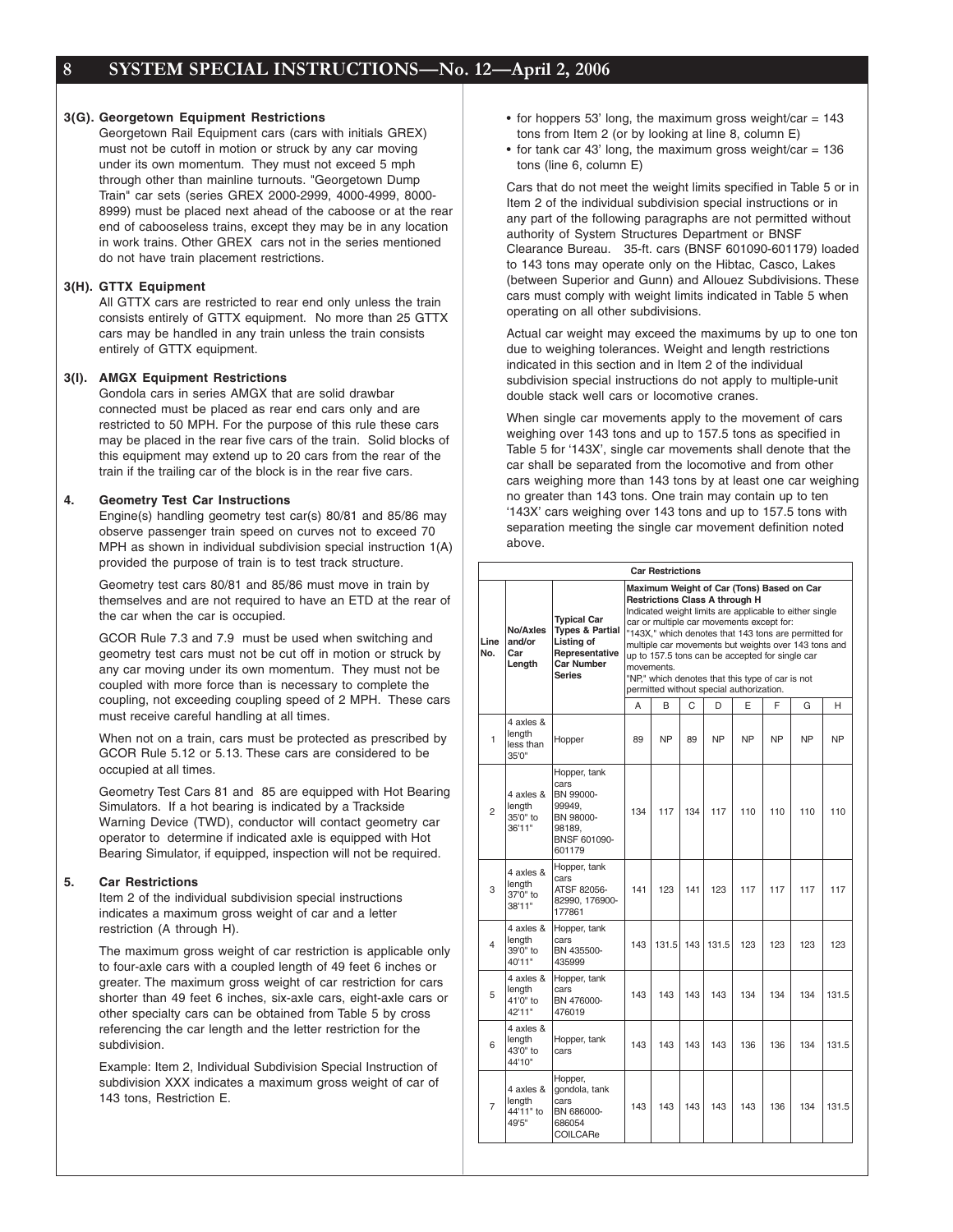### 3(G). Georgetown Equipment Restrictions

Georgetown Rail Equipment cars (cars with initials GREX) must not be cutoff in motion or struck by any car moving under its own momentum. They must not exceed 5 mph through other than mainline turnouts. "Georgetown Dump Train" car sets (series GREX 2000-2999, 4000-4999, 8000-8999) must be placed next ahead of the caboose or at the rear end of cabooseless trains, except they may be in any location in work trains. Other GREX cars not in the series mentioned do not have train placement restrictions.

### 3(H). GTTX Equipment

All GTTX cars are restricted to rear end only unless the train consists entirely of GTTX equipment. No more than 25 GTTX cars may be handled in any train unless the train consists entirely of GTTX equipment.

### 3(I). AMGX Equipment Restrictions

Gondola cars in series AMGX that are solid drawbar connected must be placed as rear end cars only and are restricted to 50 MPH. For the purpose of this rule these cars may be placed in the rear five cars of the train. Solid blocks of this equipment may extend up to 20 cars from the rear of the train if the trailing car of the block is in the rear five cars.

### 4. Geometry Test Car Instructions

Engine(s) handling geometry test car(s) 80/81 and 85/86 may observe passenger train speed on curves not to exceed 70 MPH as shown in individual subdivision special instruction 1(A) provided the purpose of train is to test track structure.

Geometry test cars 80/81 and 85/86 must move in train by themselves and are not required to have an ETD at the rear of the car when the car is occupied.

GCOR Rule 7.3 and 7.9 must be used when switching and geometry test cars must not be cut off in motion or struck by any car moving under its own momentum. They must not be coupled with more force than is necessary to complete the coupling, not exceeding coupling speed of 2 MPH. These cars must receive careful handling at all times.

When not on a train, cars must be protected as prescribed by GCOR Rule 5.12 or 5.13. These cars are considered to be occupied at all times.

Geometry Test Cars 81 and 85 are equipped with Hot Bearing Simulators. If a hot bearing is indicated by a Trackside Warning Device (TWD), conductor will contact geometry car operator to determine if indicated axle is equipped with Hot Bearing Simulator, if equipped, inspection will not be required.

### 5. Car Restrictions

Item 2 of the individual subdivision special instructions indicates a maximum gross weight of car and a letter restriction (A through H).

The maximum gross weight of car restriction is applicable only to four-axle cars with a coupled length of 49 feet 6 inches or greater. The maximum gross weight of car restriction for cars shorter than 49 feet 6 inches, six-axle cars, eight-axle cars or other specialty cars can be obtained from Table 5 by cross referencing the car length and the letter restriction for the subdivision.

Example: Item 2, Individual Subdivision Special Instruction of subdivision XXX indicates a maximum gross weight of car of 143 tons, Restriction E.

- for hoppers 53' long, the maximum gross weight/car = 143 tons from Item 2 (or by looking at line 8, column E)
- for tank car 43' long, the maximum gross weight/car = 136 tons (line 6, column E)

Cars that do not meet the weight limits specified in Table 5 or in Item 2 of the individual subdivision special instructions or in any part of the following paragraphs are not permitted without authority of System Structures Department or BNSF Clearance Bureau. 35-ft. cars (BNSF 601090-601179) loaded to 143 tons may operate only on the Hibtac, Casco, Lakes (between Superior and Gunn) and Allouez Subdivisions. These cars must comply with weight limits indicated in Table 5 when operating on all other subdivisions.

Actual car weight may exceed the maximums by up to one ton due to weighing tolerances. Weight and length restrictions indicated in this section and in Item 2 of the individual subdivision special instructions do not apply to multiple-unit double stack well cars or locomotive cranes.

When single car movements apply to the movement of cars weighing over 143 tons and up to 157.5 tons as specified in Table 5 for '143X', single car movements shall denote that the car shall be separated from the locomotive and from other cars weighing more than 143 tons by at least one car weighing no greater than 143 tons. One train may contain up to ten '143X' cars weighing over 143 tons and up to 157.5 tons with separation meeting the single car movement definition noted above.

**Car Restrictions**

| Line No. | No/Axles and/or Car Length | Typical Car Types & Partial Listing of Representative Car Number Series | Maximum Weight of Car (Tons) Based on Car Restrictions Class A through H. Indicated weight limits are applicable to either single car or multiple car movements except for: "143X," which denotes that 143 tons are permitted for multiple car movements but weights over 143 tons and up to 157.5 tons can be accepted for single car movements. "NP," which denotes that this type of car is not permitted without special authorization. | | | | | | | |
|---|---|---|---|---|---|---|---|---|---|---|
| | | | A | B | C | D | E | F | G | H |
| 1 | 4 axles & length less than 35'0" | Hopper | 89 | NP | 89 | NP | NP | NP | NP | NP |
| 2 | 4 axles & length 35'0" to 36'11" | Hopper, tank cars BN 99000-99949, BN 98000-98189, BNSF 601090-601179 | 134 | 117 | 134 | 117 | 110 | 110 | 110 | 110 |
| 3 | 4 axles & length 37'0" to 38'11" | Hopper, tank cars ATSF 82056-82990, 176900-177861 | 141 | 123 | 141 | 123 | 117 | 117 | 117 | 117 |
| 4 | 4 axles & length 39'0" to 40'11" | Hopper, tank cars BN 435500-435999 | 143 | 131.5 | 143 | 131.5 | 123 | 123 | 123 | 123 |
| 5 | 4 axles & length 41'0" to 42'11" | Hopper, tank cars BN 476000-476019 | 143 | 143 | 143 | 143 | 134 | 134 | 134 | 131.5 |
| 6 | 4 axles & length 43'0" to 44'10" | Hopper, tank cars | 143 | 143 | 143 | 143 | 136 | 136 | 134 | 131.5 |
| 7 | 4 axles & length 44'11" to 49'5" | Hopper, gondola, tank cars BN 686000-686054 COILCARe | 143 | 143 | 143 | 143 | 143 | 136 | 134 | 131.5 |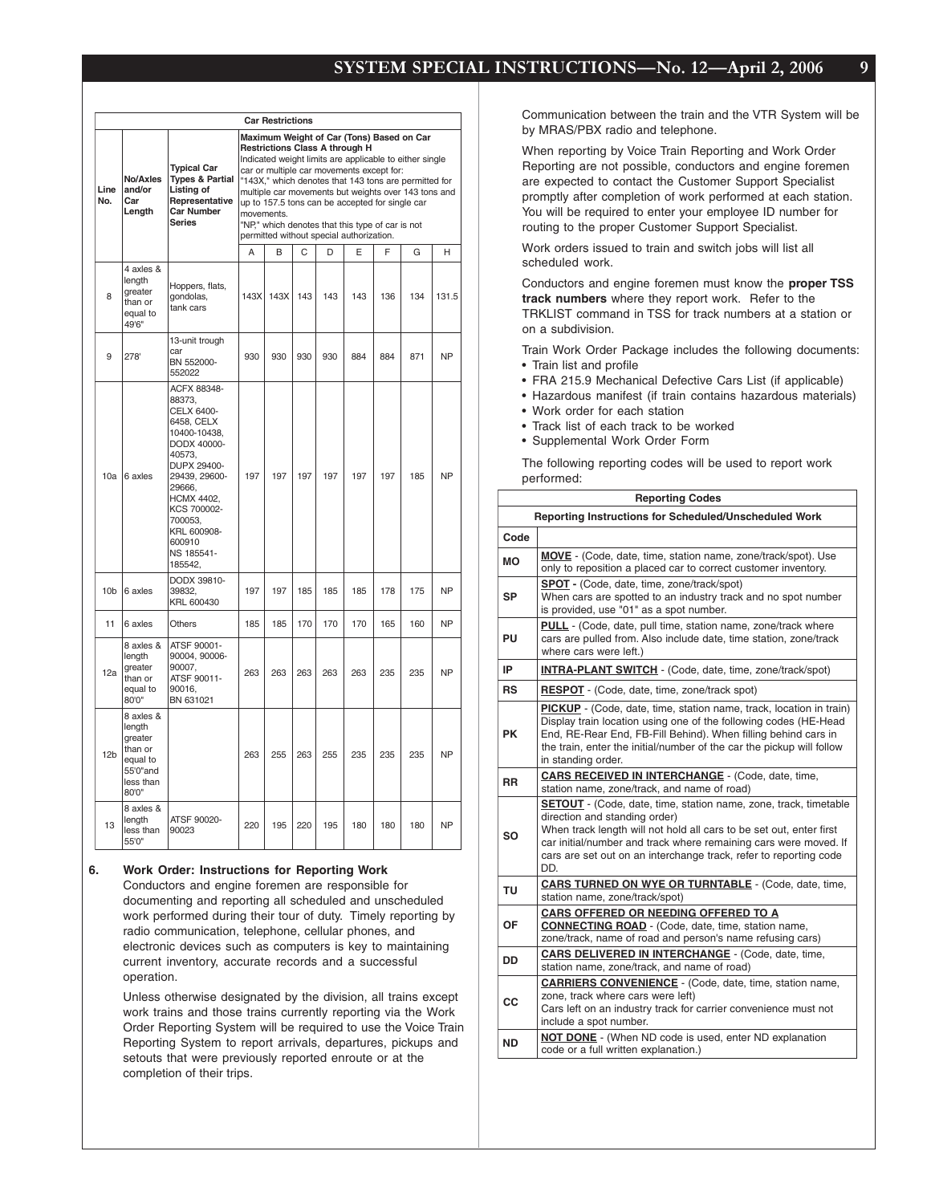| Car Restrictions | | | | | | | | | | |
|---|---|---|---|---|---|---|---|---|---|---|
| Line No. | No/Axles and/or Car Length | Typical Car Types & Partial Listing of Representative Car Number Series | Maximum Weight of Car (Tons) Based on Car Restrictions Class A through H<br>Indicated weight limits are applicable to either single car or multiple car movements except for:<br>"143X," which denotes that 143 tons are permitted for multiple car movements but weights over 143 tons and up to 157.5 tons can be accepted for single car movements.<br>"NP," which denotes that this type of car is not permitted without special authorization. | | | | | | | |
| | | | A | B | C | D | E | F | G | H |
| 8 | 4 axles & length greater than or equal to 49'6" | Hoppers, flats, gondolas, tank cars | 143X | 143X | 143 | 143 | 143 | 136 | 134 | 131.5 |
| 9 | 278' | 13-unit trough car BN 552000-552022 | 930 | 930 | 930 | 930 | 884 | 884 | 871 | NP |
| 10a | 6 axles | ACFX 88348-88373, CELX 6400-6458, CELX 10400-10438, DODX 40000-40573, DUPX 29400-29439, 29600-29666, HCMX 4402, KCS 700002-700053, KRL 600908-600910 NS 185541-185542, | 197 | 197 | 197 | 197 | 197 | 197 | 185 | NP |
| 10b | 6 axles | DODX 39810-39832, KRL 600430 | 197 | 197 | 185 | 185 | 185 | 178 | 175 | NP |
| 11 | 6 axles | Others | 185 | 185 | 170 | 170 | 170 | 165 | 160 | NP |
| 12a | 8 axles & length greater than or equal to 80'0" | ATSF 90001-90004, 90006-90007, ATSF 90011-90016, BN 631021 | 263 | 263 | 263 | 263 | 263 | 235 | 235 | NP |
| 12b | 8 axles & length greater than or equal to 55'0"and less than 80'0" | | 263 | 255 | 263 | 255 | 235 | 235 | 235 | NP |
| 13 | 8 axles & length less than 55'0" | ATSF 90020-90023 | 220 | 195 | 220 | 195 | 180 | 180 | 180 | NP |

**6. Work Order: Instructions for Reporting Work**

Conductors and engine foremen are responsible for documenting and reporting all scheduled and unscheduled work performed during their tour of duty. Timely reporting by radio communication, telephone, cellular phones, and electronic devices such as computers is key to maintaining current inventory, accurate records and a successful operation.

Unless otherwise designated by the division, all trains except work trains and those trains currently reporting via the Work Order Reporting System will be required to use the Voice Train Reporting System to report arrivals, departures, pickups and setouts that were previously reported enroute or at the completion of their trips.

Communication between the train and the VTR System will be by MRAS/PBX radio and telephone.

When reporting by Voice Train Reporting and Work Order Reporting are not possible, conductors and engine foremen are expected to contact the Customer Support Specialist promptly after completion of work performed at each station. You will be required to enter your employee ID number for routing to the proper Customer Support Specialist.

Work orders issued to train and switch jobs will list all scheduled work.

Conductors and engine foremen must know the **proper TSS track numbers** where they report work. Refer to the TRKLIST command in TSS for track numbers at a station or on a subdivision.

Train Work Order Package includes the following documents:

- Train list and profile
- FRA 215.9 Mechanical Defective Cars List (if applicable)
- Hazardous manifest (if train contains hazardous materials)
- Work order for each station
- Track list of each track to be worked
- Supplemental Work Order Form

The following reporting codes will be used to report work performed:

| Reporting Codes | |
|---|---|
| **Reporting Instructions for Scheduled/Unscheduled Work** | |
| **Code** | |
| **MO** | **MOVE** - (Code, date, time, station name, zone/track/spot). Use only to reposition a placed car to correct customer inventory. |
| **SP** | **SPOT** - (Code, date, time, zone/track/spot)<br>When cars are spotted to an industry track and no spot number is provided, use "01" as a spot number. |
| **PU** | **PULL** - (Code, date, pull time, station name, zone/track where cars are pulled from. Also include date, time station, zone/track where cars were left.) |
| **IP** | **INTRA-PLANT SWITCH** - (Code, date, time, zone/track/spot) |
| **RS** | **RESPOT** - (Code, date, time, zone/track spot) |
| **PK** | **PICKUP** - (Code, date, time, station name, track, location in train) Display train location using one of the following codes (HE-Head End, RE-Rear End, FB-Fill Behind). When filling behind cars in the train, enter the initial/number of the car the pickup will follow in standing order. |
| **RR** | **CARS RECEIVED IN INTERCHANGE** - (Code, date, time, station name, zone/track, and name of road) |
| **SO** | **SETOUT** - (Code, date, time, station name, zone, track, timetable direction and standing order)<br>When track length will not hold all cars to be set out, enter first car initial/number and track where remaining cars were moved. If cars are set out on an interchange track, refer to reporting code DD. |
| **TU** | **CARS TURNED ON WYE OR TURNTABLE** - (Code, date, time, station name, zone/track/spot) |
| **OF** | **CARS OFFERED OR NEEDING OFFERED TO A CONNECTING ROAD** - (Code, date, time, station name, zone/track, name of road and person's name refusing cars) |
| **DD** | **CARS DELIVERED IN INTERCHANGE** - (Code, date, time, station name, zone/track, and name of road) |
| **CC** | **CARRIERS CONVENIENCE** - (Code, date, time, station name, zone, track where cars were left)<br>Cars left on an industry track for carrier convenience must not include a spot number. |
| **ND** | **NOT DONE** - (When ND code is used, enter ND explanation code or a full written explanation.) |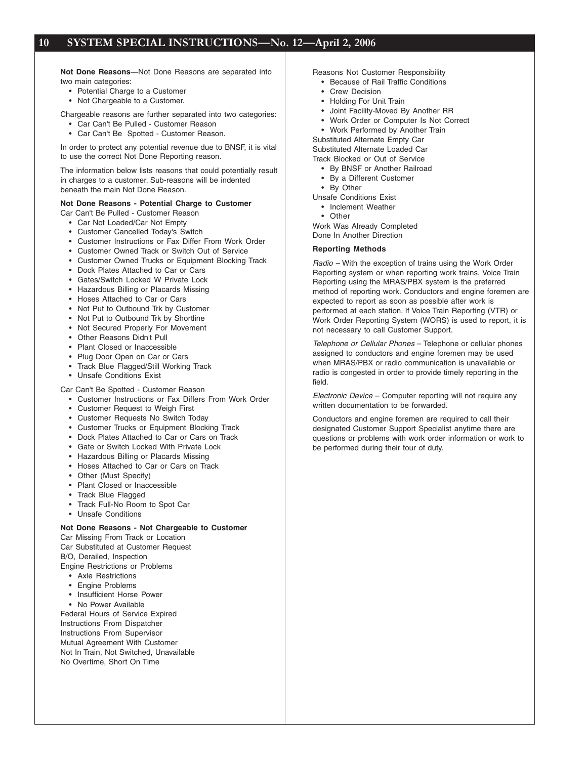**Not Done Reasons—**Not Done Reasons are separated into two main categories:

- Potential Charge to a Customer
- Not Chargeable to a Customer.

Chargeable reasons are further separated into two categories:

- Car Can't Be Pulled - Customer Reason
- Car Can't Be Spotted - Customer Reason.

In order to protect any potential revenue due to BNSF, it is vital to use the correct Not Done Reporting reason.

The information below lists reasons that could potentially result in charges to a customer. Sub-reasons will be indented beneath the main Not Done Reason.

**Not Done Reasons - Potential Charge to Customer**

Car Can't Be Pulled - Customer Reason

- Car Not Loaded/Car Not Empty
- Customer Cancelled Today's Switch
- Customer Instructions or Fax Differ From Work Order
- Customer Owned Track or Switch Out of Service
- Customer Owned Trucks or Equipment Blocking Track
- Dock Plates Attached to Car or Cars
- Gates/Switch Locked W Private Lock
- Hazardous Billing or Placards Missing
- Hoses Attached to Car or Cars
- Not Put to Outbound Trk by Customer
- Not Put to Outbound Trk by Shortline
- Not Secured Properly For Movement
- Other Reasons Didn't Pull
- Plant Closed or Inaccessible
- Plug Door Open on Car or Cars
- Track Blue Flagged/Still Working Track
- Unsafe Conditions Exist

Car Can't Be Spotted - Customer Reason

- Customer Instructions or Fax Differs From Work Order
- Customer Request to Weigh First
- Customer Requests No Switch Today
- Customer Trucks or Equipment Blocking Track
- Dock Plates Attached to Car or Cars on Track
- Gate or Switch Locked With Private Lock
- Hazardous Billing or Placards Missing
- Hoses Attached to Car or Cars on Track
- Other (Must Specify)
- Plant Closed or Inaccessible
- Track Blue Flagged
- Track Full-No Room to Spot Car
- Unsafe Conditions

**Not Done Reasons - Not Chargeable to Customer**

Car Missing From Track or Location

Car Substituted at Customer Request

B/O, Derailed, Inspection

Engine Restrictions or Problems

- Axle Restrictions
- Engine Problems
- Insufficient Horse Power
- No Power Available

Federal Hours of Service Expired

Instructions From Dispatcher

Instructions From Supervisor

Mutual Agreement With Customer

Not In Train, Not Switched, Unavailable

No Overtime, Short On Time

Reasons Not Customer Responsibility

- Because of Rail Traffic Conditions
- Crew Decision
- Holding For Unit Train
- Joint Facility-Moved By Another RR
- Work Order or Computer Is Not Correct
- Work Performed by Another Train

Substituted Alternate Empty Car

Substituted Alternate Loaded Car

Track Blocked or Out of Service

- By BNSF or Another Railroad
- By a Different Customer
- By Other

Unsafe Conditions Exist

- Inclement Weather
- Other

Work Was Already Completed

Done In Another Direction

**Reporting Methods**

*Radio* – With the exception of trains using the Work Order Reporting system or when reporting work trains, Voice Train Reporting using the MRAS/PBX system is the preferred method of reporting work. Conductors and engine foremen are expected to report as soon as possible after work is performed at each station. If Voice Train Reporting (VTR) or Work Order Reporting System (WORS) is used to report, it is not necessary to call Customer Support.

*Telephone or Cellular Phones* – Telephone or cellular phones assigned to conductors and engine foremen may be used when MRAS/PBX or radio communication is unavailable or radio is congested in order to provide timely reporting in the field.

*Electronic Device* – Computer reporting will not require any written documentation to be forwarded.

Conductors and engine foremen are required to call their designated Customer Support Specialist anytime there are questions or problems with work order information or work to be performed during their tour of duty.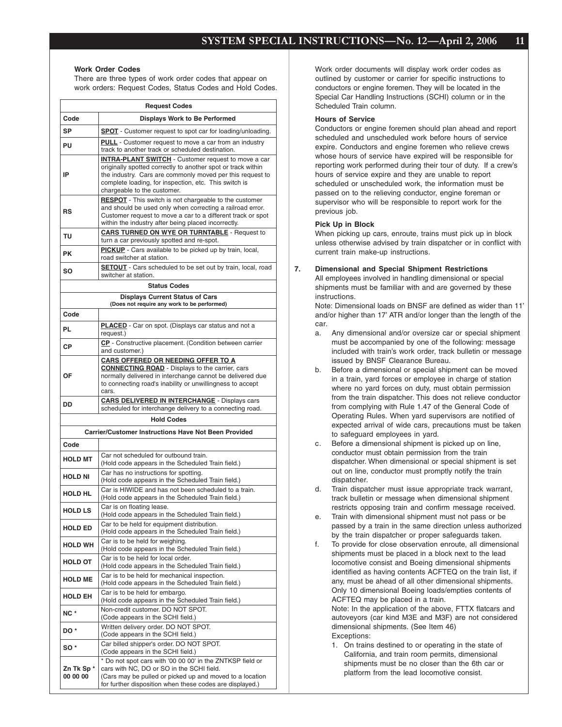#### Work Order Codes

There are three types of work order codes that appear on work orders: Request Codes, Status Codes and Hold Codes.

| Request Codes | |
|---|---|
| **Code** | **Displays Work to Be Performed** |
| **SP** | **SPOT** - Customer request to spot car for loading/unloading. |
| **PU** | **PULL** - Customer request to move a car from an industry track to another track or scheduled destination. |
| **IP** | **INTRA-PLANT SWITCH** - Customer request to move a car originally spotted correctly to another spot or track within the industry. Cars are commonly moved per this request to complete loading, for inspection, etc. This switch is chargeable to the customer. |
| **RS** | **RESPOT** - This switch is not chargeable to the customer and should be used only when correcting a railroad error. Customer request to move a car to a different track or spot within the industry after being placed incorrectly. |
| **TU** | **CARS TURNED ON WYE OR TURNTABLE** - Request to turn a car previously spotted and re-spot. |
| **PK** | **PICKUP** - Cars available to be picked up by train, local, road switcher at station. |
| **SO** | **SETOUT** - Cars scheduled to be set out by train, local, road switcher at station. |
| **Status Codes** | |
| **Displays Current Status of Cars** (Does not require any work to be performed) | |
| **Code** | |
| **PL** | **PLACED** - Car on spot. (Displays car status and not a request.) |
| **CP** | **CP** - Constructive placement. (Condition between carrier and customer.) |
| **OF** | **CARS OFFERED OR NEEDING OFFER TO A CONNECTING ROAD** - Displays to the carrier, cars normally delivered in interchange cannot be delivered due to connecting road's inability or unwillingness to accept cars. |
| **DD** | **CARS DELIVERED IN INTERCHANGE** - Displays cars scheduled for interchange delivery to a connecting road. |
| **Hold Codes** | |
| **Carrier/Customer Instructions Have Not Been Provided** | |
| **Code** | |
| **HOLD MT** | Car not scheduled for outbound train. (Hold code appears in the Scheduled Train field.) |
| **HOLD NI** | Car has no instructions for spotting. (Hold code appears in the Scheduled Train field.) |
| **HOLD HL** | Car is HIWIDE and has not been scheduled to a train. (Hold code appears in the Scheduled Train field.) |
| **HOLD LS** | Car is on floating lease. (Hold code appears in the Scheduled Train field.) |
| **HOLD ED** | Car to be held for equipment distribution. (Hold code appears in the Scheduled Train field.) |
| **HOLD WH** | Car is to be held for weighing. (Hold code appears in the Scheduled Train field.) |
| **HOLD OT** | Car is to be held for local order. (Hold code appears in the Scheduled Train field.) |
| **HOLD ME** | Car is to be held for mechanical inspection. (Hold code appears in the Scheduled Train field.) |
| **HOLD EH** | Car is to be held for embargo. (Hold code appears in the Scheduled Train field.) |
| **NC** * | Non-credit customer. DO NOT SPOT. (Code appears in the SCHI field.) |
| **DO** * | Written delivery order. DO NOT SPOT. (Code appears in the SCHI field.) |
| **SO** * | Car billed shipper's order. DO NOT SPOT. (Code appears in the SCHI field.) |
| **Zn Tk Sp** * **00 00 00** | * Do not spot cars with '00 00 00' in the ZNTKSP field or cars with NC, DO or SO in the SCHI field. (Cars may be pulled or picked up and moved to a location for further disposition when these codes are displayed.) |

Work order documents will display work order codes as outlined by customer or carrier for specific instructions to conductors or engine foremen. They will be located in the Special Car Handling Instructions (SCHI) column or in the Scheduled Train column.

#### Hours of Service

Conductors or engine foremen should plan ahead and report scheduled and unscheduled work before hours of service expire. Conductors and engine foremen who relieve crews whose hours of service have expired will be responsible for reporting work performed during their tour of duty. If a crew's hours of service expire and they are unable to report scheduled or unscheduled work, the information must be passed on to the relieving conductor, engine foreman or supervisor who will be responsible to report work for the previous job.

#### Pick Up in Block

When picking up cars, enroute, trains must pick up in block unless otherwise advised by train dispatcher or in conflict with current train make-up instructions.

### 7. Dimensional and Special Shipment Restrictions

All employees involved in handling dimensional or special shipments must be familiar with and are governed by these instructions.

Note: Dimensional loads on BNSF are defined as wider than 11' and/or higher than 17' ATR and/or longer than the length of the car.

a. Any dimensional and/or oversize car or special shipment must be accompanied by one of the following: message included with train's work order, track bulletin or message issued by BNSF Clearance Bureau.

b. Before a dimensional or special shipment can be moved in a train, yard forces or employee in charge of station where no yard forces on duty, must obtain permission from the train dispatcher. This does not relieve conductor from complying with Rule 1.47 of the General Code of Operating Rules. When yard supervisors are notified of expected arrival of wide cars, precautions must be taken to safeguard employees in yard.

c. Before a dimensional shipment is picked up on line, conductor must obtain permission from the train dispatcher. When dimensional or special shipment is set out on line, conductor must promptly notify the train dispatcher.

d. Train dispatcher must issue appropriate track warrant, track bulletin or message when dimensional shipment restricts opposing train and confirm message received.

e. Train with dimensional shipment must not pass or be passed by a train in the same direction unless authorized by the train dispatcher or proper safeguards taken.

f. To provide for close observation enroute, all dimensional shipments must be placed in a block next to the lead locomotive consist and Boeing dimensional shipments identified as having contents ACFTEQ on the train list, if any, must be ahead of all other dimensional shipments. Only 10 dimensional Boeing loads/empties contents of ACFTEQ may be placed in a train.

   Note: In the application of the above, FTTX flatcars and autoveyors (car kind M3E and M3F) are not considered dimensional shipments. (See Item 46)

   Exceptions:

   1. On trains destined to or operating in the state of California, and train room permits, dimensional shipments must be no closer than the 6th car or platform from the lead locomotive consist.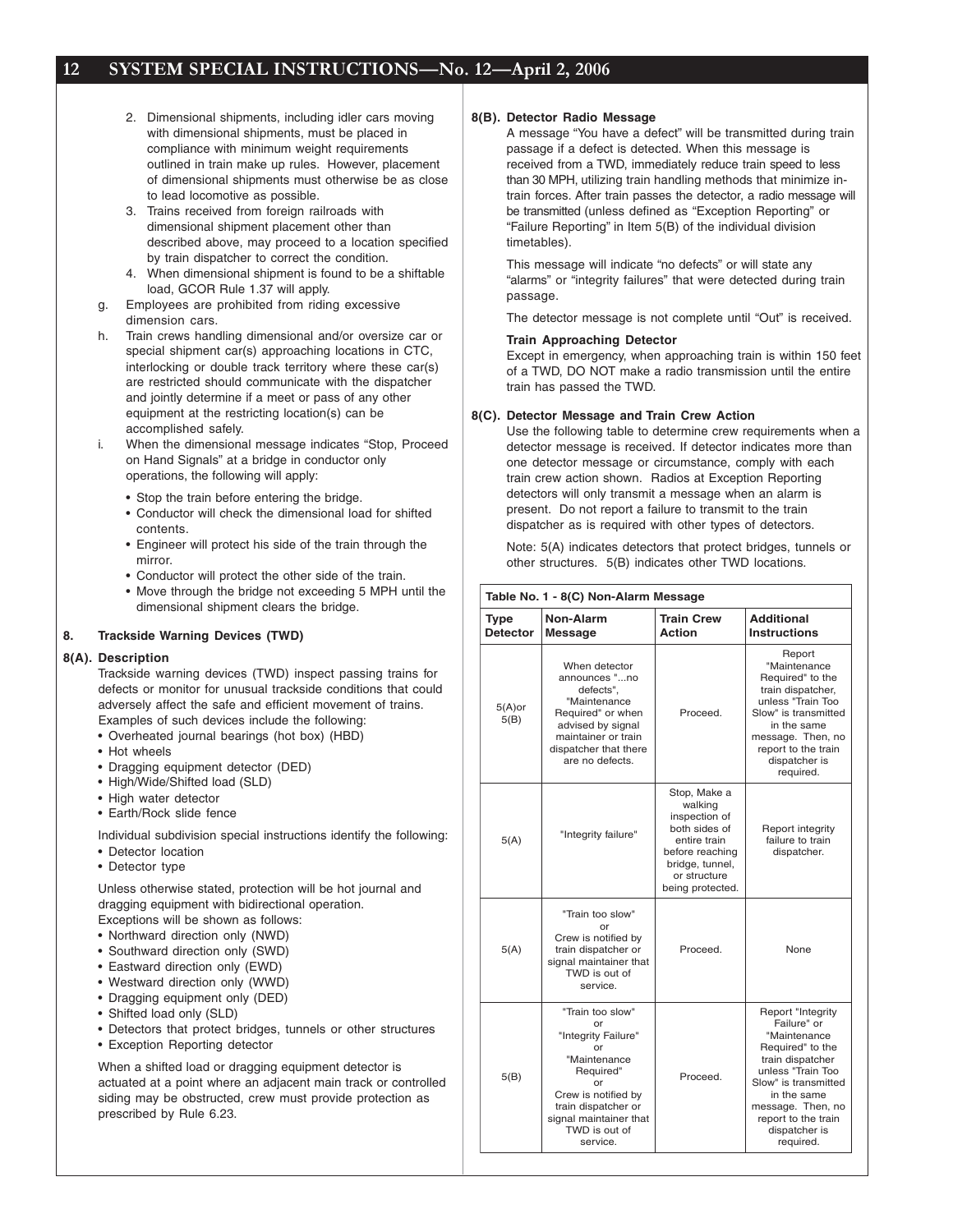2. Dimensional shipments, including idler cars moving with dimensional shipments, must be placed in compliance with minimum weight requirements outlined in train make up rules. However, placement of dimensional shipments must otherwise be as close to lead locomotive as possible.
3. Trains received from foreign railroads with dimensional shipment placement other than described above, may proceed to a location specified by train dispatcher to correct the condition.
4. When dimensional shipment is found to be a shiftable load, GCOR Rule 1.37 will apply.

g. Employees are prohibited from riding excessive dimension cars.

h. Train crews handling dimensional and/or oversize car or special shipment car(s) approaching locations in CTC, interlocking or double track territory where these car(s) are restricted should communicate with the dispatcher and jointly determine if a meet or pass of any other equipment at the restricting location(s) can be accomplished safely.

i. When the dimensional message indicates "Stop, Proceed on Hand Signals" at a bridge in conductor only operations, the following will apply:

- Stop the train before entering the bridge.
- Conductor will check the dimensional load for shifted contents.
- Engineer will protect his side of the train through the mirror.
- Conductor will protect the other side of the train.
- Move through the bridge not exceeding 5 MPH until the dimensional shipment clears the bridge.

## 8. Trackside Warning Devices (TWD)

### 8(A). Description

Trackside warning devices (TWD) inspect passing trains for defects or monitor for unusual trackside conditions that could adversely affect the safe and efficient movement of trains. Examples of such devices include the following:

- Overheated journal bearings (hot box) (HBD)
- Hot wheels
- Dragging equipment detector (DED)
- High/Wide/Shifted load (SLD)
- High water detector
- Earth/Rock slide fence

Individual subdivision special instructions identify the following:

- Detector location
- Detector type

Unless otherwise stated, protection will be hot journal and dragging equipment with bidirectional operation.

Exceptions will be shown as follows:

- Northward direction only (NWD)
- Southward direction only (SWD)
- Eastward direction only (EWD)
- Westward direction only (WWD)
- Dragging equipment only (DED)
- Shifted load only (SLD)
- Detectors that protect bridges, tunnels or other structures
- Exception Reporting detector

When a shifted load or dragging equipment detector is actuated at a point where an adjacent main track or controlled siding may be obstructed, crew must provide protection as prescribed by Rule 6.23.

### 8(B). Detector Radio Message

A message "You have a defect" will be transmitted during train passage if a defect is detected. When this message is received from a TWD, immediately reduce train speed to less than 30 MPH, utilizing train handling methods that minimize in-train forces. After train passes the detector, a radio message will be transmitted (unless defined as "Exception Reporting" or "Failure Reporting" in Item 5(B) of the individual division timetables).

This message will indicate "no defects" or will state any "alarms" or "integrity failures" that were detected during train passage.

The detector message is not complete until "Out" is received.

**Train Approaching Detector**

Except in emergency, when approaching train is within 150 feet of a TWD, DO NOT make a radio transmission until the entire train has passed the TWD.

### 8(C). Detector Message and Train Crew Action

Use the following table to determine crew requirements when a detector message is received. If detector indicates more than one detector message or circumstance, comply with each train crew action shown. Radios at Exception Reporting detectors will only transmit a message when an alarm is present. Do not report a failure to transmit to the train dispatcher as is required with other types of detectors.

Note: 5(A) indicates detectors that protect bridges, tunnels or other structures. 5(B) indicates other TWD locations.

**Table No. 1 - 8(C) Non-Alarm Message**

| Type Detector | Non-Alarm Message | Train Crew Action | Additional Instructions |
|---|---|---|---|
| 5(A)or 5(B) | When detector announces "...no defects", "Maintenance Required" or when advised by signal maintainer or train dispatcher that there are no defects. | Proceed. | Report "Maintenance Required" to the train dispatcher, unless "Train Too Slow" is transmitted in the same message. Then, no report to the train dispatcher is required. |
| 5(A) | "Integrity failure" | Stop, Make a walking inspection of both sides of entire train before reaching bridge, tunnel, or structure being protected. | Report integrity failure to train dispatcher. |
| 5(A) | "Train too slow" or Crew is notified by train dispatcher or signal maintainer that TWD is out of service. | Proceed. | None |
| 5(B) | "Train too slow" or "Integrity Failure" or "Maintenance Required" or Crew is notified by train dispatcher or signal maintainer that TWD is out of service. | Proceed. | Report "Integrity Failure" or "Maintenance Required" to the train dispatcher unless "Train Too Slow" is transmitted in the same message. Then, no report to the train dispatcher is required. |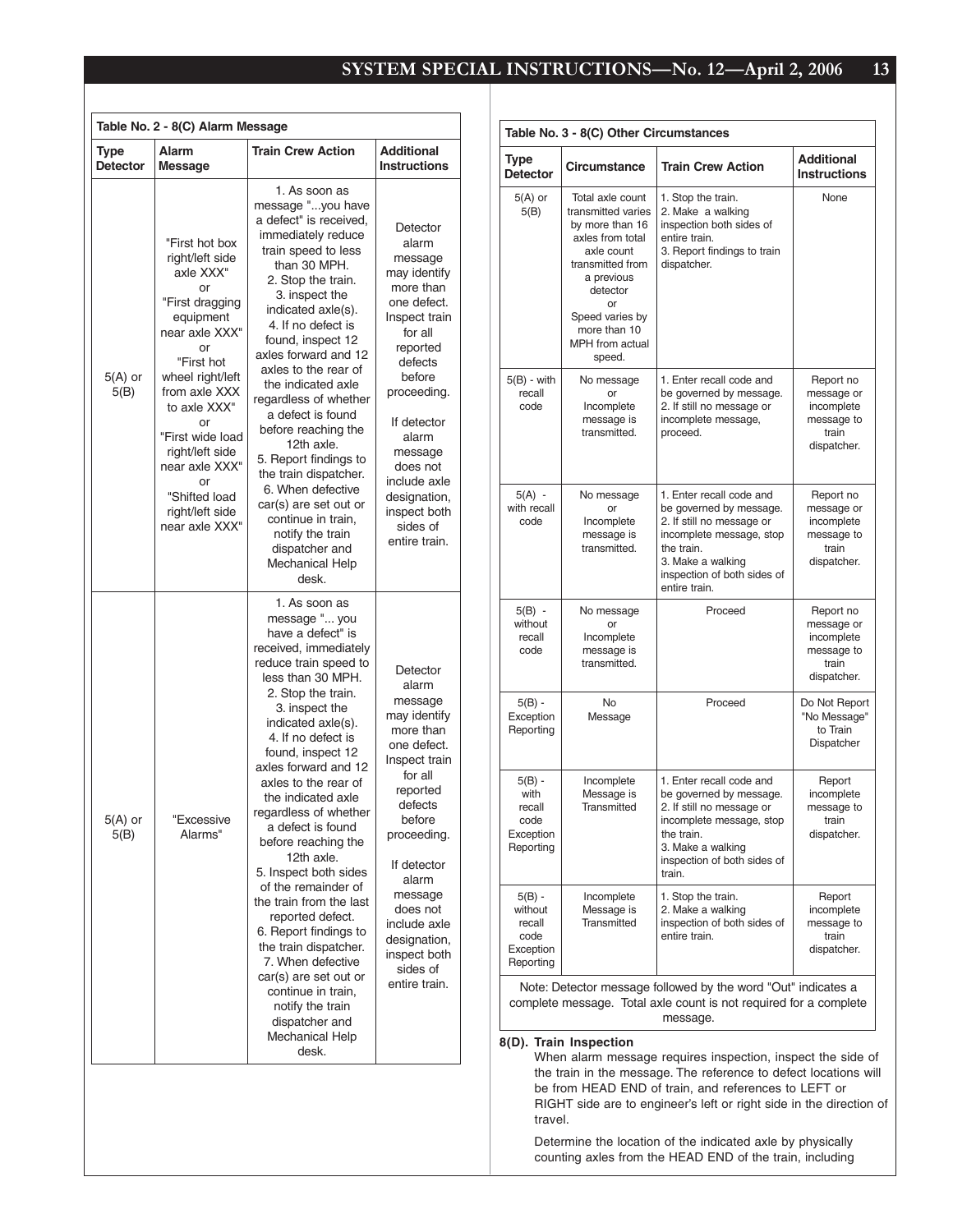**Table No. 2 - 8(C) Alarm Message**

| Type Detector | Alarm Message | Train Crew Action | Additional Instructions |
|---|---|---|---|
| 5(A) or 5(B) | "First hot box right/left side axle XXX" or "First dragging equipment near axle XXX" or "First hot wheel right/left from axle XXX to axle XXX" or "First wide load right/left side near axle XXX" or "Shifted load right/left side near axle XXX" | 1. As soon as message "...you have a defect" is received, immediately reduce train speed to less than 30 MPH. 2. Stop the train. 3. inspect the indicated axle(s). 4. If no defect is found, inspect 12 axles forward and 12 axles to the rear of the indicated axle regardless of whether a defect is found before reaching the 12th axle. 5. Report findings to the train dispatcher. 6. When defective car(s) are set out or continue in train, notify the train dispatcher and Mechanical Help desk. | Detector alarm message may identify more than one defect. Inspect train for all reported defects before proceeding. If detector alarm message does not include axle designation, inspect both sides of entire train. |
| 5(A) or 5(B) | "Excessive Alarms" | 1. As soon as message "... you have a defect" is received, immediately reduce train speed to less than 30 MPH. 2. Stop the train. 3. inspect the indicated axle(s). 4. If no defect is found, inspect 12 axles forward and 12 axles to the rear of the indicated axle regardless of whether a defect is found before reaching the 12th axle. 5. Inspect both sides of the remainder of the train from the last reported defect. 6. Report findings to the train dispatcher. 7. When defective car(s) are set out or continue in train, notify the train dispatcher and Mechanical Help desk. | Detector alarm message may identify more than one defect. Inspect train for all reported defects before proceeding. If detector alarm message does not include axle designation, inspect both sides of entire train. |

**Table No. 3 - 8(C) Other Circumstances**

| Type Detector | Circumstance | Train Crew Action | Additional Instructions |
|---|---|---|---|
| 5(A) or 5(B) | Total axle count transmitted varies by more than 16 axles from total axle count transmitted from a previous detector or Speed varies by more than 10 MPH from actual speed. | 1. Stop the train. 2. Make a walking inspection both sides of entire train. 3. Report findings to train dispatcher. | None |
| 5(B) - with recall code | No message or Incomplete message is transmitted. | 1. Enter recall code and be governed by message. 2. If still no message or incomplete message, proceed. | Report no message or incomplete message to train dispatcher. |
| 5(A) - with recall code | No message or Incomplete message is transmitted. | 1. Enter recall code and be governed by message. 2. If still no message or incomplete message, stop the train. 3. Make a walking inspection of both sides of entire train. | Report no message or incomplete message to train dispatcher. |
| 5(B) - without recall code | No message or Incomplete message is transmitted. | Proceed | Report no message or incomplete message to train dispatcher. |
| 5(B) - Exception Reporting | No Message | Proceed | Do Not Report "No Message" to Train Dispatcher |
| 5(B) - with recall code Exception Reporting | Incomplete Message is Transmitted | 1. Enter recall code and be governed by message. 2. If still no message or incomplete message, stop the train. 3. Make a walking inspection of both sides of train. | Report incomplete message to train dispatcher. |
| 5(B) - without recall code Exception Reporting | Incomplete Message is Transmitted | 1. Stop the train. 2. Make a walking inspection of both sides of entire train. | Report incomplete message to train dispatcher. |

Note: Detector message followed by the word "Out" indicates a complete message. Total axle count is not required for a complete message.

**8(D). Train Inspection**

When alarm message requires inspection, inspect the side of the train in the message. The reference to defect locations will be from HEAD END of train, and references to LEFT or RIGHT side are to engineer's left or right side in the direction of travel.

Determine the location of the indicated axle by physically counting axles from the HEAD END of the train, including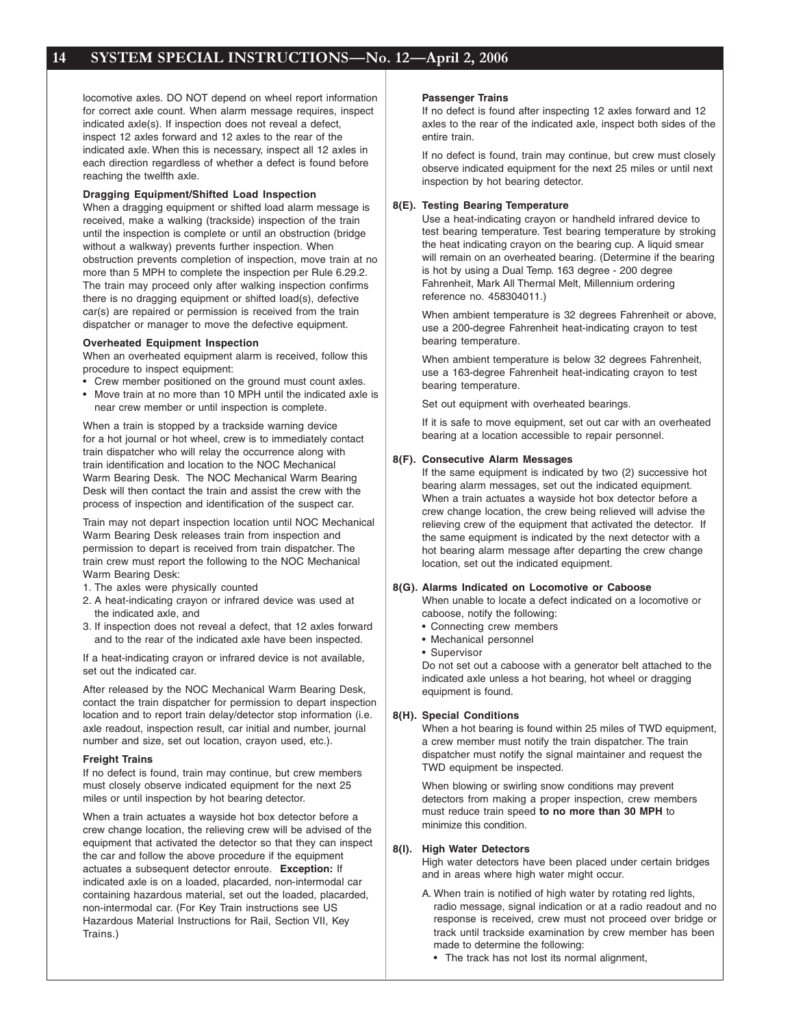locomotive axles. DO NOT depend on wheel report information for correct axle count. When alarm message requires, inspect indicated axle(s). If inspection does not reveal a defect, inspect 12 axles forward and 12 axles to the rear of the indicated axle. When this is necessary, inspect all 12 axles in each direction regardless of whether a defect is found before reaching the twelfth axle.

**Dragging Equipment/Shifted Load Inspection**

When a dragging equipment or shifted load alarm message is received, make a walking (trackside) inspection of the train until the inspection is complete or until an obstruction (bridge without a walkway) prevents further inspection. When obstruction prevents completion of inspection, move train at no more than 5 MPH to complete the inspection per Rule 6.29.2. The train may proceed only after walking inspection confirms there is no dragging equipment or shifted load(s), defective car(s) are repaired or permission is received from the train dispatcher or manager to move the defective equipment.

**Overheated Equipment Inspection**

When an overheated equipment alarm is received, follow this procedure to inspect equipment:

- Crew member positioned on the ground must count axles.
- Move train at no more than 10 MPH until the indicated axle is near crew member or until inspection is complete.

When a train is stopped by a trackside warning device for a hot journal or hot wheel, crew is to immediately contact train dispatcher who will relay the occurrence along with train identification and location to the NOC Mechanical Warm Bearing Desk. The NOC Mechanical Warm Bearing Desk will then contact the train and assist the crew with the process of inspection and identification of the suspect car.

Train may not depart inspection location until NOC Mechanical Warm Bearing Desk releases train from inspection and permission to depart is received from train dispatcher. The train crew must report the following to the NOC Mechanical Warm Bearing Desk:

1. The axles were physically counted
2. A heat-indicating crayon or infrared device was used at the indicated axle, and
3. If inspection does not reveal a defect, that 12 axles forward and to the rear of the indicated axle have been inspected.

If a heat-indicating crayon or infrared device is not available, set out the indicated car.

After released by the NOC Mechanical Warm Bearing Desk, contact the train dispatcher for permission to depart inspection location and to report train delay/detector stop information (i.e. axle readout, inspection result, car initial and number, journal number and size, set out location, crayon used, etc.).

**Freight Trains**

If no defect is found, train may continue, but crew members must closely observe indicated equipment for the next 25 miles or until inspection by hot bearing detector.

When a train actuates a wayside hot box detector before a crew change location, the relieving crew will be advised of the equipment that activated the detector so that they can inspect the car and follow the above procedure if the equipment actuates a subsequent detector enroute. **Exception:** If indicated axle is on a loaded, placarded, non-intermodal car containing hazardous material, set out the loaded, placarded, non-intermodal car. (For Key Train instructions see US Hazardous Material Instructions for Rail, Section VII, Key Trains.)

**Passenger Trains**

If no defect is found after inspecting 12 axles forward and 12 axles to the rear of the indicated axle, inspect both sides of the entire train.

If no defect is found, train may continue, but crew must closely observe indicated equipment for the next 25 miles or until next inspection by hot bearing detector.

### 8(E). Testing Bearing Temperature

Use a heat-indicating crayon or handheld infrared device to test bearing temperature. Test bearing temperature by stroking the heat indicating crayon on the bearing cup. A liquid smear will remain on an overheated bearing. (Determine if the bearing is hot by using a Dual Temp. 163 degree - 200 degree Fahrenheit, Mark All Thermal Melt, Millennium ordering reference no. 458304011.)

When ambient temperature is 32 degrees Fahrenheit or above, use a 200-degree Fahrenheit heat-indicating crayon to test bearing temperature.

When ambient temperature is below 32 degrees Fahrenheit, use a 163-degree Fahrenheit heat-indicating crayon to test bearing temperature.

Set out equipment with overheated bearings.

If it is safe to move equipment, set out car with an overheated bearing at a location accessible to repair personnel.

### 8(F). Consecutive Alarm Messages

If the same equipment is indicated by two (2) successive hot bearing alarm messages, set out the indicated equipment. When a train actuates a wayside hot box detector before a crew change location, the crew being relieved will advise the relieving crew of the equipment that activated the detector. If the same equipment is indicated by the next detector with a hot bearing alarm message after departing the crew change location, set out the indicated equipment.

### 8(G). Alarms Indicated on Locomotive or Caboose

When unable to locate a defect indicated on a locomotive or caboose, notify the following:

- Connecting crew members
- Mechanical personnel
- Supervisor

Do not set out a caboose with a generator belt attached to the indicated axle unless a hot bearing, hot wheel or dragging equipment is found.

### 8(H). Special Conditions

When a hot bearing is found within 25 miles of TWD equipment, a crew member must notify the train dispatcher. The train dispatcher must notify the signal maintainer and request the TWD equipment be inspected.

When blowing or swirling snow conditions may prevent detectors from making a proper inspection, crew members must reduce train speed **to no more than 30 MPH** to minimize this condition.

### 8(I). High Water Detectors

High water detectors have been placed under certain bridges and in areas where high water might occur.

A. When train is notified of high water by rotating red lights, radio message, signal indication or at a radio readout and no response is received, crew must not proceed over bridge or track until trackside examination by crew member has been made to determine the following:
   - The track has not lost its normal alignment,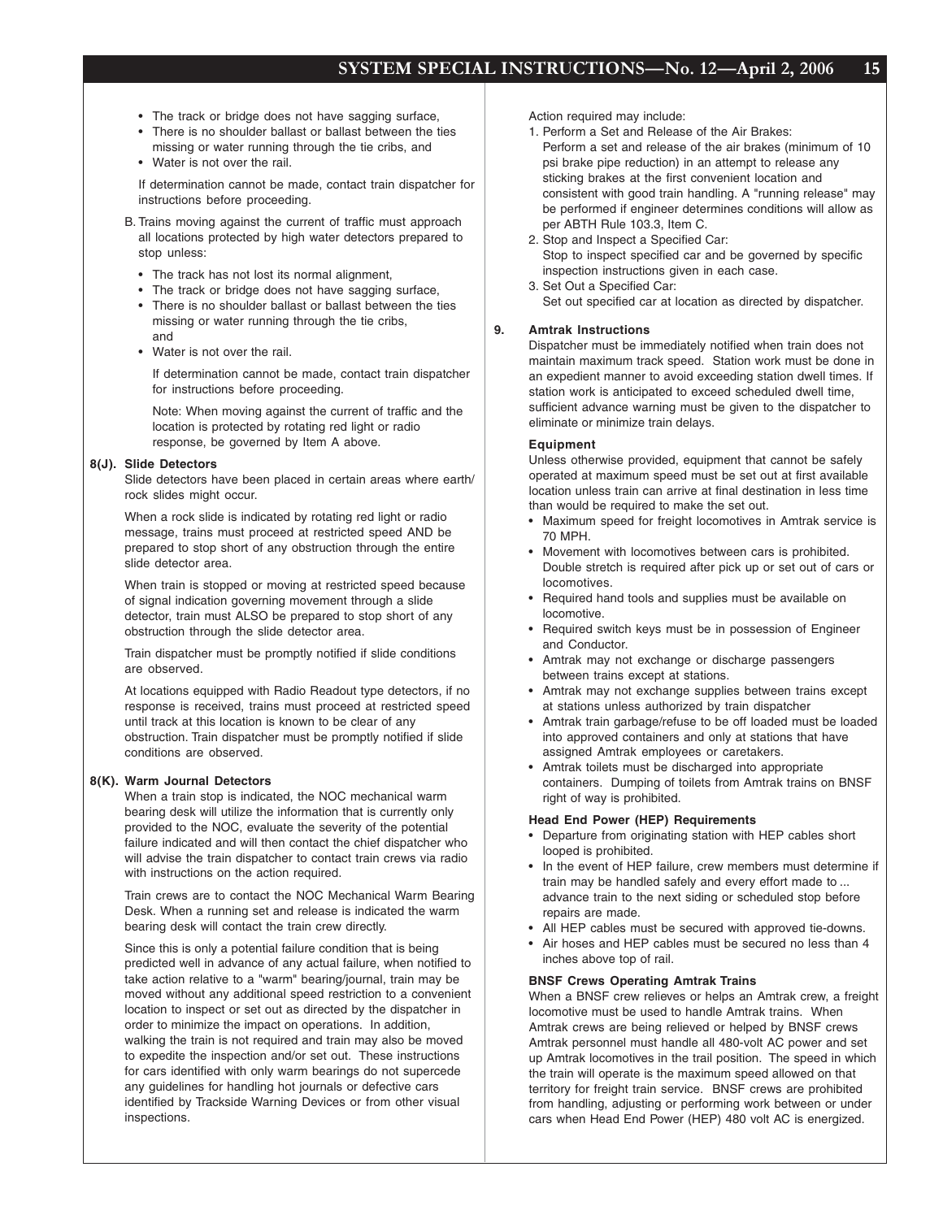- The track or bridge does not have sagging surface,
- There is no shoulder ballast or ballast between the ties missing or water running through the tie cribs, and
- Water is not over the rail.

If determination cannot be made, contact train dispatcher for instructions before proceeding.

B. Trains moving against the current of traffic must approach all locations protected by high water detectors prepared to stop unless:

- The track has not lost its normal alignment,
- The track or bridge does not have sagging surface,
- There is no shoulder ballast or ballast between the ties missing or water running through the tie cribs, and
- Water is not over the rail.

If determination cannot be made, contact train dispatcher for instructions before proceeding.

Note: When moving against the current of traffic and the location is protected by rotating red light or radio response, be governed by Item A above.

**8(J). Slide Detectors**

Slide detectors have been placed in certain areas where earth/rock slides might occur.

When a rock slide is indicated by rotating red light or radio message, trains must proceed at restricted speed AND be prepared to stop short of any obstruction through the entire slide detector area.

When train is stopped or moving at restricted speed because of signal indication governing movement through a slide detector, train must ALSO be prepared to stop short of any obstruction through the slide detector area.

Train dispatcher must be promptly notified if slide conditions are observed.

At locations equipped with Radio Readout type detectors, if no response is received, trains must proceed at restricted speed until track at this location is known to be clear of any obstruction. Train dispatcher must be promptly notified if slide conditions are observed.

**8(K). Warm Journal Detectors**

When a train stop is indicated, the NOC mechanical warm bearing desk will utilize the information that is currently only provided to the NOC, evaluate the severity of the potential failure indicated and will then contact the chief dispatcher who will advise the train dispatcher to contact train crews via radio with instructions on the action required.

Train crews are to contact the NOC Mechanical Warm Bearing Desk. When a running set and release is indicated the warm bearing desk will contact the train crew directly.

Since this is only a potential failure condition that is being predicted well in advance of any actual failure, when notified to take action relative to a "warm" bearing/journal, train may be moved without any additional speed restriction to a convenient location to inspect or set out as directed by the dispatcher in order to minimize the impact on operations. In addition, walking the train is not required and train may also be moved to expedite the inspection and/or set out. These instructions for cars identified with only warm bearings do not supercede any guidelines for handling hot journals or defective cars identified by Trackside Warning Devices or from other visual inspections.

Action required may include:

1. Perform a Set and Release of the Air Brakes:
   Perform a set and release of the air brakes (minimum of 10 psi brake pipe reduction) in an attempt to release any sticking brakes at the first convenient location and consistent with good train handling. A "running release" may be performed if engineer determines conditions will allow as per ABTH Rule 103.3, Item C.
2. Stop and Inspect a Specified Car:
   Stop to inspect specified car and be governed by specific inspection instructions given in each case.
3. Set Out a Specified Car:
   Set out specified car at location as directed by dispatcher.

**9. Amtrak Instructions**

Dispatcher must be immediately notified when train does not maintain maximum track speed. Station work must be done in an expedient manner to avoid exceeding station dwell times. If station work is anticipated to exceed scheduled dwell time, sufficient advance warning must be given to the dispatcher to eliminate or minimize train delays.

**Equipment**

Unless otherwise provided, equipment that cannot be safely operated at maximum speed must be set out at first available location unless train can arrive at final destination in less time than would be required to make the set out.

- Maximum speed for freight locomotives in Amtrak service is 70 MPH.
- Movement with locomotives between cars is prohibited. Double stretch is required after pick up or set out of cars or locomotives.
- Required hand tools and supplies must be available on locomotive.
- Required switch keys must be in possession of Engineer and Conductor.
- Amtrak may not exchange or discharge passengers between trains except at stations.
- Amtrak may not exchange supplies between trains except at stations unless authorized by train dispatcher
- Amtrak train garbage/refuse to be off loaded must be loaded into approved containers and only at stations that have assigned Amtrak employees or caretakers.
- Amtrak toilets must be discharged into appropriate containers. Dumping of toilets from Amtrak trains on BNSF right of way is prohibited.

**Head End Power (HEP) Requirements**

- Departure from originating station with HEP cables short looped is prohibited.
- In the event of HEP failure, crew members must determine if train may be handled safely and every effort made to ... advance train to the next siding or scheduled stop before repairs are made.
- All HEP cables must be secured with approved tie-downs.
- Air hoses and HEP cables must be secured no less than 4 inches above top of rail.

**BNSF Crews Operating Amtrak Trains**

When a BNSF crew relieves or helps an Amtrak crew, a freight locomotive must be used to handle Amtrak trains. When Amtrak crews are being relieved or helped by BNSF crews Amtrak personnel must handle all 480-volt AC power and set up Amtrak locomotives in the trail position. The speed in which the train will operate is the maximum speed allowed on that territory for freight train service. BNSF crews are prohibited from handling, adjusting or performing work between or under cars when Head End Power (HEP) 480 volt AC is energized.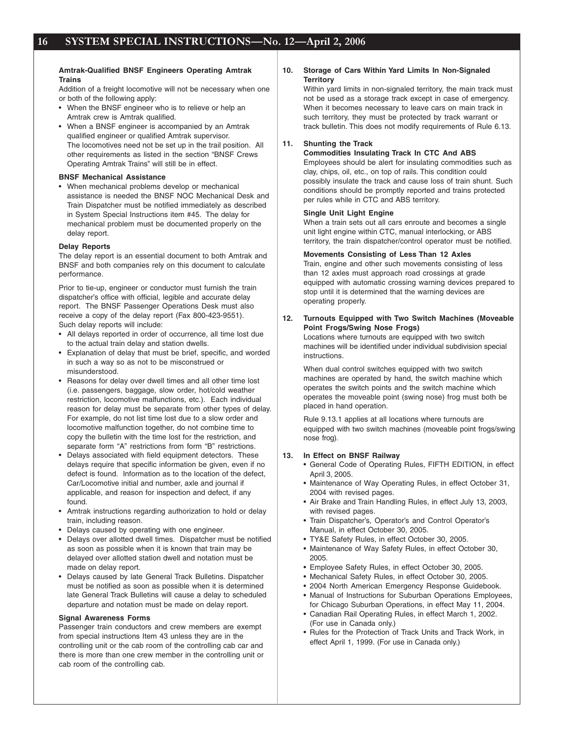#### Amtrak-Qualified BNSF Engineers Operating Amtrak Trains

Addition of a freight locomotive will not be necessary when one or both of the following apply:

- When the BNSF engineer who is to relieve or help an Amtrak crew is Amtrak qualified.
- When a BNSF engineer is accompanied by an Amtrak qualified engineer or qualified Amtrak supervisor.
  The locomotives need not be set up in the trail position. All other requirements as listed in the section "BNSF Crews Operating Amtrak Trains" will still be in effect.

#### BNSF Mechanical Assistance

- When mechanical problems develop or mechanical assistance is needed the BNSF NOC Mechanical Desk and Train Dispatcher must be notified immediately as described in System Special Instructions item #45. The delay for mechanical problem must be documented properly on the delay report.

#### Delay Reports

The delay report is an essential document to both Amtrak and BNSF and both companies rely on this document to calculate performance.

Prior to tie-up, engineer or conductor must furnish the train dispatcher's office with official, legible and accurate delay report. The BNSF Passenger Operations Desk must also receive a copy of the delay report (Fax 800-423-9551). Such delay reports will include:

- All delays reported in order of occurrence, all time lost due to the actual train delay and station dwells.
- Explanation of delay that must be brief, specific, and worded in such a way so as not to be misconstrued or misunderstood.
- Reasons for delay over dwell times and all other time lost (i.e. passengers, baggage, slow order, hot/cold weather restriction, locomotive malfunctions, etc.). Each individual reason for delay must be separate from other types of delay. For example, do not list time lost due to a slow order and locomotive malfunction together, do not combine time to copy the bulletin with the time lost for the restriction, and separate form "A" restrictions from form "B" restrictions.
- Delays associated with field equipment detectors. These delays require that specific information be given, even if no defect is found. Information as to the location of the defect, Car/Locomotive initial and number, axle and journal if applicable, and reason for inspection and defect, if any found.
- Amtrak instructions regarding authorization to hold or delay train, including reason.
- Delays caused by operating with one engineer.
- Delays over allotted dwell times. Dispatcher must be notified as soon as possible when it is known that train may be delayed over allotted station dwell and notation must be made on delay report.
- Delays caused by late General Track Bulletins. Dispatcher must be notified as soon as possible when it is determined late General Track Bulletins will cause a delay to scheduled departure and notation must be made on delay report.

#### Signal Awareness Forms

Passenger train conductors and crew members are exempt from special instructions Item 43 unless they are in the controlling unit or the cab room of the controlling cab car and there is more than one crew member in the controlling unit or cab room of the controlling cab.

### 10. Storage of Cars Within Yard Limits In Non-Signaled Territory

Within yard limits in non-signaled territory, the main track must not be used as a storage track except in case of emergency. When it becomes necessary to leave cars on main track in such territory, they must be protected by track warrant or track bulletin. This does not modify requirements of Rule 6.13.

### 11. Shunting the Track

#### Commodities Insulating Track In CTC And ABS

Employees should be alert for insulating commodities such as clay, chips, oil, etc., on top of rails. This condition could possibly insulate the track and cause loss of train shunt. Such conditions should be promptly reported and trains protected per rules while in CTC and ABS territory.

#### Single Unit Light Engine

When a train sets out all cars enroute and becomes a single unit light engine within CTC, manual interlocking, or ABS territory, the train dispatcher/control operator must be notified.

#### Movements Consisting of Less Than 12 Axles

Train, engine and other such movements consisting of less than 12 axles must approach road crossings at grade equipped with automatic crossing warning devices prepared to stop until it is determined that the warning devices are operating properly.

### 12. Turnouts Equipped with Two Switch Machines (Moveable Point Frogs/Swing Nose Frogs)

Locations where turnouts are equipped with two switch machines will be identified under individual subdivision special instructions.

When dual control switches equipped with two switch machines are operated by hand, the switch machine which operates the switch points and the switch machine which operates the moveable point (swing nose) frog must both be placed in hand operation.

Rule 9.13.1 applies at all locations where turnouts are equipped with two switch machines (moveable point frogs/swing nose frog).

### 13. In Effect on BNSF Railway

- General Code of Operating Rules, FIFTH EDITION, in effect April 3, 2005.
- Maintenance of Way Operating Rules, in effect October 31, 2004 with revised pages.
- Air Brake and Train Handling Rules, in effect July 13, 2003, with revised pages.
- Train Dispatcher's, Operator's and Control Operator's Manual, in effect October 30, 2005.
- TY&E Safety Rules, in effect October 30, 2005.
- Maintenance of Way Safety Rules, in effect October 30, 2005.
- Employee Safety Rules, in effect October 30, 2005.
- Mechanical Safety Rules, in effect October 30, 2005.
- 2004 North American Emergency Response Guidebook.
- Manual of Instructions for Suburban Operations Employees, for Chicago Suburban Operations, in effect May 11, 2004.
- Canadian Rail Operating Rules, in effect March 1, 2002. (For use in Canada only.)
- Rules for the Protection of Track Units and Track Work, in effect April 1, 1999. (For use in Canada only.)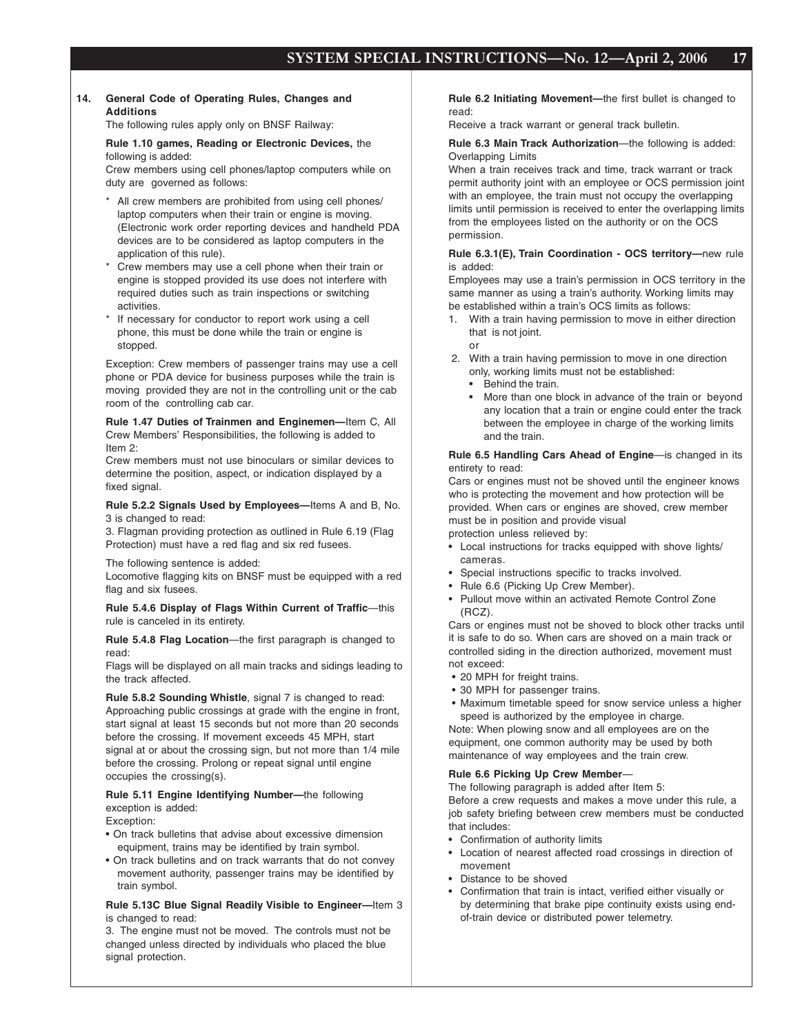## 14. General Code of Operating Rules, Changes and Additions

The following rules apply only on BNSF Railway:

**Rule 1.10 games, Reading or Electronic Devices,** the following is added:

Crew members using cell phones/laptop computers while on duty are governed as follows:

* All crew members are prohibited from using cell phones/ laptop computers when their train or engine is moving. (Electronic work order reporting devices and handheld PDA devices are to be considered as laptop computers in the application of this rule).
* Crew members may use a cell phone when their train or engine is stopped provided its use does not interfere with required duties such as train inspections or switching activities.
* If necessary for conductor to report work using a cell phone, this must be done while the train or engine is stopped.

Exception: Crew members of passenger trains may use a cell phone or PDA device for business purposes while the train is moving provided they are not in the controlling unit or the cab room of the controlling cab car.

**Rule 1.47 Duties of Trainmen and Enginemen—**Item C, All Crew Members' Responsibilities, the following is added to Item 2:

Crew members must not use binoculars or similar devices to determine the position, aspect, or indication displayed by a fixed signal.

**Rule 5.2.2 Signals Used by Employees—**Items A and B, No. 3 is changed to read:

3. Flagman providing protection as outlined in Rule 6.19 (Flag Protection) must have a red flag and six red fusees.

The following sentence is added:

Locomotive flagging kits on BNSF must be equipped with a red flag and six fusees.

**Rule 5.4.6 Display of Flags Within Current of Traffic**—this rule is canceled in its entirety.

**Rule 5.4.8 Flag Location**—the first paragraph is changed to read:

Flags will be displayed on all main tracks and sidings leading to the track affected.

**Rule 5.8.2 Sounding Whistle**, signal 7 is changed to read:

Approaching public crossings at grade with the engine in front, start signal at least 15 seconds but not more than 20 seconds before the crossing. If movement exceeds 45 MPH, start signal at or about the crossing sign, but not more than 1/4 mile before the crossing. Prolong or repeat signal until engine occupies the crossing(s).

**Rule 5.11 Engine Identifying Number—**the following exception is added:

Exception:

- On track bulletins that advise about excessive dimension equipment, trains may be identified by train symbol.
- On track bulletins and on track warrants that do not convey movement authority, passenger trains may be identified by train symbol.

**Rule 5.13C Blue Signal Readily Visible to Engineer—**Item 3 is changed to read:

3. The engine must not be moved. The controls must not be changed unless directed by individuals who placed the blue signal protection.

**Rule 6.2 Initiating Movement—**the first bullet is changed to read:

Receive a track warrant or general track bulletin.

**Rule 6.3 Main Track Authorization**—the following is added:

Overlapping Limits

When a train receives track and time, track warrant or track permit authority joint with an employee or OCS permission joint with an employee, the train must not occupy the overlapping limits until permission is received to enter the overlapping limits from the employees listed on the authority or on the OCS permission.

**Rule 6.3.1(E), Train Coordination - OCS territory—**new rule is added:

Employees may use a train's permission in OCS territory in the same manner as using a train's authority. Working limits may be established within a train's OCS limits as follows:

1. With a train having permission to move in either direction that is not joint.

   or

2. With a train having permission to move in one direction only, working limits must not be established:
   - Behind the train.
   - More than one block in advance of the train or beyond any location that a train or engine could enter the track between the employee in charge of the working limits and the train.

**Rule 6.5 Handling Cars Ahead of Engine**—is changed in its entirety to read:

Cars or engines must not be shoved until the engineer knows who is protecting the movement and how protection will be provided. When cars or engines are shoved, crew member must be in position and provide visual protection unless relieved by:

- Local instructions for tracks equipped with shove lights/ cameras.
- Special instructions specific to tracks involved.
- Rule 6.6 (Picking Up Crew Member).
- Pullout move within an activated Remote Control Zone (RCZ).

Cars or engines must not be shoved to block other tracks until it is safe to do so. When cars are shoved on a main track or controlled siding in the direction authorized, movement must not exceed:

- 20 MPH for freight trains.
- 30 MPH for passenger trains.
- Maximum timetable speed for snow service unless a higher speed is authorized by the employee in charge.

Note: When plowing snow and all employees are on the equipment, one common authority may be used by both maintenance of way employees and the train crew.

**Rule 6.6 Picking Up Crew Member**—

The following paragraph is added after Item 5:

Before a crew requests and makes a move under this rule, a job safety briefing between crew members must be conducted that includes:

- Confirmation of authority limits
- Location of nearest affected road crossings in direction of movement
- Distance to be shoved
- Confirmation that train is intact, verified either visually or by determining that brake pipe continuity exists using end-of-train device or distributed power telemetry.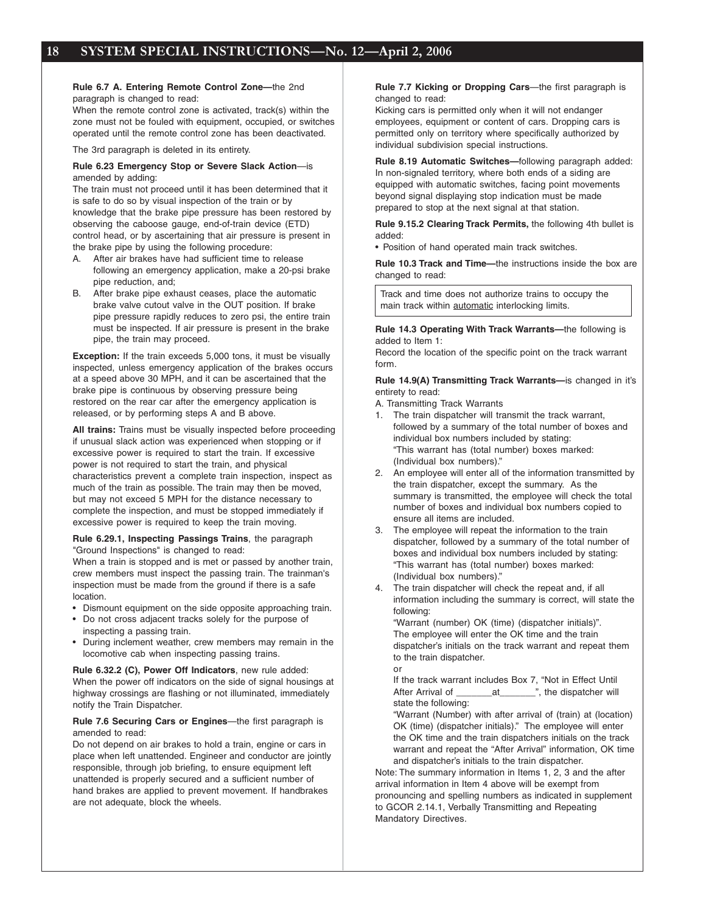**Rule 6.7 A. Entering Remote Control Zone—**the 2nd paragraph is changed to read:

When the remote control zone is activated, track(s) within the zone must not be fouled with equipment, occupied, or switches operated until the remote control zone has been deactivated.

The 3rd paragraph is deleted in its entirety.

**Rule 6.23 Emergency Stop or Severe Slack Action**—is amended by adding:

The train must not proceed until it has been determined that it is safe to do so by visual inspection of the train or by knowledge that the brake pipe pressure has been restored by observing the caboose gauge, end-of-train device (ETD) control head, or by ascertaining that air pressure is present in the brake pipe by using the following procedure:

A. After air brakes have had sufficient time to release following an emergency application, make a 20-psi brake pipe reduction, and;
B. After brake pipe exhaust ceases, place the automatic brake valve cutout valve in the OUT position. If brake pipe pressure rapidly reduces to zero psi, the entire train must be inspected. If air pressure is present in the brake pipe, the train may proceed.

**Exception:** If the train exceeds 5,000 tons, it must be visually inspected, unless emergency application of the brakes occurs at a speed above 30 MPH, and it can be ascertained that the brake pipe is continuous by observing pressure being restored on the rear car after the emergency application is released, or by performing steps A and B above.

**All trains:** Trains must be visually inspected before proceeding if unusual slack action was experienced when stopping or if excessive power is required to start the train. If excessive power is not required to start the train, and physical characteristics prevent a complete train inspection, inspect as much of the train as possible. The train may then be moved, but may not exceed 5 MPH for the distance necessary to complete the inspection, and must be stopped immediately if excessive power is required to keep the train moving.

**Rule 6.29.1, Inspecting Passings Trains**, the paragraph "Ground Inspections" is changed to read:

When a train is stopped and is met or passed by another train, crew members must inspect the passing train. The trainman's inspection must be made from the ground if there is a safe location.

- Dismount equipment on the side opposite approaching train.
- Do not cross adjacent tracks solely for the purpose of inspecting a passing train.
- During inclement weather, crew members may remain in the locomotive cab when inspecting passing trains.

**Rule 6.32.2 (C), Power Off Indicators**, new rule added:

When the power off indicators on the side of signal housings at highway crossings are flashing or not illuminated, immediately notify the Train Dispatcher.

**Rule 7.6 Securing Cars or Engines**—the first paragraph is amended to read:

Do not depend on air brakes to hold a train, engine or cars in place when left unattended. Engineer and conductor are jointly responsible, through job briefing, to ensure equipment left unattended is properly secured and a sufficient number of hand brakes are applied to prevent movement. If handbrakes are not adequate, block the wheels.

**Rule 7.7 Kicking or Dropping Cars**—the first paragraph is changed to read:

Kicking cars is permitted only when it will not endanger employees, equipment or content of cars. Dropping cars is permitted only on territory where specifically authorized by individual subdivision special instructions.

**Rule 8.19 Automatic Switches—**following paragraph added:

In non-signaled territory, where both ends of a siding are equipped with automatic switches, facing point movements beyond signal displaying stop indication must be made prepared to stop at the next signal at that station.

**Rule 9.15.2 Clearing Track Permits,** the following 4th bullet is added:

- Position of hand operated main track switches.

**Rule 10.3 Track and Time—**the instructions inside the box are changed to read:

| Track and time does not authorize trains to occupy the main track within <u>automatic</u> interlocking limits. |
|---|

**Rule 14.3 Operating With Track Warrants—**the following is added to Item 1:

Record the location of the specific point on the track warrant form.

**Rule 14.9(A) Transmitting Track Warrants—**is changed in it's entirety to read:

A. Transmitting Track Warrants

1. The train dispatcher will transmit the track warrant, followed by a summary of the total number of boxes and individual box numbers included by stating:
   "This warrant has (total number) boxes marked: (Individual box numbers)."
2. An employee will enter all of the information transmitted by the train dispatcher, except the summary. As the summary is transmitted, the employee will check the total number of boxes and individual box numbers copied to ensure all items are included.
3. The employee will repeat the information to the train dispatcher, followed by a summary of the total number of boxes and individual box numbers included by stating:
   "This warrant has (total number) boxes marked: (Individual box numbers)."
4. The train dispatcher will check the repeat and, if all information including the summary is correct, will state the following:
   "Warrant (number) OK (time) (dispatcher initials)".
   The employee will enter the OK time and the train dispatcher's initials on the track warrant and repeat them to the train dispatcher.
   or
   If the track warrant includes Box 7, "Not in Effect Until After Arrival of _______at_______", the dispatcher will state the following:
   "Warrant (Number) with after arrival of (train) at (location) OK (time) (dispatcher initials)." The employee will enter the OK time and the train dispatchers initials on the track warrant and repeat the "After Arrival" information, OK time and dispatcher's initials to the train dispatcher.

Note: The summary information in Items 1, 2, 3 and the after arrival information in Item 4 above will be exempt from pronouncing and spelling numbers as indicated in supplement to GCOR 2.14.1, Verbally Transmitting and Repeating Mandatory Directives.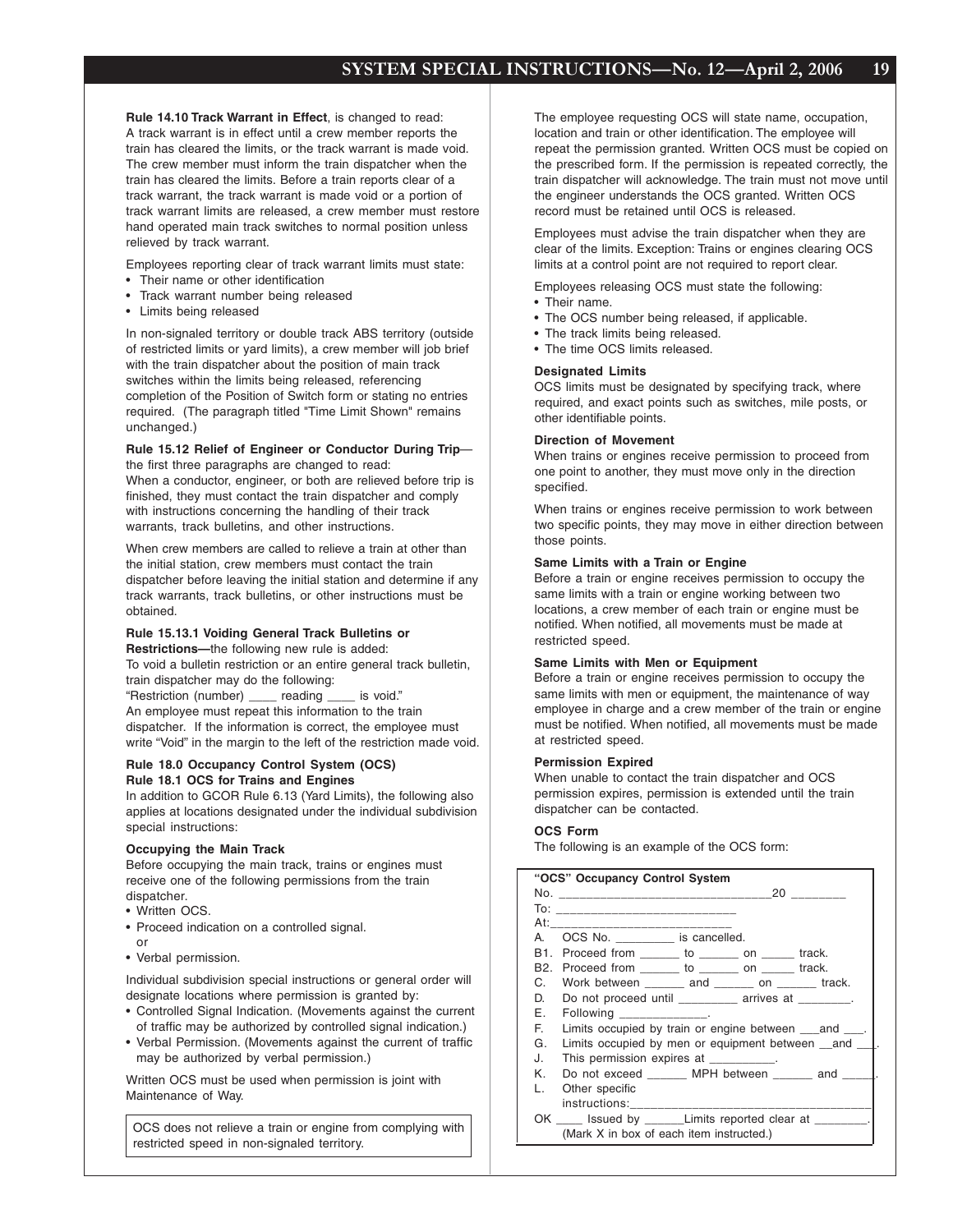**Rule 14.10 Track Warrant in Effect**, is changed to read: A track warrant is in effect until a crew member reports the train has cleared the limits, or the track warrant is made void. The crew member must inform the train dispatcher when the train has cleared the limits. Before a train reports clear of a track warrant, the track warrant is made void or a portion of track warrant limits are released, a crew member must restore hand operated main track switches to normal position unless relieved by track warrant.

Employees reporting clear of track warrant limits must state:

- Their name or other identification
- Track warrant number being released
- Limits being released

In non-signaled territory or double track ABS territory (outside of restricted limits or yard limits), a crew member will job brief with the train dispatcher about the position of main track switches within the limits being released, referencing completion of the Position of Switch form or stating no entries required. (The paragraph titled "Time Limit Shown" remains unchanged.)

**Rule 15.12 Relief of Engineer or Conductor During Trip**—the first three paragraphs are changed to read:
When a conductor, engineer, or both are relieved before trip is finished, they must contact the train dispatcher and comply with instructions concerning the handling of their track warrants, track bulletins, and other instructions.

When crew members are called to relieve a train at other than the initial station, crew members must contact the train dispatcher before leaving the initial station and determine if any track warrants, track bulletins, or other instructions must be obtained.

**Rule 15.13.1 Voiding General Track Bulletins or Restrictions—**the following new rule is added:
To void a bulletin restriction or an entire general track bulletin, train dispatcher may do the following:
"Restriction (number) ____ reading ____ is void."
An employee must repeat this information to the train dispatcher. If the information is correct, the employee must write "Void" in the margin to the left of the restriction made void.

**Rule 18.0 Occupancy Control System (OCS)**
**Rule 18.1 OCS for Trains and Engines**
In addition to GCOR Rule 6.13 (Yard Limits), the following also applies at locations designated under the individual subdivision special instructions:

**Occupying the Main Track**
Before occupying the main track, trains or engines must receive one of the following permissions from the train dispatcher.

- Written OCS.
- Proceed indication on a controlled signal.
  or
- Verbal permission.

Individual subdivision special instructions or general order will designate locations where permission is granted by:

- Controlled Signal Indication. (Movements against the current of traffic may be authorized by controlled signal indication.)
- Verbal Permission. (Movements against the current of traffic may be authorized by verbal permission.)

Written OCS must be used when permission is joint with Maintenance of Way.

> OCS does not relieve a train or engine from complying with restricted speed in non-signaled territory.

The employee requesting OCS will state name, occupation, location and train or other identification. The employee will repeat the permission granted. Written OCS must be copied on the prescribed form. If the permission is repeated correctly, the train dispatcher will acknowledge. The train must not move until the engineer understands the OCS granted. Written OCS record must be retained until OCS is released.

Employees must advise the train dispatcher when they are clear of the limits. Exception: Trains or engines clearing OCS limits at a control point are not required to report clear.

Employees releasing OCS must state the following:

- Their name.
- The OCS number being released, if applicable.
- The track limits being released.
- The time OCS limits released.

**Designated Limits**
OCS limits must be designated by specifying track, where required, and exact points such as switches, mile posts, or other identifiable points.

**Direction of Movement**
When trains or engines receive permission to proceed from one point to another, they must move only in the direction specified.

When trains or engines receive permission to work between two specific points, they may move in either direction between those points.

**Same Limits with a Train or Engine**
Before a train or engine receives permission to occupy the same limits with a train or engine working between two locations, a crew member of each train or engine must be notified. When notified, all movements must be made at restricted speed.

**Same Limits with Men or Equipment**
Before a train or engine receives permission to occupy the same limits with men or equipment, the maintenance of way employee in charge and a crew member of the train or engine must be notified. When notified, all movements must be made at restricted speed.

**Permission Expired**
When unable to contact the train dispatcher and OCS permission expires, permission is extended until the train dispatcher can be contacted.

**OCS Form**
The following is an example of the OCS form:

> **"OCS" Occupancy Control System**
> No. ______________________________ 20 ________
> To: _________________________
> At:_________________________
> A. OCS No. _________ is cancelled.
> B1. Proceed from ______ to ______ on _____ track.
> B2. Proceed from ______ to ______ on _____ track.
> C. Work between ______ and ______ on ______ track.
> D. Do not proceed until _________ arrives at ________.
> E. Following _____________.
> F. Limits occupied by train or engine between ___and ___.
> G. Limits occupied by men or equipment between __and ___.
> J. This permission expires at __________.
> K. Do not exceed ______ MPH between ______ and _____.
> L. Other specific instructions:___________________________________
> OK ____ Issued by ______Limits reported clear at ________.
> (Mark X in box of each item instructed.)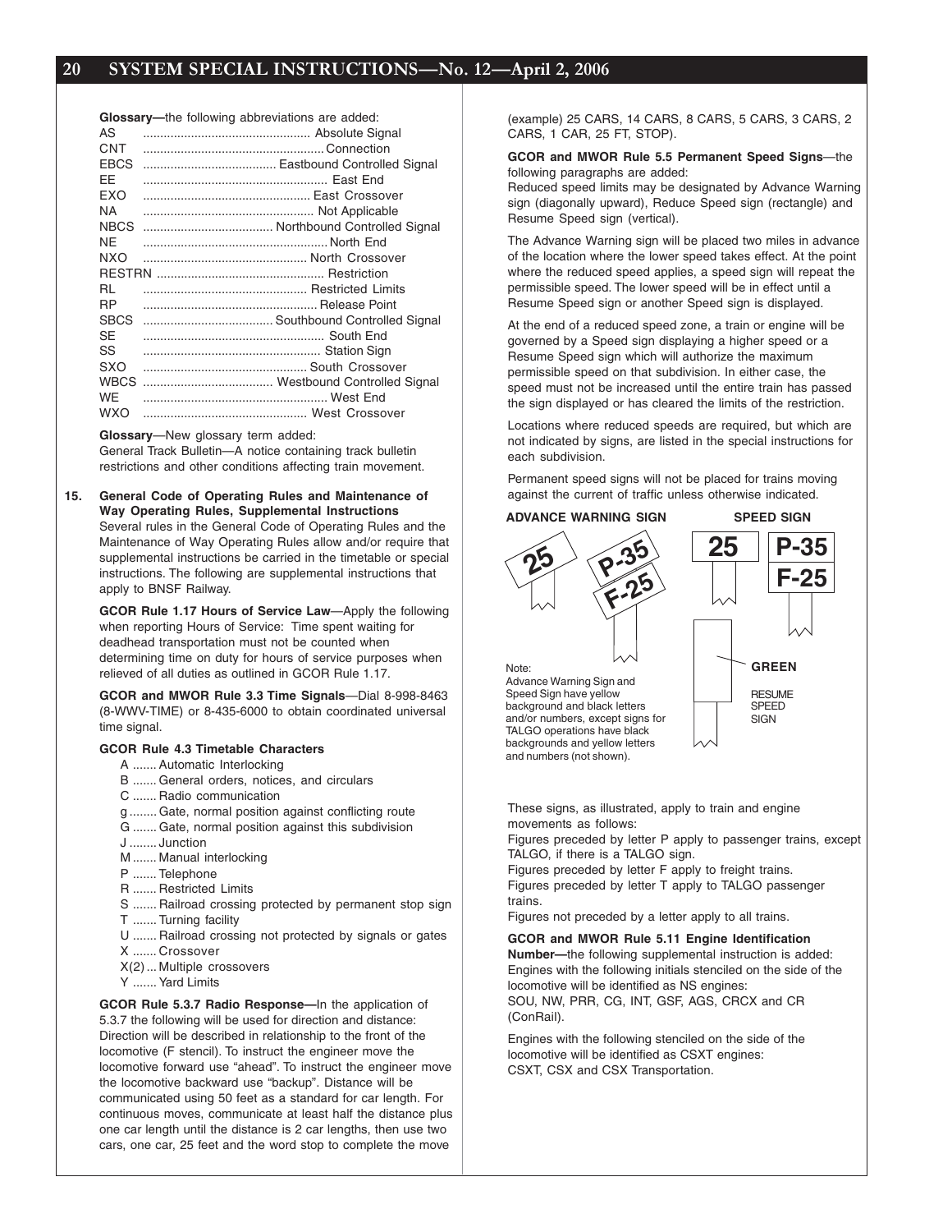**Glossary—**the following abbreviations are added:

| | |
|---|---|
| AS | Absolute Signal |
| CNT | Connection |
| EBCS | Eastbound Controlled Signal |
| EE | East End |
| EXO | East Crossover |
| NA | Not Applicable |
| NBCS | Northbound Controlled Signal |
| NE | North End |
| NXO | North Crossover |
| RESTRN | Restriction |
| RL | Restricted Limits |
| RP | Release Point |
| SBCS | Southbound Controlled Signal |
| SE | South End |
| SS | Station Sign |
| SXO | South Crossover |
| WBCS | Westbound Controlled Signal |
| WE | West End |
| WXO | West Crossover |

**Glossary**—New glossary term added:
General Track Bulletin—A notice containing track bulletin restrictions and other conditions affecting train movement.

**15. General Code of Operating Rules and Maintenance of Way Operating Rules, Supplemental Instructions**

Several rules in the General Code of Operating Rules and the Maintenance of Way Operating Rules allow and/or require that supplemental instructions be carried in the timetable or special instructions. The following are supplemental instructions that apply to BNSF Railway.

**GCOR Rule 1.17 Hours of Service Law**—Apply the following when reporting Hours of Service: Time spent waiting for deadhead transportation must not be counted when determining time on duty for hours of service purposes when relieved of all duties as outlined in GCOR Rule 1.17.

**GCOR and MWOR Rule 3.3 Time Signals**—Dial 8-998-8463 (8-WWV-TIME) or 8-435-6000 to obtain coordinated universal time signal.

**GCOR Rule 4.3 Timetable Characters**

- A ....... Automatic Interlocking
- B ....... General orders, notices, and circulars
- C ....... Radio communication
- g ....... Gate, normal position against conflicting route
- G ....... Gate, normal position against this subdivision
- J ....... Junction
- M ....... Manual interlocking
- P ....... Telephone
- R ....... Restricted Limits
- S ....... Railroad crossing protected by permanent stop sign
- T ....... Turning facility
- U ....... Railroad crossing not protected by signals or gates
- X ....... Crossover
- X(2) ... Multiple crossovers
- Y ....... Yard Limits

**GCOR Rule 5.3.7 Radio Response—**In the application of 5.3.7 the following will be used for direction and distance: Direction will be described in relationship to the front of the locomotive (F stencil). To instruct the engineer move the locomotive forward use "ahead". To instruct the engineer move the locomotive backward use "backup". Distance will be communicated using 50 feet as a standard for car length. For continuous moves, communicate at least half the distance plus one car length until the distance is 2 car lengths, then use two cars, one car, 25 feet and the word stop to complete the move (example) 25 CARS, 14 CARS, 8 CARS, 5 CARS, 3 CARS, 2 CARS, 1 CAR, 25 FT, STOP).

**GCOR and MWOR Rule 5.5 Permanent Speed Signs**—the following paragraphs are added:

Reduced speed limits may be designated by Advance Warning sign (diagonally upward), Reduce Speed sign (rectangle) and Resume Speed sign (vertical).

The Advance Warning sign will be placed two miles in advance of the location where the lower speed takes effect. At the point where the reduced speed applies, a speed sign will repeat the permissible speed. The lower speed will be in effect until a Resume Speed sign or another Speed sign is displayed.

At the end of a reduced speed zone, a train or engine will be governed by a Speed sign displaying a higher speed or a Resume Speed sign which will authorize the maximum permissible speed on that subdivision. In either case, the speed must not be increased until the entire train has passed the sign displayed or has cleared the limits of the restriction.

Locations where reduced speeds are required, but which are not indicated by signs, are listed in the special instructions for each subdivision.

Permanent speed signs will not be placed for trains moving against the current of traffic unless otherwise indicated.

ADVANCE WARNING SIGN — 25 — P-35 F-25

SPEED SIGN — 25 — P-35 F-25

GREEN — RESUME SPEED SIGN

Note:
Advance Warning Sign and Speed Sign have yellow background and black letters and/or numbers, except signs for TALGO operations have black backgrounds and yellow letters and numbers (not shown).

These signs, as illustrated, apply to train and engine movements as follows:

Figures preceded by letter P apply to passenger trains, except TALGO, if there is a TALGO sign.

Figures preceded by letter F apply to freight trains.

Figures preceded by letter T apply to TALGO passenger trains.

Figures not preceded by a letter apply to all trains.

**GCOR and MWOR Rule 5.11 Engine Identification Number—**the following supplemental instruction is added:
Engines with the following initials stenciled on the side of the locomotive will be identified as NS engines:
SOU, NW, PRR, CG, INT, GSF, AGS, CRCX and CR (ConRail).

Engines with the following stenciled on the side of the locomotive will be identified as CSXT engines:
CSXT, CSX and CSX Transportation.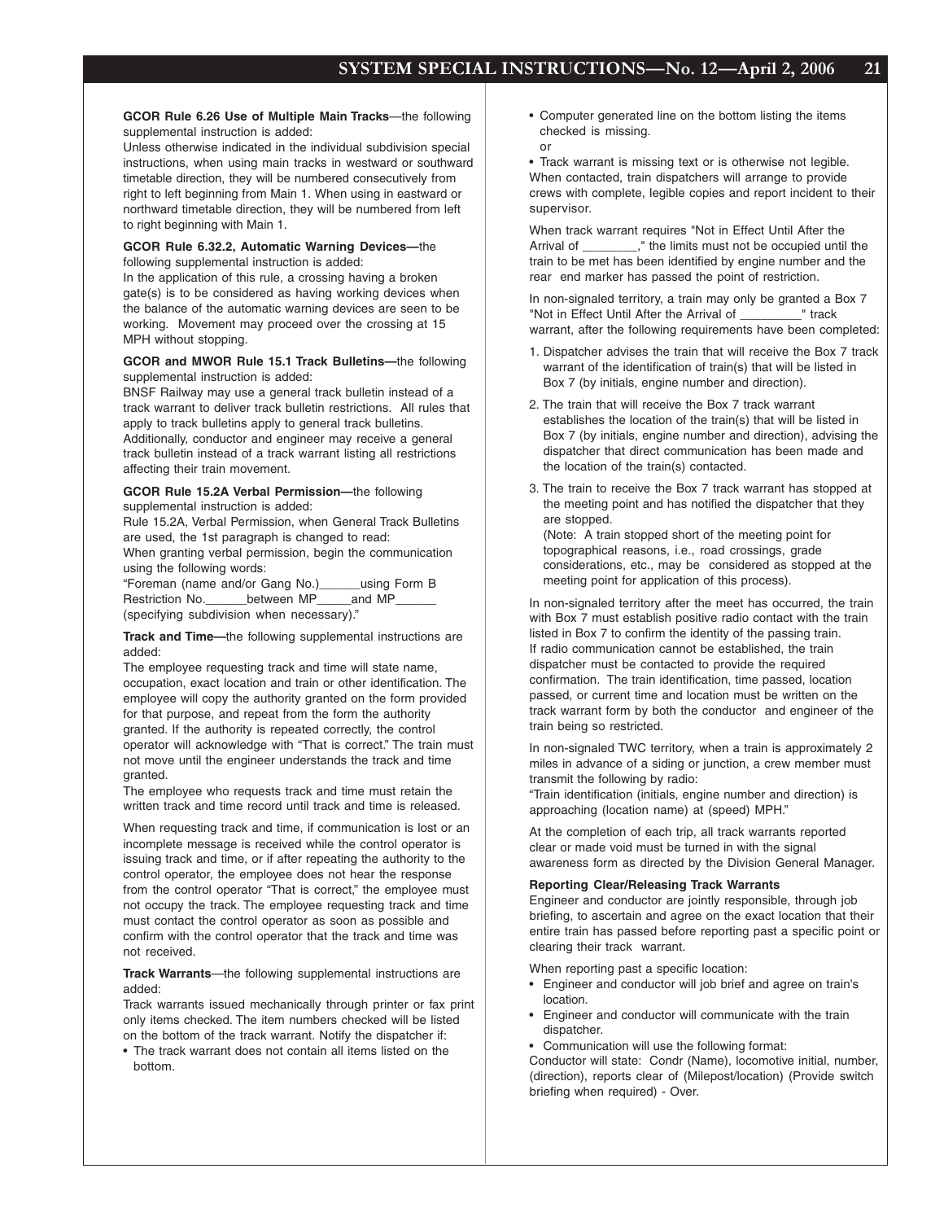**GCOR Rule 6.26 Use of Multiple Main Tracks**—the following supplemental instruction is added:

Unless otherwise indicated in the individual subdivision special instructions, when using main tracks in westward or southward timetable direction, they will be numbered consecutively from right to left beginning from Main 1. When using in eastward or northward timetable direction, they will be numbered from left to right beginning with Main 1.

**GCOR Rule 6.32.2, Automatic Warning Devices—**the following supplemental instruction is added:

In the application of this rule, a crossing having a broken gate(s) is to be considered as having working devices when the balance of the automatic warning devices are seen to be working. Movement may proceed over the crossing at 15 MPH without stopping.

**GCOR and MWOR Rule 15.1 Track Bulletins—**the following supplemental instruction is added:

BNSF Railway may use a general track bulletin instead of a track warrant to deliver track bulletin restrictions. All rules that apply to track bulletins apply to general track bulletins. Additionally, conductor and engineer may receive a general track bulletin instead of a track warrant listing all restrictions affecting their train movement.

**GCOR Rule 15.2A Verbal Permission—**the following supplemental instruction is added:

Rule 15.2A, Verbal Permission, when General Track Bulletins are used, the 1st paragraph is changed to read:

When granting verbal permission, begin the communication using the following words:

"Foreman (name and/or Gang No.)______using Form B Restriction No.______between MP_____and MP______ (specifying subdivision when necessary)."

**Track and Time—**the following supplemental instructions are added:

The employee requesting track and time will state name, occupation, exact location and train or other identification. The employee will copy the authority granted on the form provided for that purpose, and repeat from the form the authority granted. If the authority is repeated correctly, the control operator will acknowledge with "That is correct." The train must not move until the engineer understands the track and time granted.

The employee who requests track and time must retain the written track and time record until track and time is released.

When requesting track and time, if communication is lost or an incomplete message is received while the control operator is issuing track and time, or if after repeating the authority to the control operator, the employee does not hear the response from the control operator "That is correct," the employee must not occupy the track. The employee requesting track and time must contact the control operator as soon as possible and confirm with the control operator that the track and time was not received.

**Track Warrants**—the following supplemental instructions are added:

Track warrants issued mechanically through printer or fax print only items checked. The item numbers checked will be listed on the bottom of the track warrant. Notify the dispatcher if:

- The track warrant does not contain all items listed on the bottom.
- Computer generated line on the bottom listing the items checked is missing.

  or

- Track warrant is missing text or is otherwise not legible.

When contacted, train dispatchers will arrange to provide crews with complete, legible copies and report incident to their supervisor.

When track warrant requires "Not in Effect Until After the Arrival of ________," the limits must not be occupied until the train to be met has been identified by engine number and the rear end marker has passed the point of restriction.

In non-signaled territory, a train may only be granted a Box 7 "Not in Effect Until After the Arrival of _________" track warrant, after the following requirements have been completed:

1. Dispatcher advises the train that will receive the Box 7 track warrant of the identification of train(s) that will be listed in Box 7 (by initials, engine number and direction).
2. The train that will receive the Box 7 track warrant establishes the location of the train(s) that will be listed in Box 7 (by initials, engine number and direction), advising the dispatcher that direct communication has been made and the location of the train(s) contacted.
3. The train to receive the Box 7 track warrant has stopped at the meeting point and has notified the dispatcher that they are stopped.

   (Note: A train stopped short of the meeting point for topographical reasons, i.e., road crossings, grade considerations, etc., may be considered as stopped at the meeting point for application of this process).

In non-signaled territory after the meet has occurred, the train with Box 7 must establish positive radio contact with the train listed in Box 7 to confirm the identity of the passing train. If radio communication cannot be established, the train dispatcher must be contacted to provide the required confirmation. The train identification, time passed, location passed, or current time and location must be written on the track warrant form by both the conductor and engineer of the train being so restricted.

In non-signaled TWC territory, when a train is approximately 2 miles in advance of a siding or junction, a crew member must transmit the following by radio:

"Train identification (initials, engine number and direction) is approaching (location name) at (speed) MPH."

At the completion of each trip, all track warrants reported clear or made void must be turned in with the signal awareness form as directed by the Division General Manager.

**Reporting Clear/Releasing Track Warrants**

Engineer and conductor are jointly responsible, through job briefing, to ascertain and agree on the exact location that their entire train has passed before reporting past a specific point or clearing their track warrant.

When reporting past a specific location:

- Engineer and conductor will job brief and agree on train's location.
- Engineer and conductor will communicate with the train dispatcher.
- Communication will use the following format:

Conductor will state: Condr (Name), locomotive initial, number, (direction), reports clear of (Milepost/location) (Provide switch briefing when required) - Over.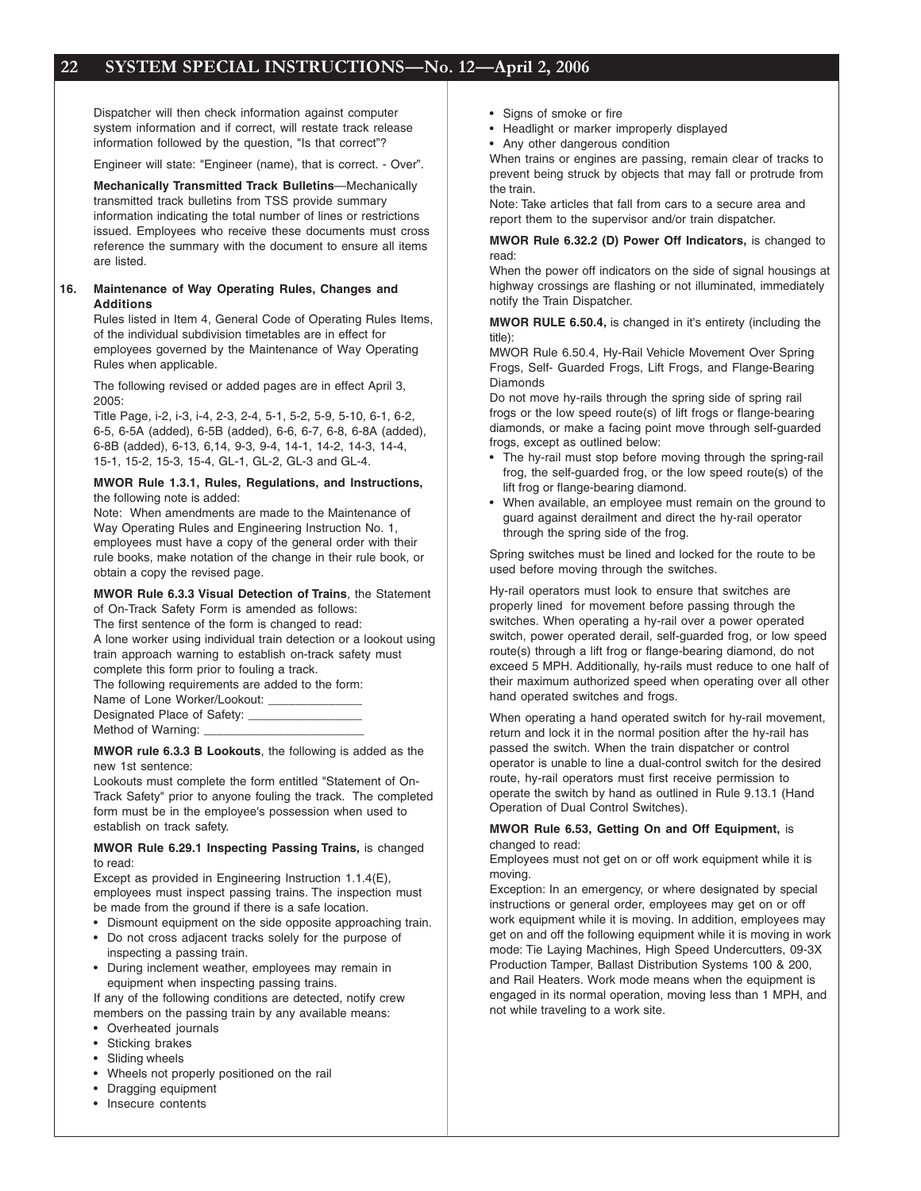Dispatcher will then check information against computer system information and if correct, will restate track release information followed by the question, "Is that correct"?

Engineer will state: "Engineer (name), that is correct. - Over".

**Mechanically Transmitted Track Bulletins**—Mechanically transmitted track bulletins from TSS provide summary information indicating the total number of lines or restrictions issued. Employees who receive these documents must cross reference the summary with the document to ensure all items are listed.

## 16. Maintenance of Way Operating Rules, Changes and Additions

Rules listed in Item 4, General Code of Operating Rules Items, of the individual subdivision timetables are in effect for employees governed by the Maintenance of Way Operating Rules when applicable.

The following revised or added pages are in effect April 3, 2005:

Title Page, i-2, i-3, i-4, 2-3, 2-4, 5-1, 5-2, 5-9, 5-10, 6-1, 6-2, 6-5, 6-5A (added), 6-5B (added), 6-6, 6-7, 6-8, 6-8A (added), 6-8B (added), 6-13, 6,14, 9-3, 9-4, 14-1, 14-2, 14-3, 14-4, 15-1, 15-2, 15-3, 15-4, GL-1, GL-2, GL-3 and GL-4.

**MWOR Rule 1.3.1, Rules, Regulations, and Instructions,** the following note is added:

Note: When amendments are made to the Maintenance of Way Operating Rules and Engineering Instruction No. 1, employees must have a copy of the general order with their rule books, make notation of the change in their rule book, or obtain a copy the revised page.

**MWOR Rule 6.3.3 Visual Detection of Trains**, the Statement of On-Track Safety Form is amended as follows:

The first sentence of the form is changed to read:

A lone worker using individual train detection or a lookout using train approach warning to establish on-track safety must complete this form prior to fouling a track.

The following requirements are added to the form:

Name of Lone Worker/Lookout: ______________

Designated Place of Safety: ________________

Method of Warning: ________________________

**MWOR rule 6.3.3 B Lookouts**, the following is added as the new 1st sentence:

Lookouts must complete the form entitled "Statement of On-Track Safety" prior to anyone fouling the track. The completed form must be in the employee's possession when used to establish on track safety.

**MWOR Rule 6.29.1 Inspecting Passing Trains,** is changed to read:

Except as provided in Engineering Instruction 1.1.4(E), employees must inspect passing trains. The inspection must be made from the ground if there is a safe location.

- Dismount equipment on the side opposite approaching train.
- Do not cross adjacent tracks solely for the purpose of inspecting a passing train.
- During inclement weather, employees may remain in equipment when inspecting passing trains.

If any of the following conditions are detected, notify crew members on the passing train by any available means:

- Overheated journals
- Sticking brakes
- Sliding wheels
- Wheels not properly positioned on the rail
- Dragging equipment
- Insecure contents
- Signs of smoke or fire
- Headlight or marker improperly displayed
- Any other dangerous condition

When trains or engines are passing, remain clear of tracks to prevent being struck by objects that may fall or protrude from the train.

Note: Take articles that fall from cars to a secure area and report them to the supervisor and/or train dispatcher.

**MWOR Rule 6.32.2 (D) Power Off Indicators,** is changed to read:

When the power off indicators on the side of signal housings at highway crossings are flashing or not illuminated, immediately notify the Train Dispatcher.

**MWOR RULE 6.50.4,** is changed in it's entirety (including the title):

MWOR Rule 6.50.4, Hy-Rail Vehicle Movement Over Spring Frogs, Self- Guarded Frogs, Lift Frogs, and Flange-Bearing Diamonds

Do not move hy-rails through the spring side of spring rail frogs or the low speed route(s) of lift frogs or flange-bearing diamonds, or make a facing point move through self-guarded frogs, except as outlined below:

- The hy-rail must stop before moving through the spring-rail frog, the self-guarded frog, or the low speed route(s) of the lift frog or flange-bearing diamond.
- When available, an employee must remain on the ground to guard against derailment and direct the hy-rail operator through the spring side of the frog.

Spring switches must be lined and locked for the route to be used before moving through the switches.

Hy-rail operators must look to ensure that switches are properly lined for movement before passing through the switches. When operating a hy-rail over a power operated switch, power operated derail, self-guarded frog, or low speed route(s) through a lift frog or flange-bearing diamond, do not exceed 5 MPH. Additionally, hy-rails must reduce to one half of their maximum authorized speed when operating over all other hand operated switches and frogs.

When operating a hand operated switch for hy-rail movement, return and lock it in the normal position after the hy-rail has passed the switch. When the train dispatcher or control operator is unable to line a dual-control switch for the desired route, hy-rail operators must first receive permission to operate the switch by hand as outlined in Rule 9.13.1 (Hand Operation of Dual Control Switches).

**MWOR Rule 6.53, Getting On and Off Equipment,** is changed to read:

Employees must not get on or off work equipment while it is moving.

Exception: In an emergency, or where designated by special instructions or general order, employees may get on or off work equipment while it is moving. In addition, employees may get on and off the following equipment while it is moving in work mode: Tie Laying Machines, High Speed Undercutters, 09-3X Production Tamper, Ballast Distribution Systems 100 & 200, and Rail Heaters. Work mode means when the equipment is engaged in its normal operation, moving less than 1 MPH, and not while traveling to a work site.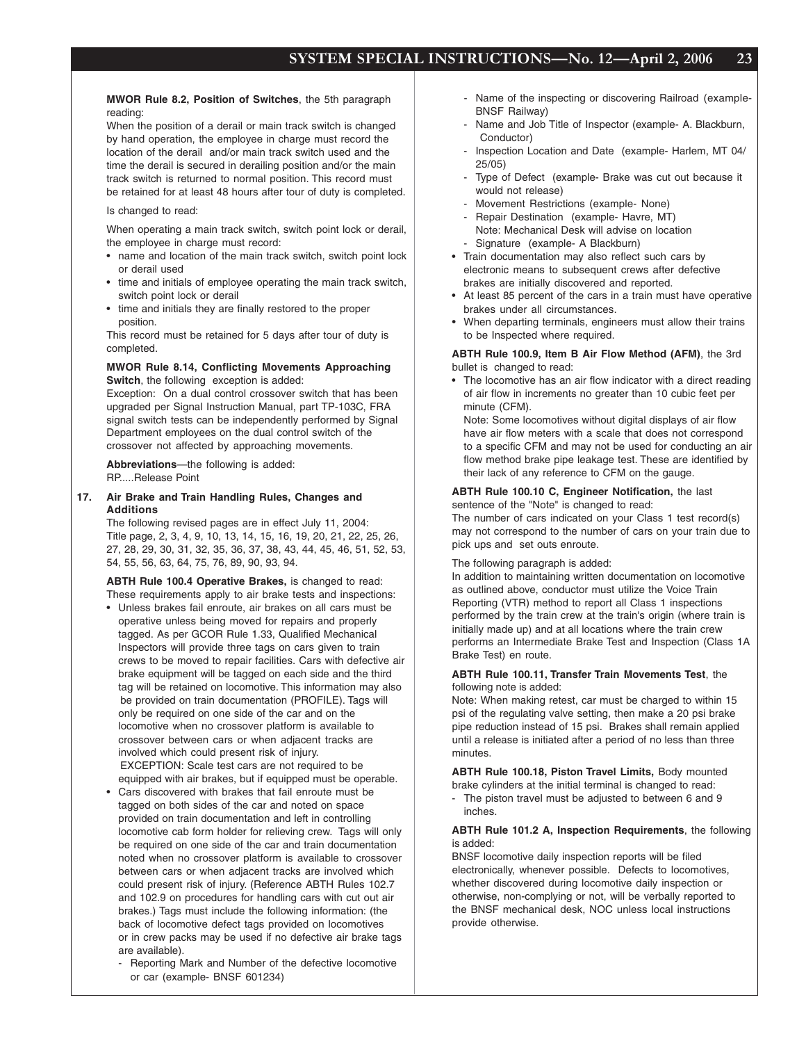**MWOR Rule 8.2, Position of Switches**, the 5th paragraph reading:

When the position of a derail or main track switch is changed by hand operation, the employee in charge must record the location of the derail and/or main track switch used and the time the derail is secured in derailing position and/or the main track switch is returned to normal position. This record must be retained for at least 48 hours after tour of duty is completed.

Is changed to read:

When operating a main track switch, switch point lock or derail, the employee in charge must record:

- name and location of the main track switch, switch point lock or derail used
- time and initials of employee operating the main track switch, switch point lock or derail
- time and initials they are finally restored to the proper position.

This record must be retained for 5 days after tour of duty is completed.

**MWOR Rule 8.14, Conflicting Movements Approaching Switch**, the following exception is added:

Exception: On a dual control crossover switch that has been upgraded per Signal Instruction Manual, part TP-103C, FRA signal switch tests can be independently performed by Signal Department employees on the dual control switch of the crossover not affected by approaching movements.

**Abbreviations**—the following is added:
RP.....Release Point

**17. Air Brake and Train Handling Rules, Changes and Additions**

The following revised pages are in effect July 11, 2004:
Title page, 2, 3, 4, 9, 10, 13, 14, 15, 16, 19, 20, 21, 22, 25, 26, 27, 28, 29, 30, 31, 32, 35, 36, 37, 38, 43, 44, 45, 46, 51, 52, 53, 54, 55, 56, 63, 64, 75, 76, 89, 90, 93, 94.

**ABTH Rule 100.4 Operative Brakes,** is changed to read:
These requirements apply to air brake tests and inspections:

- Unless brakes fail enroute, air brakes on all cars must be operative unless being moved for repairs and properly tagged. As per GCOR Rule 1.33, Qualified Mechanical Inspectors will provide three tags on cars given to train crews to be moved to repair facilities. Cars with defective air brake equipment will be tagged on each side and the third tag will be retained on locomotive. This information may also be provided on train documentation (PROFILE). Tags will only be required on one side of the car and on the locomotive when no crossover platform is available to crossover between cars or when adjacent tracks are involved which could present risk of injury.
  EXCEPTION: Scale test cars are not required to be equipped with air brakes, but if equipped must be operable.
- Cars discovered with brakes that fail enroute must be tagged on both sides of the car and noted on space provided on train documentation and left in controlling locomotive cab form holder for relieving crew. Tags will only be required on one side of the car and train documentation noted when no crossover platform is available to crossover between cars or when adjacent tracks are involved which could present risk of injury. (Reference ABTH Rules 102.7 and 102.9 on procedures for handling cars with cut out air brakes.) Tags must include the following information: (the back of locomotive defect tags provided on locomotives or in crew packs may be used if no defective air brake tags are available).
  - Reporting Mark and Number of the defective locomotive or car (example- BNSF 601234)
  - Name of the inspecting or discovering Railroad (example- BNSF Railway)
  - Name and Job Title of Inspector (example- A. Blackburn, Conductor)
  - Inspection Location and Date (example- Harlem, MT 04/25/05)
  - Type of Defect (example- Brake was cut out because it would not release)
  - Movement Restrictions (example- None)
  - Repair Destination (example- Havre, MT)
    Note: Mechanical Desk will advise on location
  - Signature (example- A Blackburn)
- Train documentation may also reflect such cars by electronic means to subsequent crews after defective brakes are initially discovered and reported.
- At least 85 percent of the cars in a train must have operative brakes under all circumstances.
- When departing terminals, engineers must allow their trains to be Inspected where required.

**ABTH Rule 100.9, Item B Air Flow Method (AFM)**, the 3rd bullet is changed to read:

- The locomotive has an air flow indicator with a direct reading of air flow in increments no greater than 10 cubic feet per minute (CFM).
  Note: Some locomotives without digital displays of air flow have air flow meters with a scale that does not correspond to a specific CFM and may not be used for conducting an air flow method brake pipe leakage test. These are identified by their lack of any reference to CFM on the gauge.

**ABTH Rule 100.10 C, Engineer Notification,** the last sentence of the "Note" is changed to read:
The number of cars indicated on your Class 1 test record(s) may not correspond to the number of cars on your train due to pick ups and set outs enroute.

The following paragraph is added:
In addition to maintaining written documentation on locomotive as outlined above, conductor must utilize the Voice Train Reporting (VTR) method to report all Class 1 inspections performed by the train crew at the train's origin (where train is initially made up) and at all locations where the train crew performs an Intermediate Brake Test and Inspection (Class 1A Brake Test) en route.

**ABTH Rule 100.11, Transfer Train Movements Test**, the following note is added:
Note: When making retest, car must be charged to within 15 psi of the regulating valve setting, then make a 20 psi brake pipe reduction instead of 15 psi. Brakes shall remain applied until a release is initiated after a period of no less than three minutes.

**ABTH Rule 100.18, Piston Travel Limits,** Body mounted brake cylinders at the initial terminal is changed to read:

- The piston travel must be adjusted to between 6 and 9 inches.

**ABTH Rule 101.2 A, Inspection Requirements**, the following is added:
BNSF locomotive daily inspection reports will be filed electronically, whenever possible. Defects to locomotives, whether discovered during locomotive daily inspection or otherwise, non-complying or not, will be verbally reported to the BNSF mechanical desk, NOC unless local instructions provide otherwise.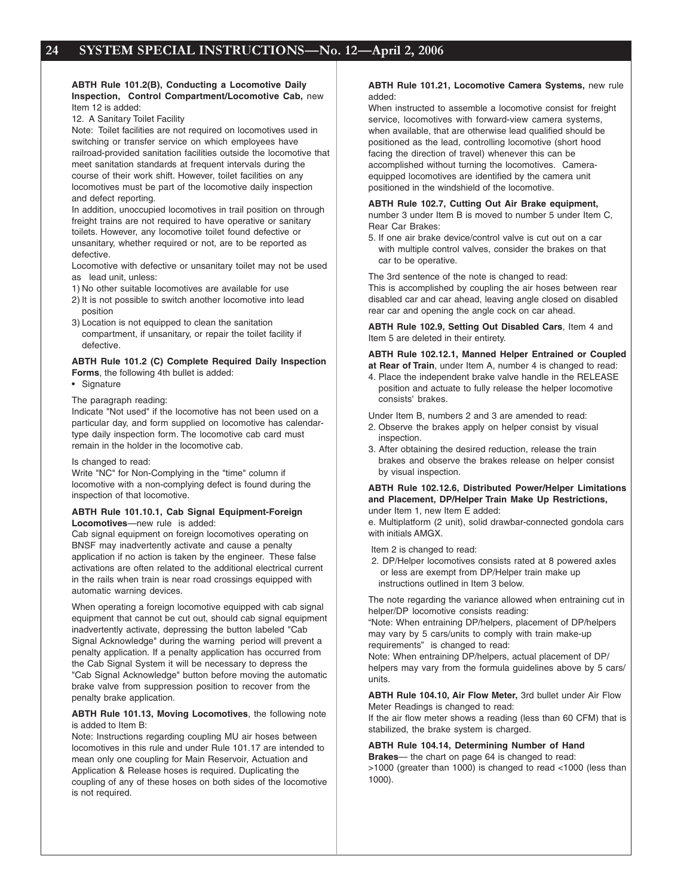**ABTH Rule 101.2(B), Conducting a Locomotive Daily Inspection, Control Compartment/Locomotive Cab,** new Item 12 is added:

12. A Sanitary Toilet Facility

Note: Toilet facilities are not required on locomotives used in switching or transfer service on which employees have railroad-provided sanitation facilities outside the locomotive that meet sanitation standards at frequent intervals during the course of their work shift. However, toilet facilities on any locomotives must be part of the locomotive daily inspection and defect reporting.

In addition, unoccupied locomotives in trail position on through freight trains are not required to have operative or sanitary toilets. However, any locomotive toilet found defective or unsanitary, whether required or not, are to be reported as defective.

Locomotive with defective or unsanitary toilet may not be used as lead unit, unless:

1) No other suitable locomotives are available for use
2) It is not possible to switch another locomotive into lead position
3) Location is not equipped to clean the sanitation compartment, if unsanitary, or repair the toilet facility if defective.

**ABTH Rule 101.2 (C) Complete Required Daily Inspection Forms**, the following 4th bullet is added:

- Signature

The paragraph reading:

Indicate "Not used" if the locomotive has not been used on a particular day, and form supplied on locomotive has calendar-type daily inspection form. The locomotive cab card must remain in the holder in the locomotive cab.

Is changed to read:

Write "NC" for Non-Complying in the "time" column if locomotive with a non-complying defect is found during the inspection of that locomotive.

**ABTH Rule 101.10.1, Cab Signal Equipment-Foreign Locomotives**—new rule is added:

Cab signal equipment on foreign locomotives operating on BNSF may inadvertently activate and cause a penalty application if no action is taken by the engineer. These false activations are often related to the additional electrical current in the rails when train is near road crossings equipped with automatic warning devices.

When operating a foreign locomotive equipped with cab signal equipment that cannot be cut out, should cab signal equipment inadvertently activate, depressing the button labeled "Cab Signal Acknowledge" during the warning period will prevent a penalty application. If a penalty application has occurred from the Cab Signal System it will be necessary to depress the "Cab Signal Acknowledge" button before moving the automatic brake valve from suppression position to recover from the penalty brake application.

**ABTH Rule 101.13, Moving Locomotives**, the following note is added to Item B:

Note: Instructions regarding coupling MU air hoses between locomotives in this rule and under Rule 101.17 are intended to mean only one coupling for Main Reservoir, Actuation and Application & Release hoses is required. Duplicating the coupling of any of these hoses on both sides of the locomotive is not required.

**ABTH Rule 101.21, Locomotive Camera Systems,** new rule added:

When instructed to assemble a locomotive consist for freight service, locomotives with forward-view camera systems, when available, that are otherwise lead qualified should be positioned as the lead, controlling locomotive (short hood facing the direction of travel) whenever this can be accomplished without turning the locomotives. Camera-equipped locomotives are identified by the camera unit positioned in the windshield of the locomotive.

**ABTH Rule 102.7, Cutting Out Air Brake equipment,** number 3 under Item B is moved to number 5 under Item C, Rear Car Brakes:

5. If one air brake device/control valve is cut out on a car with multiple control valves, consider the brakes on that car to be operative.

The 3rd sentence of the note is changed to read:

This is accomplished by coupling the air hoses between rear disabled car and car ahead, leaving angle closed on disabled rear car and opening the angle cock on car ahead.

**ABTH Rule 102.9, Setting Out Disabled Cars**, Item 4 and Item 5 are deleted in their entirety.

**ABTH Rule 102.12.1, Manned Helper Entrained or Coupled at Rear of Train**, under Item A, number 4 is changed to read:

4. Place the independent brake valve handle in the RELEASE position and actuate to fully release the helper locomotive consists' brakes.

Under Item B, numbers 2 and 3 are amended to read:

2. Observe the brakes apply on helper consist by visual inspection.
3. After obtaining the desired reduction, release the train brakes and observe the brakes release on helper consist by visual inspection.

**ABTH Rule 102.12.6, Distributed Power/Helper Limitations and Placement, DP/Helper Train Make Up Restrictions,** under Item 1, new Item E added:

e. Multiplatform (2 unit), solid drawbar-connected gondola cars with initials AMGX.

Item 2 is changed to read:

2. DP/Helper locomotives consists rated at 8 powered axles or less are exempt from DP/Helper train make up instructions outlined in Item 3 below.

The note regarding the variance allowed when entraining cut in helper/DP locomotive consists reading:

"Note: When entraining DP/helpers, placement of DP/helpers may vary by 5 cars/units to comply with train make-up requirements" is changed to read:

Note: When entraining DP/helpers, actual placement of DP/ helpers may vary from the formula guidelines above by 5 cars/ units.

**ABTH Rule 104.10, Air Flow Meter,** 3rd bullet under Air Flow Meter Readings is changed to read:

If the air flow meter shows a reading (less than 60 CFM) that is stabilized, the brake system is charged.

**ABTH Rule 104.14, Determining Number of Hand Brakes**— the chart on page 64 is changed to read:

>1000 (greater than 1000) is changed to read <1000 (less than 1000).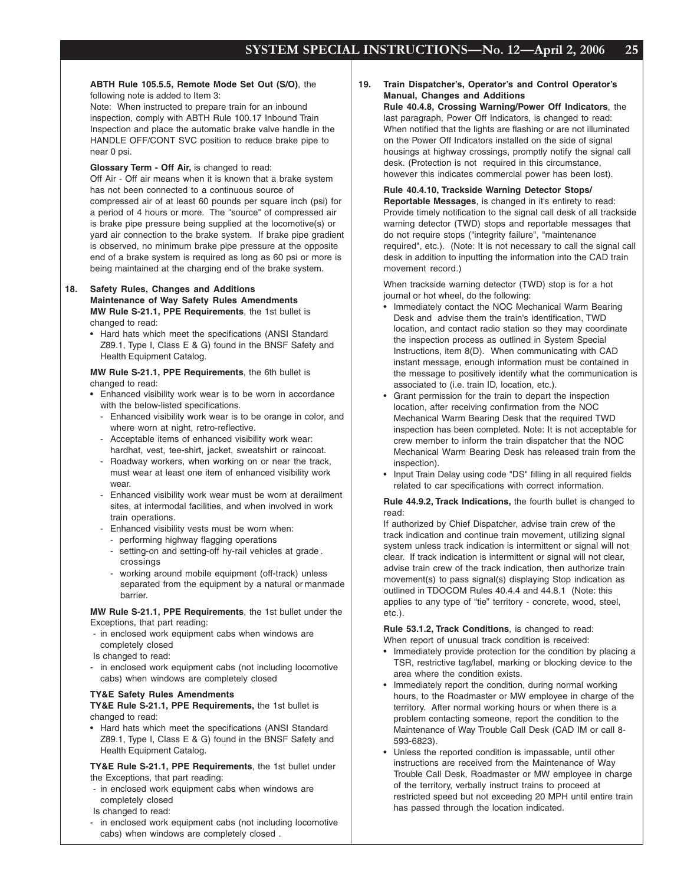**ABTH Rule 105.5.5, Remote Mode Set Out (S/O)**, the following note is added to Item 3:

Note: When instructed to prepare train for an inbound inspection, comply with ABTH Rule 100.17 Inbound Train Inspection and place the automatic brake valve handle in the HANDLE OFF/CONT SVC position to reduce brake pipe to near 0 psi.

**Glossary Term - Off Air,** is changed to read:

Off Air - Off air means when it is known that a brake system has not been connected to a continuous source of compressed air of at least 60 pounds per square inch (psi) for a period of 4 hours or more. The "source" of compressed air is brake pipe pressure being supplied at the locomotive(s) or yard air connection to the brake system. If brake pipe gradient is observed, no minimum brake pipe pressure at the opposite end of a brake system is required as long as 60 psi or more is being maintained at the charging end of the brake system.

**18. Safety Rules, Changes and Additions**

**Maintenance of Way Safety Rules Amendments**

**MW Rule S-21.1, PPE Requirements**, the 1st bullet is changed to read:

- Hard hats which meet the specifications (ANSI Standard Z89.1, Type I, Class E & G) found in the BNSF Safety and Health Equipment Catalog.

**MW Rule S-21.1, PPE Requirements**, the 6th bullet is changed to read:

- Enhanced visibility work wear is to be worn in accordance with the below-listed specifications.
  - Enhanced visibility work wear is to be orange in color, and where worn at night, retro-reflective.
  - Acceptable items of enhanced visibility work wear: hardhat, vest, tee-shirt, jacket, sweatshirt or raincoat.
  - Roadway workers, when working on or near the track, must wear at least one item of enhanced visibility work wear.
  - Enhanced visibility work wear must be worn at derailment sites, at intermodal facilities, and when involved in work train operations.
  - Enhanced visibility vests must be worn when:
    - performing highway flagging operations
    - setting-on and setting-off hy-rail vehicles at grade crossings
    - working around mobile equipment (off-track) unless separated from the equipment by a natural or manmade barrier.

**MW Rule S-21.1, PPE Requirements**, the 1st bullet under the Exceptions, that part reading:

- in enclosed work equipment cabs when windows are completely closed

Is changed to read:

- in enclosed work equipment cabs (not including locomotive cabs) when windows are completely closed

**TY&E Safety Rules Amendments**

**TY&E Rule S-21.1, PPE Requirements,** the 1st bullet is changed to read:

- Hard hats which meet the specifications (ANSI Standard Z89.1, Type I, Class E & G) found in the BNSF Safety and Health Equipment Catalog.

**TY&E Rule S-21.1, PPE Requirements**, the 1st bullet under the Exceptions, that part reading:

- in enclosed work equipment cabs when windows are completely closed

Is changed to read:

- in enclosed work equipment cabs (not including locomotive cabs) when windows are completely closed .

**19. Train Dispatcher's, Operator's and Control Operator's Manual, Changes and Additions**

**Rule 40.4.8, Crossing Warning/Power Off Indicators**, the last paragraph, Power Off Indicators, is changed to read: When notified that the lights are flashing or are not illuminated on the Power Off Indicators installed on the side of signal housings at highway crossings, promptly notify the signal call desk. (Protection is not required in this circumstance, however this indicates commercial power has been lost).

**Rule 40.4.10, Trackside Warning Detector Stops/ Reportable Messages**, is changed in it's entirety to read: Provide timely notification to the signal call desk of all trackside warning detector (TWD) stops and reportable messages that do not require stops ("integrity failure", "maintenance required", etc.). (Note: It is not necessary to call the signal call desk in addition to inputting the information into the CAD train movement record.)

When trackside warning detector (TWD) stop is for a hot journal or hot wheel, do the following:

- Immediately contact the NOC Mechanical Warm Bearing Desk and advise them the train's identification, TWD location, and contact radio station so they may coordinate the inspection process as outlined in System Special Instructions, item 8(D). When communicating with CAD instant message, enough information must be contained in the message to positively identify what the communication is associated to (i.e. train ID, location, etc.).
- Grant permission for the train to depart the inspection location, after receiving confirmation from the NOC Mechanical Warm Bearing Desk that the required TWD inspection has been completed. Note: It is not acceptable for crew member to inform the train dispatcher that the NOC Mechanical Warm Bearing Desk has released train from the inspection).
- Input Train Delay using code "DS" filling in all required fields related to car specifications with correct information.

**Rule 44.9.2, Track Indications,** the fourth bullet is changed to read:

If authorized by Chief Dispatcher, advise train crew of the track indication and continue train movement, utilizing signal system unless track indication is intermittent or signal will not clear. If track indication is intermittent or signal will not clear, advise train crew of the track indication, then authorize train movement(s) to pass signal(s) displaying Stop indication as outlined in TDOCOM Rules 40.4.4 and 44.8.1 (Note: this applies to any type of "tie" territory - concrete, wood, steel, etc.).

**Rule 53.1.2, Track Conditions**, is changed to read:

When report of unusual track condition is received:

- Immediately provide protection for the condition by placing a TSR, restrictive tag/label, marking or blocking device to the area where the condition exists.
- Immediately report the condition, during normal working hours, to the Roadmaster or MW employee in charge of the territory. After normal working hours or when there is a problem contacting someone, report the condition to the Maintenance of Way Trouble Call Desk (CAD IM or call 8-593-6823).
- Unless the reported condition is impassable, until other instructions are received from the Maintenance of Way Trouble Call Desk, Roadmaster or MW employee in charge of the territory, verbally instruct trains to proceed at restricted speed but not exceeding 20 MPH until entire train has passed through the location indicated.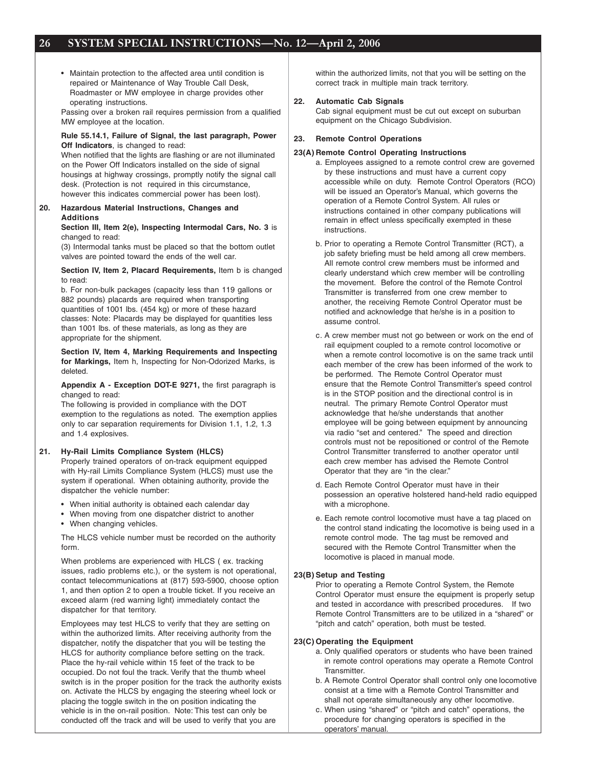- Maintain protection to the affected area until condition is repaired or Maintenance of Way Trouble Call Desk, Roadmaster or MW employee in charge provides other operating instructions.

Passing over a broken rail requires permission from a qualified MW employee at the location.

**Rule 55.14.1, Failure of Signal, the last paragraph, Power Off Indicators**, is changed to read:

When notified that the lights are flashing or are not illuminated on the Power Off Indicators installed on the side of signal housings at highway crossings, promptly notify the signal call desk. (Protection is not required in this circumstance, however this indicates commercial power has been lost).

## 20. Hazardous Material Instructions, Changes and Additions

**Section III, Item 2(e), Inspecting Intermodal Cars, No. 3** is changed to read:

(3) Intermodal tanks must be placed so that the bottom outlet valves are pointed toward the ends of the well car.

**Section IV, Item 2, Placard Requirements,** Item b is changed to read:

b. For non-bulk packages (capacity less than 119 gallons or 882 pounds) placards are required when transporting quantities of 1001 lbs. (454 kg) or more of these hazard classes: Note: Placards may be displayed for quantities less than 1001 lbs. of these materials, as long as they are appropriate for the shipment.

**Section IV, Item 4, Marking Requirements and Inspecting for Markings,** Item h, Inspecting for Non-Odorized Marks, is deleted.

**Appendix A - Exception DOT-E 9271,** the first paragraph is changed to read:

The following is provided in compliance with the DOT exemption to the regulations as noted. The exemption applies only to car separation requirements for Division 1.1, 1.2, 1.3 and 1.4 explosives.

## 21. Hy-Rail Limits Compliance System (HLCS)

Properly trained operators of on-track equipment equipped with Hy-rail Limits Compliance System (HLCS) must use the system if operational. When obtaining authority, provide the dispatcher the vehicle number:

- When initial authority is obtained each calendar day
- When moving from one dispatcher district to another
- When changing vehicles.

The HLCS vehicle number must be recorded on the authority form.

When problems are experienced with HLCS ( ex. tracking issues, radio problems etc.), or the system is not operational, contact telecommunications at (817) 593-5900, choose option 1, and then option 2 to open a trouble ticket. If you receive an exceed alarm (red warning light) immediately contact the dispatcher for that territory.

Employees may test HLCS to verify that they are setting on within the authorized limits. After receiving authority from the dispatcher, notify the dispatcher that you will be testing the HLCS for authority compliance before setting on the track. Place the hy-rail vehicle within 15 feet of the track to be occupied. Do not foul the track. Verify that the thumb wheel switch is in the proper position for the track the authority exists on. Activate the HLCS by engaging the steering wheel lock or placing the toggle switch in the on position indicating the vehicle is in the on-rail position. Note: This test can only be conducted off the track and will be used to verify that you are within the authorized limits, not that you will be setting on the correct track in multiple main track territory.

## 22. Automatic Cab Signals

Cab signal equipment must be cut out except on suburban equipment on the Chicago Subdivision.

## 23. Remote Control Operations

### 23(A) Remote Control Operating Instructions

a. Employees assigned to a remote control crew are governed by these instructions and must have a current copy accessible while on duty. Remote Control Operators (RCO) will be issued an Operator's Manual, which governs the operation of a Remote Control System. All rules or instructions contained in other company publications will remain in effect unless specifically exempted in these instructions.

b. Prior to operating a Remote Control Transmitter (RCT), a job safety briefing must be held among all crew members. All remote control crew members must be informed and clearly understand which crew member will be controlling the movement. Before the control of the Remote Control Transmitter is transferred from one crew member to another, the receiving Remote Control Operator must be notified and acknowledge that he/she is in a position to assume control.

c. A crew member must not go between or work on the end of rail equipment coupled to a remote control locomotive or when a remote control locomotive is on the same track until each member of the crew has been informed of the work to be performed. The Remote Control Operator must ensure that the Remote Control Transmitter's speed control is in the STOP position and the directional control is in neutral. The primary Remote Control Operator must acknowledge that he/she understands that another employee will be going between equipment by announcing via radio "set and centered." The speed and direction controls must not be repositioned or control of the Remote Control Transmitter transferred to another operator until each crew member has advised the Remote Control Operator that they are "in the clear."

d. Each Remote Control Operator must have in their possession an operative holstered hand-held radio equipped with a microphone.

e. Each remote control locomotive must have a tag placed on the control stand indicating the locomotive is being used in a remote control mode. The tag must be removed and secured with the Remote Control Transmitter when the locomotive is placed in manual mode.

### 23(B) Setup and Testing

Prior to operating a Remote Control System, the Remote Control Operator must ensure the equipment is properly setup and tested in accordance with prescribed procedures. If two Remote Control Transmitters are to be utilized in a "shared" or "pitch and catch" operation, both must be tested.

### 23(C) Operating the Equipment

a. Only qualified operators or students who have been trained in remote control operations may operate a Remote Control Transmitter.

b. A Remote Control Operator shall control only one locomotive consist at a time with a Remote Control Transmitter and shall not operate simultaneously any other locomotive.

c. When using "shared" or "pitch and catch" operations, the procedure for changing operators is specified in the operators' manual.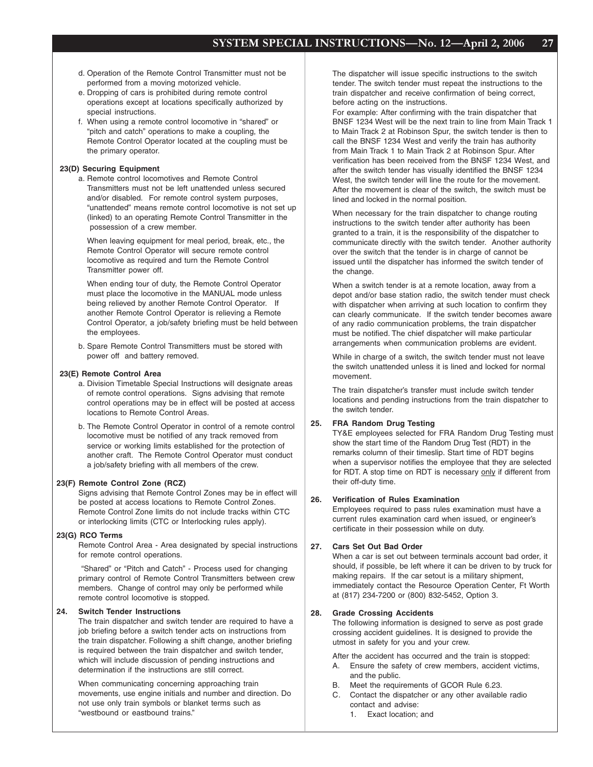d. Operation of the Remote Control Transmitter must not be performed from a moving motorized vehicle.

e. Dropping of cars is prohibited during remote control operations except at locations specifically authorized by special instructions.

f. When using a remote control locomotive in "shared" or "pitch and catch" operations to make a coupling, the Remote Control Operator located at the coupling must be the primary operator.

**23(D) Securing Equipment**

a. Remote control locomotives and Remote Control Transmitters must not be left unattended unless secured and/or disabled. For remote control system purposes, "unattended" means remote control locomotive is not set up (linked) to an operating Remote Control Transmitter in the possession of a crew member.

When leaving equipment for meal period, break, etc., the Remote Control Operator will secure remote control locomotive as required and turn the Remote Control Transmitter power off.

When ending tour of duty, the Remote Control Operator must place the locomotive in the MANUAL mode unless being relieved by another Remote Control Operator. If another Remote Control Operator is relieving a Remote Control Operator, a job/safety briefing must be held between the employees.

b. Spare Remote Control Transmitters must be stored with power off and battery removed.

**23(E) Remote Control Area**

a. Division Timetable Special Instructions will designate areas of remote control operations. Signs advising that remote control operations may be in effect will be posted at access locations to Remote Control Areas.

b. The Remote Control Operator in control of a remote control locomotive must be notified of any track removed from service or working limits established for the protection of another craft. The Remote Control Operator must conduct a job/safety briefing with all members of the crew.

**23(F) Remote Control Zone (RCZ)**

Signs advising that Remote Control Zones may be in effect will be posted at access locations to Remote Control Zones. Remote Control Zone limits do not include tracks within CTC or interlocking limits (CTC or Interlocking rules apply).

**23(G) RCO Terms**

Remote Control Area - Area designated by special instructions for remote control operations.

"Shared" or "Pitch and Catch" - Process used for changing primary control of Remote Control Transmitters between crew members. Change of control may only be performed while remote control locomotive is stopped.

**24. Switch Tender Instructions**

The train dispatcher and switch tender are required to have a job briefing before a switch tender acts on instructions from the train dispatcher. Following a shift change, another briefing is required between the train dispatcher and switch tender, which will include discussion of pending instructions and determination if the instructions are still correct.

When communicating concerning approaching train movements, use engine initials and number and direction. Do not use only train symbols or blanket terms such as "westbound or eastbound trains."

The dispatcher will issue specific instructions to the switch tender. The switch tender must repeat the instructions to the train dispatcher and receive confirmation of being correct, before acting on the instructions.

For example: After confirming with the train dispatcher that BNSF 1234 West will be the next train to line from Main Track 1 to Main Track 2 at Robinson Spur, the switch tender is then to call the BNSF 1234 West and verify the train has authority from Main Track 1 to Main Track 2 at Robinson Spur. After verification has been received from the BNSF 1234 West, and after the switch tender has visually identified the BNSF 1234 West, the switch tender will line the route for the movement. After the movement is clear of the switch, the switch must be lined and locked in the normal position.

When necessary for the train dispatcher to change routing instructions to the switch tender after authority has been granted to a train, it is the responsibility of the dispatcher to communicate directly with the switch tender. Another authority over the switch that the tender is in charge of cannot be issued until the dispatcher has informed the switch tender of the change.

When a switch tender is at a remote location, away from a depot and/or base station radio, the switch tender must check with dispatcher when arriving at such location to confirm they can clearly communicate. If the switch tender becomes aware of any radio communication problems, the train dispatcher must be notified. The chief dispatcher will make particular arrangements when communication problems are evident.

While in charge of a switch, the switch tender must not leave the switch unattended unless it is lined and locked for normal movement.

The train dispatcher's transfer must include switch tender locations and pending instructions from the train dispatcher to the switch tender.

**25. FRA Random Drug Testing**

TY&E employees selected for FRA Random Drug Testing must show the start time of the Random Drug Test (RDT) in the remarks column of their timeslip. Start time of RDT begins when a supervisor notifies the employee that they are selected for RDT. A stop time on RDT is necessary only if different from their off-duty time.

**26. Verification of Rules Examination**

Employees required to pass rules examination must have a current rules examination card when issued, or engineer's certificate in their possession while on duty.

**27. Cars Set Out Bad Order**

When a car is set out between terminals account bad order, it should, if possible, be left where it can be driven to by truck for making repairs. If the car setout is a military shipment, immediately contact the Resource Operation Center, Ft Worth at (817) 234-7200 or (800) 832-5452, Option 3.

**28. Grade Crossing Accidents**

The following information is designed to serve as post grade crossing accident guidelines. It is designed to provide the utmost in safety for you and your crew.

After the accident has occurred and the train is stopped:

A. Ensure the safety of crew members, accident victims, and the public.

B. Meet the requirements of GCOR Rule 6.23.

C. Contact the dispatcher or any other available radio contact and advise:

1. Exact location; and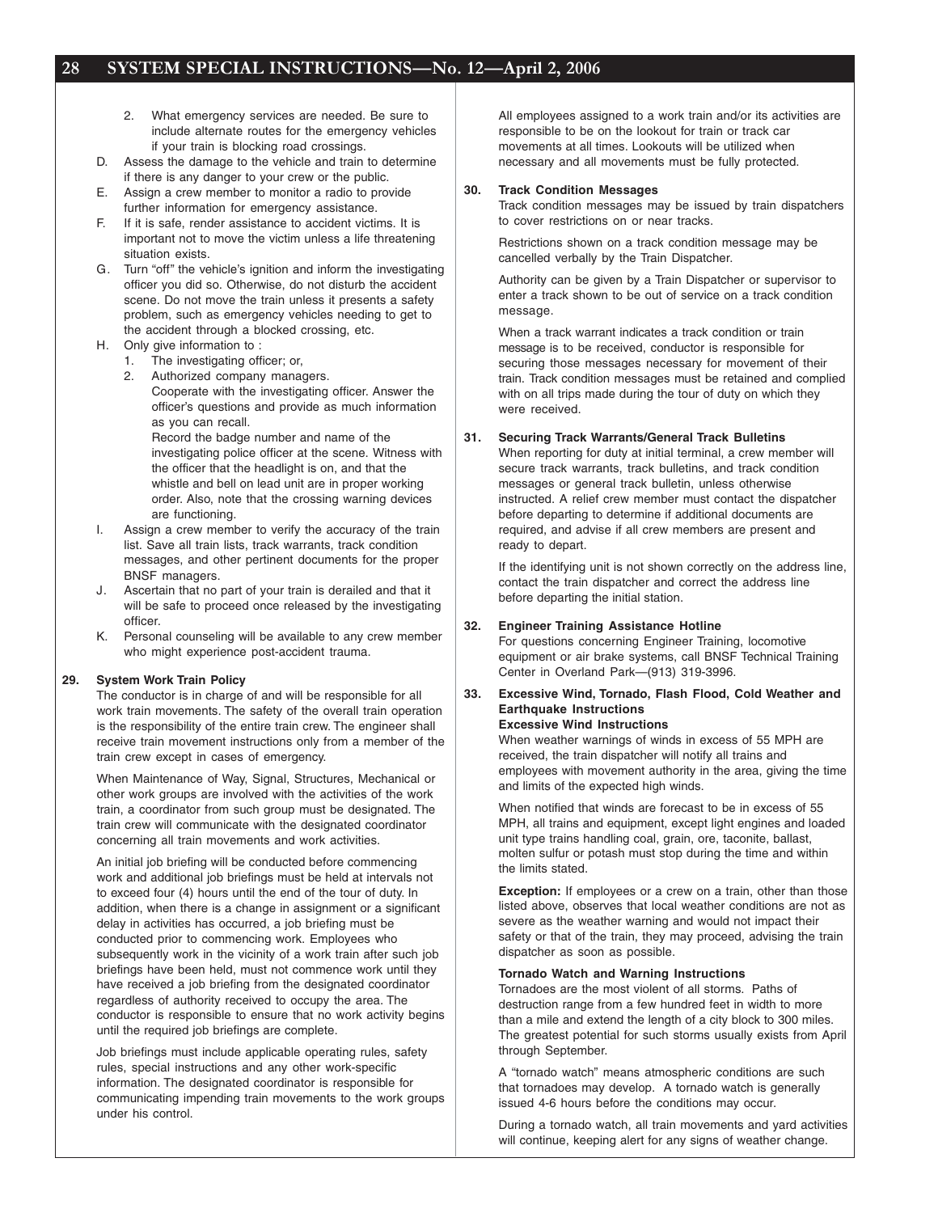2. What emergency services are needed. Be sure to include alternate routes for the emergency vehicles if your train is blocking road crossings.

D. Assess the damage to the vehicle and train to determine if there is any danger to your crew or the public.

E. Assign a crew member to monitor a radio to provide further information for emergency assistance.

F. If it is safe, render assistance to accident victims. It is important not to move the victim unless a life threatening situation exists.

G. Turn "off" the vehicle's ignition and inform the investigating officer you did so. Otherwise, do not disturb the accident scene. Do not move the train unless it presents a safety problem, such as emergency vehicles needing to get to the accident through a blocked crossing, etc.

H. Only give information to :
   1. The investigating officer; or,
   2. Authorized company managers.

   Cooperate with the investigating officer. Answer the officer's questions and provide as much information as you can recall.

   Record the badge number and name of the investigating police officer at the scene. Witness with the officer that the headlight is on, and that the whistle and bell on lead unit are in proper working order. Also, note that the crossing warning devices are functioning.

I. Assign a crew member to verify the accuracy of the train list. Save all train lists, track warrants, track condition messages, and other pertinent documents for the proper BNSF managers.

J. Ascertain that no part of your train is derailed and that it will be safe to proceed once released by the investigating officer.

K. Personal counseling will be available to any crew member who might experience post-accident trauma.

**29. System Work Train Policy**

The conductor is in charge of and will be responsible for all work train movements. The safety of the overall train operation is the responsibility of the entire train crew. The engineer shall receive train movement instructions only from a member of the train crew except in cases of emergency.

When Maintenance of Way, Signal, Structures, Mechanical or other work groups are involved with the activities of the work train, a coordinator from such group must be designated. The train crew will communicate with the designated coordinator concerning all train movements and work activities.

An initial job briefing will be conducted before commencing work and additional job briefings must be held at intervals not to exceed four (4) hours until the end of the tour of duty. In addition, when there is a change in assignment or a significant delay in activities has occurred, a job briefing must be conducted prior to commencing work. Employees who subsequently work in the vicinity of a work train after such job briefings have been held, must not commence work until they have received a job briefing from the designated coordinator regardless of authority received to occupy the area. The conductor is responsible to ensure that no work activity begins until the required job briefings are complete.

Job briefings must include applicable operating rules, safety rules, special instructions and any other work-specific information. The designated coordinator is responsible for communicating impending train movements to the work groups under his control.

All employees assigned to a work train and/or its activities are responsible to be on the lookout for train or track car movements at all times. Lookouts will be utilized when necessary and all movements must be fully protected.

**30. Track Condition Messages**

Track condition messages may be issued by train dispatchers to cover restrictions on or near tracks.

Restrictions shown on a track condition message may be cancelled verbally by the Train Dispatcher.

Authority can be given by a Train Dispatcher or supervisor to enter a track shown to be out of service on a track condition message.

When a track warrant indicates a track condition or train message is to be received, conductor is responsible for securing those messages necessary for movement of their train. Track condition messages must be retained and complied with on all trips made during the tour of duty on which they were received.

**31. Securing Track Warrants/General Track Bulletins**

When reporting for duty at initial terminal, a crew member will secure track warrants, track bulletins, and track condition messages or general track bulletin, unless otherwise instructed. A relief crew member must contact the dispatcher before departing to determine if additional documents are required, and advise if all crew members are present and ready to depart.

If the identifying unit is not shown correctly on the address line, contact the train dispatcher and correct the address line before departing the initial station.

**32. Engineer Training Assistance Hotline**

For questions concerning Engineer Training, locomotive equipment or air brake systems, call BNSF Technical Training Center in Overland Park—(913) 319-3996.

**33. Excessive Wind, Tornado, Flash Flood, Cold Weather and Earthquake Instructions**

**Excessive Wind Instructions**

When weather warnings of winds in excess of 55 MPH are received, the train dispatcher will notify all trains and employees with movement authority in the area, giving the time and limits of the expected high winds.

When notified that winds are forecast to be in excess of 55 MPH, all trains and equipment, except light engines and loaded unit type trains handling coal, grain, ore, taconite, ballast, molten sulfur or potash must stop during the time and within the limits stated.

**Exception:** If employees or a crew on a train, other than those listed above, observes that local weather conditions are not as severe as the weather warning and would not impact their safety or that of the train, they may proceed, advising the train dispatcher as soon as possible.

**Tornado Watch and Warning Instructions**

Tornadoes are the most violent of all storms. Paths of destruction range from a few hundred feet in width to more than a mile and extend the length of a city block to 300 miles. The greatest potential for such storms usually exists from April through September.

A "tornado watch" means atmospheric conditions are such that tornadoes may develop. A tornado watch is generally issued 4-6 hours before the conditions may occur.

During a tornado watch, all train movements and yard activities will continue, keeping alert for any signs of weather change.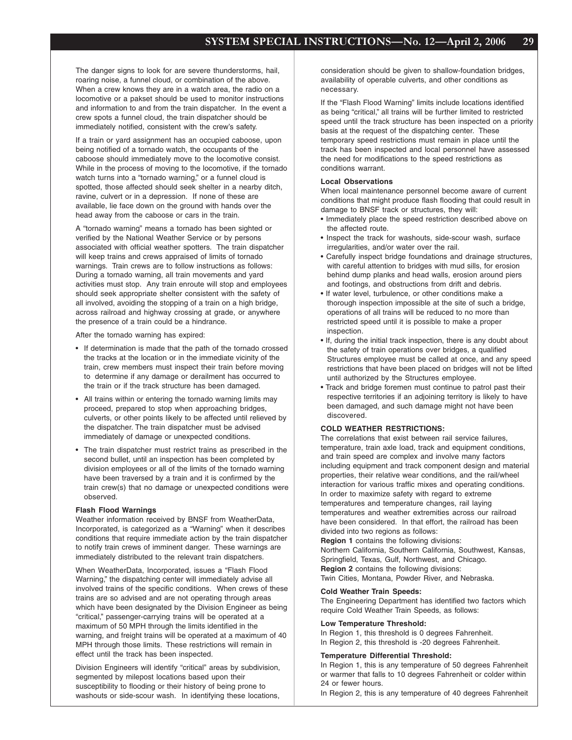The danger signs to look for are severe thunderstorms, hail, roaring noise, a funnel cloud, or combination of the above. When a crew knows they are in a watch area, the radio on a locomotive or a pakset should be used to monitor instructions and information to and from the train dispatcher. In the event a crew spots a funnel cloud, the train dispatcher should be immediately notified, consistent with the crew's safety.

If a train or yard assignment has an occupied caboose, upon being notified of a tornado watch, the occupants of the caboose should immediately move to the locomotive consist. While in the process of moving to the locomotive, if the tornado watch turns into a "tornado warning," or a funnel cloud is spotted, those affected should seek shelter in a nearby ditch, ravine, culvert or in a depression. If none of these are available, lie face down on the ground with hands over the head away from the caboose or cars in the train.

A "tornado warning" means a tornado has been sighted or verified by the National Weather Service or by persons associated with official weather spotters. The train dispatcher will keep trains and crews appraised of limits of tornado warnings. Train crews are to follow instructions as follows: During a tornado warning, all train movements and yard activities must stop. Any train enroute will stop and employees should seek appropriate shelter consistent with the safety of all involved, avoiding the stopping of a train on a high bridge, across railroad and highway crossing at grade, or anywhere the presence of a train could be a hindrance.

After the tornado warning has expired:

- If determination is made that the path of the tornado crossed the tracks at the location or in the immediate vicinity of the train, crew members must inspect their train before moving to determine if any damage or derailment has occurred to the train or if the track structure has been damaged.
- All trains within or entering the tornado warning limits may proceed, prepared to stop when approaching bridges, culverts, or other points likely to be affected until relieved by the dispatcher. The train dispatcher must be advised immediately of damage or unexpected conditions.
- The train dispatcher must restrict trains as prescribed in the second bullet, until an inspection has been completed by division employees or all of the limits of the tornado warning have been traversed by a train and it is confirmed by the train crew(s) that no damage or unexpected conditions were observed.

**Flash Flood Warnings**

Weather information received by BNSF from WeatherData, Incorporated, is categorized as a "Warning" when it describes conditions that require immediate action by the train dispatcher to notify train crews of imminent danger. These warnings are immediately distributed to the relevant train dispatchers.

When WeatherData, Incorporated, issues a "Flash Flood Warning," the dispatching center will immediately advise all involved trains of the specific conditions. When crews of these trains are so advised and are not operating through areas which have been designated by the Division Engineer as being "critical," passenger-carrying trains will be operated at a maximum of 50 MPH through the limits identified in the warning, and freight trains will be operated at a maximum of 40 MPH through those limits. These restrictions will remain in effect until the track has been inspected.

Division Engineers will identify "critical" areas by subdivision, segmented by milepost locations based upon their susceptibility to flooding or their history of being prone to washouts or side-scour wash. In identifying these locations, consideration should be given to shallow-foundation bridges, availability of operable culverts, and other conditions as necessary.

If the "Flash Flood Warning" limits include locations identified as being "critical," all trains will be further limited to restricted speed until the track structure has been inspected on a priority basis at the request of the dispatching center. These temporary speed restrictions must remain in place until the track has been inspected and local personnel have assessed the need for modifications to the speed restrictions as conditions warrant.

**Local Observations**

When local maintenance personnel become aware of current conditions that might produce flash flooding that could result in damage to BNSF track or structures, they will:

- Immediately place the speed restriction described above on the affected route.
- Inspect the track for washouts, side-scour wash, surface irregularities, and/or water over the rail.
- Carefully inspect bridge foundations and drainage structures, with careful attention to bridges with mud sills, for erosion behind dump planks and head walls, erosion around piers and footings, and obstructions from drift and debris.
- If water level, turbulence, or other conditions make a thorough inspection impossible at the site of such a bridge, operations of all trains will be reduced to no more than restricted speed until it is possible to make a proper inspection.
- If, during the initial track inspection, there is any doubt about the safety of train operations over bridges, a qualified Structures employee must be called at once, and any speed restrictions that have been placed on bridges will not be lifted until authorized by the Structures employee.
- Track and bridge foremen must continue to patrol past their respective territories if an adjoining territory is likely to have been damaged, and such damage might not have been discovered.

**COLD WEATHER RESTRICTIONS:**

The correlations that exist between rail service failures, temperature, train axle load, track and equipment conditions, and train speed are complex and involve many factors including equipment and track component design and material properties, their relative wear conditions, and the rail/wheel interaction for various traffic mixes and operating conditions. In order to maximize safety with regard to extreme temperatures and temperature changes, rail laying temperatures and weather extremities across our railroad have been considered. In that effort, the railroad has been divided into two regions as follows:

**Region 1** contains the following divisions:
Northern California, Southern California, Southwest, Kansas, Springfield, Texas, Gulf, Northwest, and Chicago.

**Region 2** contains the following divisions:
Twin Cities, Montana, Powder River, and Nebraska.

**Cold Weather Train Speeds:**

The Engineering Department has identified two factors which require Cold Weather Train Speeds, as follows:

**Low Temperature Threshold:**

In Region 1, this threshold is 0 degrees Fahrenheit.
In Region 2, this threshold is -20 degrees Fahrenheit.

**Temperature Differential Threshold:**

In Region 1, this is any temperature of 50 degrees Fahrenheit or warmer that falls to 10 degrees Fahrenheit or colder within 24 or fewer hours.
In Region 2, this is any temperature of 40 degrees Fahrenheit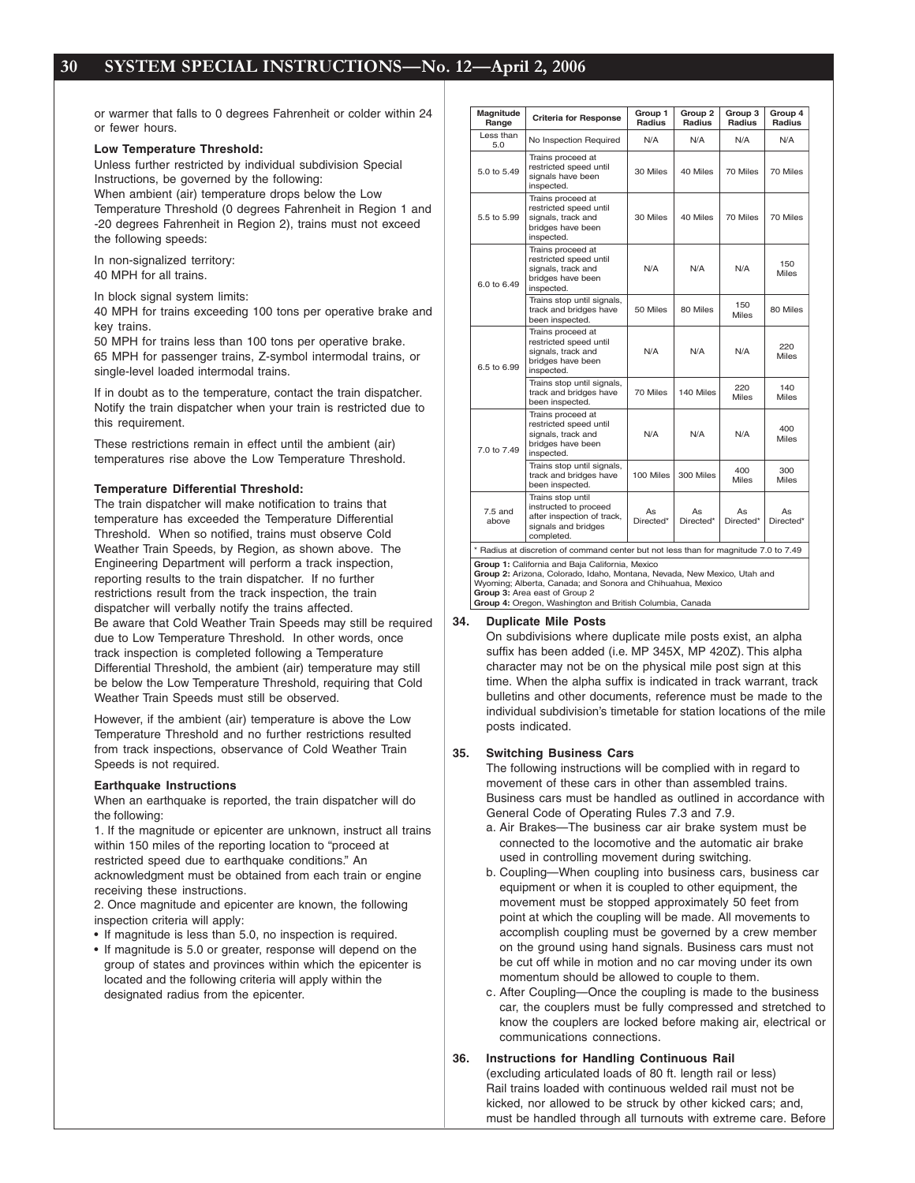or warmer that falls to 0 degrees Fahrenheit or colder within 24 or fewer hours.

**Low Temperature Threshold:**

Unless further restricted by individual subdivision Special Instructions, be governed by the following:
When ambient (air) temperature drops below the Low Temperature Threshold (0 degrees Fahrenheit in Region 1 and -20 degrees Fahrenheit in Region 2), trains must not exceed the following speeds:

In non-signalized territory:
40 MPH for all trains.

In block signal system limits:
40 MPH for trains exceeding 100 tons per operative brake and key trains.
50 MPH for trains less than 100 tons per operative brake.
65 MPH for passenger trains, Z-symbol intermodal trains, or single-level loaded intermodal trains.

If in doubt as to the temperature, contact the train dispatcher. Notify the train dispatcher when your train is restricted due to this requirement.

These restrictions remain in effect until the ambient (air) temperatures rise above the Low Temperature Threshold.

**Temperature Differential Threshold:**

The train dispatcher will make notification to trains that temperature has exceeded the Temperature Differential Threshold. When so notified, trains must observe Cold Weather Train Speeds, by Region, as shown above. The Engineering Department will perform a track inspection, reporting results to the train dispatcher. If no further restrictions result from the track inspection, the train dispatcher will verbally notify the trains affected.
Be aware that Cold Weather Train Speeds may still be required due to Low Temperature Threshold. In other words, once track inspection is completed following a Temperature Differential Threshold, the ambient (air) temperature may still be below the Low Temperature Threshold, requiring that Cold Weather Train Speeds must still be observed.

However, if the ambient (air) temperature is above the Low Temperature Threshold and no further restrictions resulted from track inspections, observance of Cold Weather Train Speeds is not required.

**Earthquake Instructions**

When an earthquake is reported, the train dispatcher will do the following:

1. If the magnitude or epicenter are unknown, instruct all trains within 150 miles of the reporting location to "proceed at restricted speed due to earthquake conditions." An acknowledgment must be obtained from each train or engine receiving these instructions.

2. Once magnitude and epicenter are known, the following inspection criteria will apply:

- If magnitude is less than 5.0, no inspection is required.
- If magnitude is 5.0 or greater, response will depend on the group of states and provinces within which the epicenter is located and the following criteria will apply within the designated radius from the epicenter.

| Magnitude Range | Criteria for Response | Group 1 Radius | Group 2 Radius | Group 3 Radius | Group 4 Radius |
|---|---|---|---|---|---|
| Less than 5.0 | No Inspection Required | N/A | N/A | N/A | N/A |
| 5.0 to 5.49 | Trains proceed at restricted speed until signals have been inspected. | 30 Miles | 40 Miles | 70 Miles | 70 Miles |
| 5.5 to 5.99 | Trains proceed at restricted speed until signals, track and bridges have been inspected. | 30 Miles | 40 Miles | 70 Miles | 70 Miles |
| 6.0 to 6.49 | Trains proceed at restricted speed until signals, track and bridges have been inspected. | N/A | N/A | N/A | 150 Miles |
| | Trains stop until signals, track and bridges have been inspected. | 50 Miles | 80 Miles | 150 Miles | 80 Miles |
| 6.5 to 6.99 | Trains proceed at restricted speed until signals, track and bridges have been inspected. | N/A | N/A | N/A | 220 Miles |
| | Trains stop until signals, track and bridges have been inspected. | 70 Miles | 140 Miles | 220 Miles | 140 Miles |
| 7.0 to 7.49 | Trains proceed at restricted speed until signals, track and bridges have been inspected. | N/A | N/A | N/A | 400 Miles |
| | Trains stop until signals, track and bridges have been inspected. | 100 Miles | 300 Miles | 400 Miles | 300 Miles |
| 7.5 and above | Trains stop until instructed to proceed after inspection of track, signals and bridges completed. | As Directed* | As Directed* | As Directed* | As Directed* |

\* Radius at discretion of command center but not less than for magnitude 7.0 to 7.49

**Group 1:** California and Baja California, Mexico
**Group 2:** Arizona, Colorado, Idaho, Montana, Nevada, New Mexico, Utah and Wyoming; Alberta, Canada; and Sonora and Chihuahua, Mexico
**Group 3:** Area east of Group 2
**Group 4:** Oregon, Washington and British Columbia, Canada

## 34. Duplicate Mile Posts

On subdivisions where duplicate mile posts exist, an alpha suffix has been added (i.e. MP 345X, MP 420Z). This alpha character may not be on the physical mile post sign at this time. When the alpha suffix is indicated in track warrant, track bulletins and other documents, reference must be made to the individual subdivision's timetable for station locations of the mile posts indicated.

## 35. Switching Business Cars

The following instructions will be complied with in regard to movement of these cars in other than assembled trains. Business cars must be handled as outlined in accordance with General Code of Operating Rules 7.3 and 7.9.

a. Air Brakes—The business car air brake system must be connected to the locomotive and the automatic air brake used in controlling movement during switching.

b. Coupling—When coupling into business cars, business car equipment or when it is coupled to other equipment, the movement must be stopped approximately 50 feet from point at which the coupling will be made. All movements to accomplish coupling must be governed by a crew member on the ground using hand signals. Business cars must not be cut off while in motion and no car moving under its own momentum should be allowed to couple to them.

c. After Coupling—Once the coupling is made to the business car, the couplers must be fully compressed and stretched to know the couplers are locked before making air, electrical or communications connections.

## 36. Instructions for Handling Continuous Rail

(excluding articulated loads of 80 ft. length rail or less)
Rail trains loaded with continuous welded rail must not be kicked, nor allowed to be struck by other kicked cars; and, must be handled through all turnouts with extreme care. Before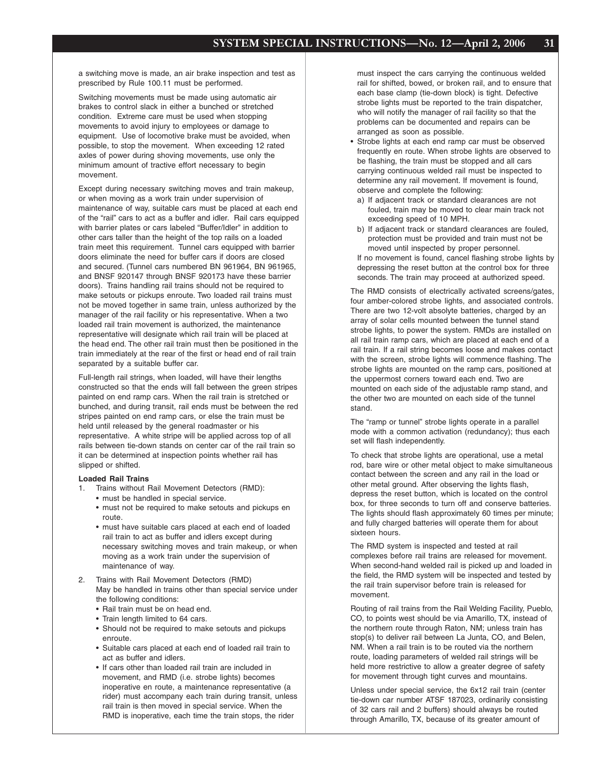a switching move is made, an air brake inspection and test as prescribed by Rule 100.11 must be performed.

Switching movements must be made using automatic air brakes to control slack in either a bunched or stretched condition. Extreme care must be used when stopping movements to avoid injury to employees or damage to equipment. Use of locomotive brake must be avoided, when possible, to stop the movement. When exceeding 12 rated axles of power during shoving movements, use only the minimum amount of tractive effort necessary to begin movement.

Except during necessary switching moves and train makeup, or when moving as a work train under supervision of maintenance of way, suitable cars must be placed at each end of the "rail" cars to act as a buffer and idler. Rail cars equipped with barrier plates or cars labeled "Buffer/Idler" in addition to other cars taller than the height of the top rails on a loaded train meet this requirement. Tunnel cars equipped with barrier doors eliminate the need for buffer cars if doors are closed and secured. (Tunnel cars numbered BN 961964, BN 961965, and BNSF 920147 through BNSF 920173 have these barrier doors). Trains handling rail trains should not be required to make setouts or pickups enroute. Two loaded rail trains must not be moved together in same train, unless authorized by the manager of the rail facility or his representative. When a two loaded rail train movement is authorized, the maintenance representative will designate which rail train will be placed at the head end. The other rail train must then be positioned in the train immediately at the rear of the first or head end of rail train separated by a suitable buffer car.

Full-length rail strings, when loaded, will have their lengths constructed so that the ends will fall between the green stripes painted on end ramp cars. When the rail train is stretched or bunched, and during transit, rail ends must be between the red stripes painted on end ramp cars, or else the train must be held until released by the general roadmaster or his representative. A white stripe will be applied across top of all rails between tie-down stands on center car of the rail train so it can be determined at inspection points whether rail has slipped or shifted.

**Loaded Rail Trains**

1. Trains without Rail Movement Detectors (RMD):
   - must be handled in special service.
   - must not be required to make setouts and pickups en route.
   - must have suitable cars placed at each end of loaded rail train to act as buffer and idlers except during necessary switching moves and train makeup, or when moving as a work train under the supervision of maintenance of way.

2. Trains with Rail Movement Detectors (RMD)
   May be handled in trains other than special service under the following conditions:
   - Rail train must be on head end.
   - Train length limited to 64 cars.
   - Should not be required to make setouts and pickups enroute.
   - Suitable cars placed at each end of loaded rail train to act as buffer and idlers.
   - If cars other than loaded rail train are included in movement, and RMD (i.e. strobe lights) becomes inoperative en route, a maintenance representative (a rider) must accompany each train during transit, unless rail train is then moved in special service. When the RMD is inoperative, each time the train stops, the rider must inspect the cars carrying the continuous welded rail for shifted, bowed, or broken rail, and to ensure that each base clamp (tie-down block) is tight. Defective strobe lights must be reported to the train dispatcher, who will notify the manager of rail facility so that the problems can be documented and repairs can be arranged as soon as possible.
   - Strobe lights at each end ramp car must be observed frequently en route. When strobe lights are observed to be flashing, the train must be stopped and all cars carrying continuous welded rail must be inspected to determine any rail movement. If movement is found, observe and complete the following:
     a) If adjacent track or standard clearances are not fouled, train may be moved to clear main track not exceeding speed of 10 MPH.
     b) If adjacent track or standard clearances are fouled, protection must be provided and train must not be moved until inspected by proper personnel.

   If no movement is found, cancel flashing strobe lights by depressing the reset button at the control box for three seconds. The train may proceed at authorized speed.

The RMD consists of electrically activated screens/gates, four amber-colored strobe lights, and associated controls. There are two 12-volt absolyte batteries, charged by an array of solar cells mounted between the tunnel stand strobe lights, to power the system. RMDs are installed on all rail train ramp cars, which are placed at each end of a rail train. If a rail string becomes loose and makes contact with the screen, strobe lights will commence flashing. The strobe lights are mounted on the ramp cars, positioned at the uppermost corners toward each end. Two are mounted on each side of the adjustable ramp stand, and the other two are mounted on each side of the tunnel stand.

The "ramp or tunnel" strobe lights operate in a parallel mode with a common activation (redundancy); thus each set will flash independently.

To check that strobe lights are operational, use a metal rod, bare wire or other metal object to make simultaneous contact between the screen and any rail in the load or other metal ground. After observing the lights flash, depress the reset button, which is located on the control box, for three seconds to turn off and conserve batteries. The lights should flash approximately 60 times per minute; and fully charged batteries will operate them for about sixteen hours.

The RMD system is inspected and tested at rail complexes before rail trains are released for movement. When second-hand welded rail is picked up and loaded in the field, the RMD system will be inspected and tested by the rail train supervisor before train is released for movement.

Routing of rail trains from the Rail Welding Facility, Pueblo, CO, to points west should be via Amarillo, TX, instead of the northern route through Raton, NM; unless train has stop(s) to deliver rail between La Junta, CO, and Belen, NM. When a rail train is to be routed via the northern route, loading parameters of welded rail strings will be held more restrictive to allow a greater degree of safety for movement through tight curves and mountains.

Unless under special service, the 6x12 rail train (center tie-down car number ATSF 187023, ordinarily consisting of 32 cars rail and 2 buffers) should always be routed through Amarillo, TX, because of its greater amount of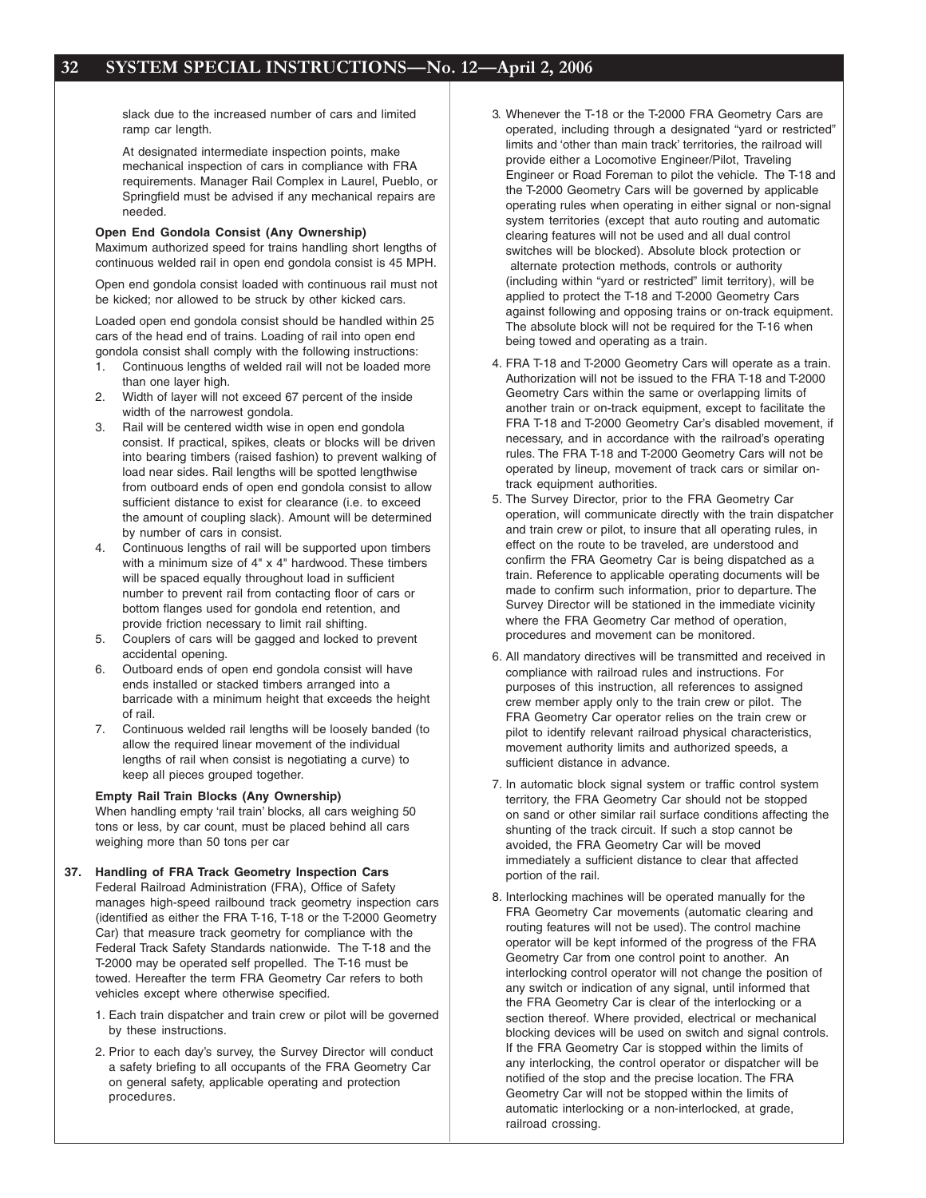slack due to the increased number of cars and limited ramp car length.

At designated intermediate inspection points, make mechanical inspection of cars in compliance with FRA requirements. Manager Rail Complex in Laurel, Pueblo, or Springfield must be advised if any mechanical repairs are needed.

**Open End Gondola Consist (Any Ownership)**

Maximum authorized speed for trains handling short lengths of continuous welded rail in open end gondola consist is 45 MPH.

Open end gondola consist loaded with continuous rail must not be kicked; nor allowed to be struck by other kicked cars.

Loaded open end gondola consist should be handled within 25 cars of the head end of trains. Loading of rail into open end gondola consist shall comply with the following instructions:

1. Continuous lengths of welded rail will not be loaded more than one layer high.
2. Width of layer will not exceed 67 percent of the inside width of the narrowest gondola.
3. Rail will be centered width wise in open end gondola consist. If practical, spikes, cleats or blocks will be driven into bearing timbers (raised fashion) to prevent walking of load near sides. Rail lengths will be spotted lengthwise from outboard ends of open end gondola consist to allow sufficient distance to exist for clearance (i.e. to exceed the amount of coupling slack). Amount will be determined by number of cars in consist.
4. Continuous lengths of rail will be supported upon timbers with a minimum size of 4" x 4" hardwood. These timbers will be spaced equally throughout load in sufficient number to prevent rail from contacting floor of cars or bottom flanges used for gondola end retention, and provide friction necessary to limit rail shifting.
5. Couplers of cars will be gagged and locked to prevent accidental opening.
6. Outboard ends of open end gondola consist will have ends installed or stacked timbers arranged into a barricade with a minimum height that exceeds the height of rail.
7. Continuous welded rail lengths will be loosely banded (to allow the required linear movement of the individual lengths of rail when consist is negotiating a curve) to keep all pieces grouped together.

**Empty Rail Train Blocks (Any Ownership)**

When handling empty 'rail train' blocks, all cars weighing 50 tons or less, by car count, must be placed behind all cars weighing more than 50 tons per car

**37. Handling of FRA Track Geometry Inspection Cars**

Federal Railroad Administration (FRA), Office of Safety manages high-speed railbound track geometry inspection cars (identified as either the FRA T-16, T-18 or the T-2000 Geometry Car) that measure track geometry for compliance with the Federal Track Safety Standards nationwide. The T-18 and the T-2000 may be operated self propelled. The T-16 must be towed. Hereafter the term FRA Geometry Car refers to both vehicles except where otherwise specified.

1. Each train dispatcher and train crew or pilot will be governed by these instructions.
2. Prior to each day's survey, the Survey Director will conduct a safety briefing to all occupants of the FRA Geometry Car on general safety, applicable operating and protection procedures.
3. Whenever the T-18 or the T-2000 FRA Geometry Cars are operated, including through a designated "yard or restricted" limits and 'other than main track' territories, the railroad will provide either a Locomotive Engineer/Pilot, Traveling Engineer or Road Foreman to pilot the vehicle. The T-18 and the T-2000 Geometry Cars will be governed by applicable operating rules when operating in either signal or non-signal system territories (except that auto routing and automatic clearing features will not be used and all dual control switches will be blocked). Absolute block protection or alternate protection methods, controls or authority (including within "yard or restricted" limit territory), will be applied to protect the T-18 and T-2000 Geometry Cars against following and opposing trains or on-track equipment. The absolute block will not be required for the T-16 when being towed and operating as a train.
4. FRA T-18 and T-2000 Geometry Cars will operate as a train. Authorization will not be issued to the FRA T-18 and T-2000 Geometry Cars within the same or overlapping limits of another train or on-track equipment, except to facilitate the FRA T-18 and T-2000 Geometry Car's disabled movement, if necessary, and in accordance with the railroad's operating rules. The FRA T-18 and T-2000 Geometry Cars will not be operated by lineup, movement of track cars or similar on-track equipment authorities.
5. The Survey Director, prior to the FRA Geometry Car operation, will communicate directly with the train dispatcher and train crew or pilot, to insure that all operating rules, in effect on the route to be traveled, are understood and confirm the FRA Geometry Car is being dispatched as a train. Reference to applicable operating documents will be made to confirm such information, prior to departure. The Survey Director will be stationed in the immediate vicinity where the FRA Geometry Car method of operation, procedures and movement can be monitored.
6. All mandatory directives will be transmitted and received in compliance with railroad rules and instructions. For purposes of this instruction, all references to assigned crew member apply only to the train crew or pilot. The FRA Geometry Car operator relies on the train crew or pilot to identify relevant railroad physical characteristics, movement authority limits and authorized speeds, a sufficient distance in advance.
7. In automatic block signal system or traffic control system territory, the FRA Geometry Car should not be stopped on sand or other similar rail surface conditions affecting the shunting of the track circuit. If such a stop cannot be avoided, the FRA Geometry Car will be moved immediately a sufficient distance to clear that affected portion of the rail.
8. Interlocking machines will be operated manually for the FRA Geometry Car movements (automatic clearing and routing features will not be used). The control machine operator will be kept informed of the progress of the FRA Geometry Car from one control point to another. An interlocking control operator will not change the position of any switch or indication of any signal, until informed that the FRA Geometry Car is clear of the interlocking or a section thereof. Where provided, electrical or mechanical blocking devices will be used on switch and signal controls. If the FRA Geometry Car is stopped within the limits of any interlocking, the control operator or dispatcher will be notified of the stop and the precise location. The FRA Geometry Car will not be stopped within the limits of automatic interlocking or a non-interlocked, at grade, railroad crossing.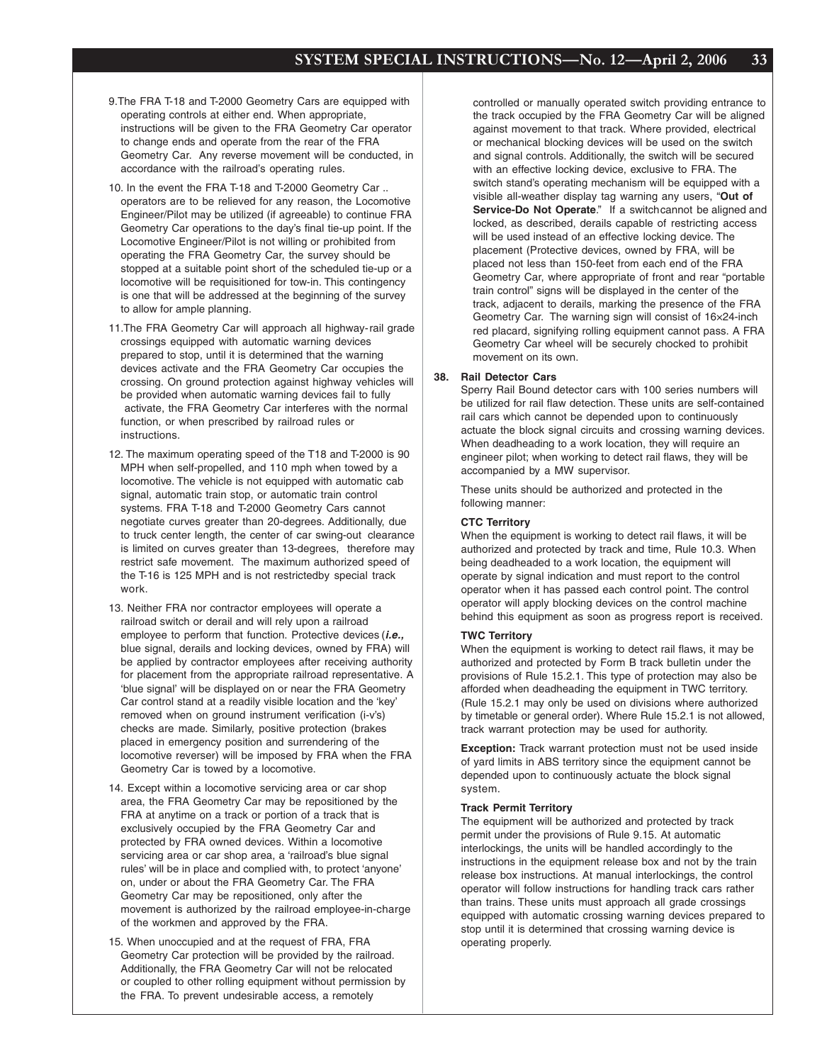9.The FRA T-18 and T-2000 Geometry Cars are equipped with operating controls at either end. When appropriate, instructions will be given to the FRA Geometry Car operator to change ends and operate from the rear of the FRA Geometry Car. Any reverse movement will be conducted, in accordance with the railroad's operating rules.

10. In the event the FRA T-18 and T-2000 Geometry Car .. operators are to be relieved for any reason, the Locomotive Engineer/Pilot may be utilized (if agreeable) to continue FRA Geometry Car operations to the day's final tie-up point. If the Locomotive Engineer/Pilot is not willing or prohibited from operating the FRA Geometry Car, the survey should be stopped at a suitable point short of the scheduled tie-up or a locomotive will be requisitioned for tow-in. This contingency is one that will be addressed at the beginning of the survey to allow for ample planning.

11.The FRA Geometry Car will approach all highway-rail grade crossings equipped with automatic warning devices prepared to stop, until it is determined that the warning devices activate and the FRA Geometry Car occupies the crossing. On ground protection against highway vehicles will be provided when automatic warning devices fail to fully activate, the FRA Geometry Car interferes with the normal function, or when prescribed by railroad rules or instructions.

12. The maximum operating speed of the T18 and T-2000 is 90 MPH when self-propelled, and 110 mph when towed by a locomotive. The vehicle is not equipped with automatic cab signal, automatic train stop, or automatic train control systems. FRA T-18 and T-2000 Geometry Cars cannot negotiate curves greater than 20-degrees. Additionally, due to truck center length, the center of car swing-out clearance is limited on curves greater than 13-degrees, therefore may restrict safe movement. The maximum authorized speed of the T-16 is 125 MPH and is not restrictedby special track work.

13. Neither FRA nor contractor employees will operate a railroad switch or derail and will rely upon a railroad employee to perform that function. Protective devices (***i.e.,*** blue signal, derails and locking devices, owned by FRA) will be applied by contractor employees after receiving authority for placement from the appropriate railroad representative. A 'blue signal' will be displayed on or near the FRA Geometry Car control stand at a readily visible location and the 'key' removed when on ground instrument verification (i-v's) checks are made. Similarly, positive protection (brakes placed in emergency position and surrendering of the locomotive reverser) will be imposed by FRA when the FRA Geometry Car is towed by a locomotive.

14. Except within a locomotive servicing area or car shop area, the FRA Geometry Car may be repositioned by the FRA at anytime on a track or portion of a track that is exclusively occupied by the FRA Geometry Car and protected by FRA owned devices. Within a locomotive servicing area or car shop area, a 'railroad's blue signal rules' will be in place and complied with, to protect 'anyone' on, under or about the FRA Geometry Car. The FRA Geometry Car may be repositioned, only after the movement is authorized by the railroad employee-in-charge of the workmen and approved by the FRA.

15. When unoccupied and at the request of FRA, FRA Geometry Car protection will be provided by the railroad. Additionally, the FRA Geometry Car will not be relocated or coupled to other rolling equipment without permission by the FRA. To prevent undesirable access, a remotely controlled or manually operated switch providing entrance to the track occupied by the FRA Geometry Car will be aligned against movement to that track. Where provided, electrical or mechanical blocking devices will be used on the switch and signal controls. Additionally, the switch will be secured with an effective locking device, exclusive to FRA. The switch stand's operating mechanism will be equipped with a visible all-weather display tag warning any users, "**Out of Service-Do Not Operate**." If a switchcannot be aligned and locked, as described, derails capable of restricting access will be used instead of an effective locking device. The placement (Protective devices, owned by FRA, will be placed not less than 150-feet from each end of the FRA Geometry Car, where appropriate of front and rear "portable train control" signs will be displayed in the center of the track, adjacent to derails, marking the presence of the FRA Geometry Car. The warning sign will consist of 16×24-inch red placard, signifying rolling equipment cannot pass. A FRA Geometry Car wheel will be securely chocked to prohibit movement on its own.

### 38. Rail Detector Cars

Sperry Rail Bound detector cars with 100 series numbers will be utilized for rail flaw detection. These units are self-contained rail cars which cannot be depended upon to continuously actuate the block signal circuits and crossing warning devices. When deadheading to a work location, they will require an engineer pilot; when working to detect rail flaws, they will be accompanied by a MW supervisor.

These units should be authorized and protected in the following manner:

**CTC Territory**

When the equipment is working to detect rail flaws, it will be authorized and protected by track and time, Rule 10.3. When being deadheaded to a work location, the equipment will operate by signal indication and must report to the control operator when it has passed each control point. The control operator will apply blocking devices on the control machine behind this equipment as soon as progress report is received.

**TWC Territory**

When the equipment is working to detect rail flaws, it may be authorized and protected by Form B track bulletin under the provisions of Rule 15.2.1. This type of protection may also be afforded when deadheading the equipment in TWC territory. (Rule 15.2.1 may only be used on divisions where authorized by timetable or general order). Where Rule 15.2.1 is not allowed, track warrant protection may be used for authority.

**Exception:** Track warrant protection must not be used inside of yard limits in ABS territory since the equipment cannot be depended upon to continuously actuate the block signal system.

**Track Permit Territory**

The equipment will be authorized and protected by track permit under the provisions of Rule 9.15. At automatic interlockings, the units will be handled accordingly to the instructions in the equipment release box and not by the train release box instructions. At manual interlockings, the control operator will follow instructions for handling track cars rather than trains. These units must approach all grade crossings equipped with automatic crossing warning devices prepared to stop until it is determined that crossing warning device is operating properly.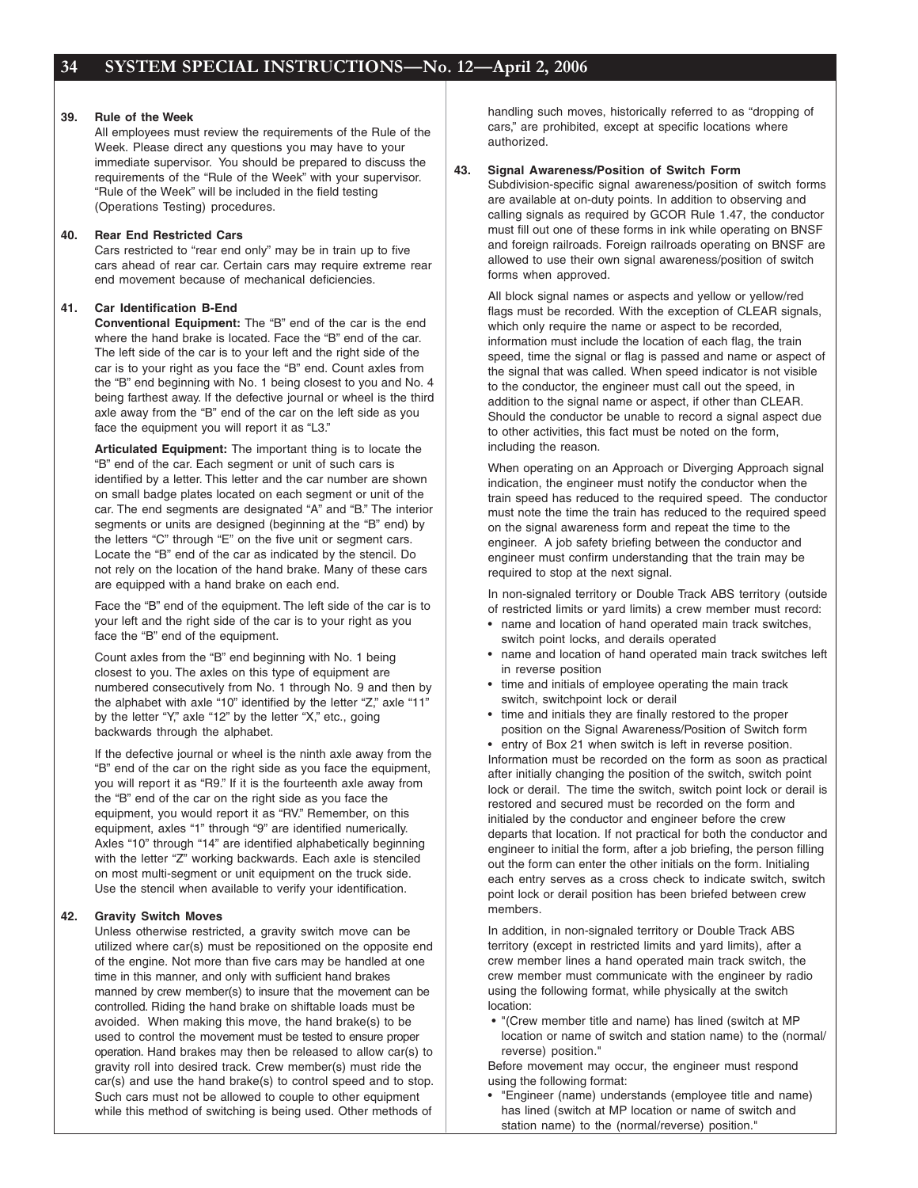### 39. Rule of the Week

All employees must review the requirements of the Rule of the Week. Please direct any questions you may have to your immediate supervisor. You should be prepared to discuss the requirements of the "Rule of the Week" with your supervisor. "Rule of the Week" will be included in the field testing (Operations Testing) procedures.

### 40. Rear End Restricted Cars

Cars restricted to "rear end only" may be in train up to five cars ahead of rear car. Certain cars may require extreme rear end movement because of mechanical deficiencies.

### 41. Car Identification B-End

**Conventional Equipment:** The "B" end of the car is the end where the hand brake is located. Face the "B" end of the car. The left side of the car is to your left and the right side of the car is to your right as you face the "B" end. Count axles from the "B" end beginning with No. 1 being closest to you and No. 4 being farthest away. If the defective journal or wheel is the third axle away from the "B" end of the car on the left side as you face the equipment you will report it as "L3."

**Articulated Equipment:** The important thing is to locate the "B" end of the car. Each segment or unit of such cars is identified by a letter. This letter and the car number are shown on small badge plates located on each segment or unit of the car. The end segments are designated "A" and "B." The interior segments or units are designed (beginning at the "B" end) by the letters "C" through "E" on the five unit or segment cars. Locate the "B" end of the car as indicated by the stencil. Do not rely on the location of the hand brake. Many of these cars are equipped with a hand brake on each end.

Face the "B" end of the equipment. The left side of the car is to your left and the right side of the car is to your right as you face the "B" end of the equipment.

Count axles from the "B" end beginning with No. 1 being closest to you. The axles on this type of equipment are numbered consecutively from No. 1 through No. 9 and then by the alphabet with axle "10" identified by the letter "Z," axle "11" by the letter "Y," axle "12" by the letter "X," etc., going backwards through the alphabet.

If the defective journal or wheel is the ninth axle away from the "B" end of the car on the right side as you face the equipment, you will report it as "R9." If it is the fourteenth axle away from the "B" end of the car on the right side as you face the equipment, you would report it as "RV." Remember, on this equipment, axles "1" through "9" are identified numerically. Axles "10" through "14" are identified alphabetically beginning with the letter "Z" working backwards. Each axle is stenciled on most multi-segment or unit equipment on the truck side. Use the stencil when available to verify your identification.

### 42. Gravity Switch Moves

Unless otherwise restricted, a gravity switch move can be utilized where car(s) must be repositioned on the opposite end of the engine. Not more than five cars may be handled at one time in this manner, and only with sufficient hand brakes manned by crew member(s) to insure that the movement can be controlled. Riding the hand brake on shiftable loads must be avoided. When making this move, the hand brake(s) to be used to control the movement must be tested to ensure proper operation. Hand brakes may then be released to allow car(s) to gravity roll into desired track. Crew member(s) must ride the car(s) and use the hand brake(s) to control speed and to stop. Such cars must not be allowed to couple to other equipment while this method of switching is being used. Other methods of handling such moves, historically referred to as "dropping of cars," are prohibited, except at specific locations where authorized.

### 43. Signal Awareness/Position of Switch Form

Subdivision-specific signal awareness/position of switch forms are available at on-duty points. In addition to observing and calling signals as required by GCOR Rule 1.47, the conductor must fill out one of these forms in ink while operating on BNSF and foreign railroads. Foreign railroads operating on BNSF are allowed to use their own signal awareness/position of switch forms when approved.

All block signal names or aspects and yellow or yellow/red flags must be recorded. With the exception of CLEAR signals, which only require the name or aspect to be recorded, information must include the location of each flag, the train speed, time the signal or flag is passed and name or aspect of the signal that was called. When speed indicator is not visible to the conductor, the engineer must call out the speed, in addition to the signal name or aspect, if other than CLEAR. Should the conductor be unable to record a signal aspect due to other activities, this fact must be noted on the form, including the reason.

When operating on an Approach or Diverging Approach signal indication, the engineer must notify the conductor when the train speed has reduced to the required speed. The conductor must note the time the train has reduced to the required speed on the signal awareness form and repeat the time to the engineer. A job safety briefing between the conductor and engineer must confirm understanding that the train may be required to stop at the next signal.

In non-signaled territory or Double Track ABS territory (outside of restricted limits or yard limits) a crew member must record:

- name and location of hand operated main track switches, switch point locks, and derails operated
- name and location of hand operated main track switches left in reverse position
- time and initials of employee operating the main track switch, switchpoint lock or derail
- time and initials they are finally restored to the proper position on the Signal Awareness/Position of Switch form
- entry of Box 21 when switch is left in reverse position.

Information must be recorded on the form as soon as practical after initially changing the position of the switch, switch point lock or derail. The time the switch, switch point lock or derail is restored and secured must be recorded on the form and initialed by the conductor and engineer before the crew departs that location. If not practical for both the conductor and engineer to initial the form, after a job briefing, the person filling out the form can enter the other initials on the form. Initialing each entry serves as a cross check to indicate switch, switch point lock or derail position has been briefed between crew members.

In addition, in non-signaled territory or Double Track ABS territory (except in restricted limits and yard limits), after a crew member lines a hand operated main track switch, the crew member must communicate with the engineer by radio using the following format, while physically at the switch location:

- "(Crew member title and name) has lined (switch at MP location or name of switch and station name) to the (normal/reverse) position."

Before movement may occur, the engineer must respond using the following format:

- "Engineer (name) understands (employee title and name) has lined (switch at MP location or name of switch and station name) to the (normal/reverse) position."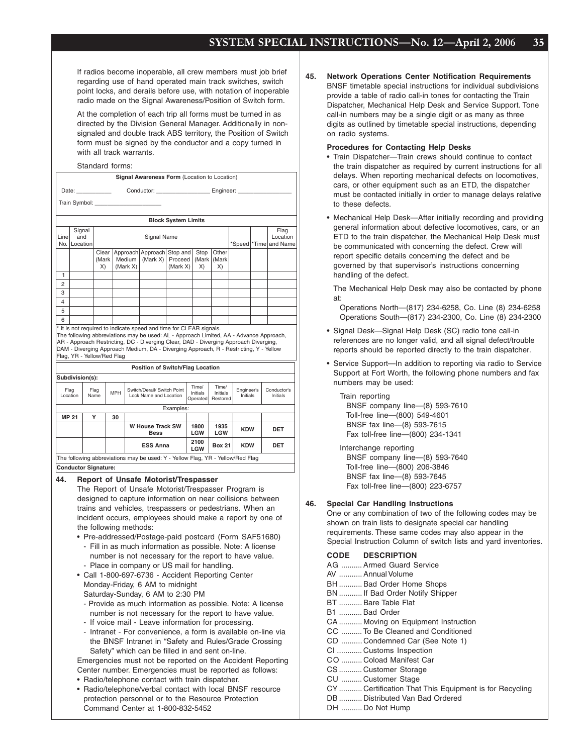If radios become inoperable, all crew members must job brief regarding use of hand operated main track switches, switch point locks, and derails before use, with notation of inoperable radio made on the Signal Awareness/Position of Switch form.

At the completion of each trip all forms must be turned in as directed by the Division General Manager. Additionally in non-signaled and double track ABS territory, the Position of Switch form must be signed by the conductor and a copy turned in with all track warrants.

Standard forms:

**Signal Awareness Form** (Location to Location)

Date: ___________ Conductor: ________________ Engineer: ________________

Train Symbol: ____________________

| **Block System Limits** | | | | | | | | | | | |
|---|---|---|---|---|---|---|---|---|---|---|---|
| Line No. | Signal and Location | Signal Name | | | | | | *Speed | *Time | Flag Location and Name |
| | | Clear (Mark X) | Approach Medium (Mark X) | Approach (Mark X) | Stop and Proceed (Mark X) | Stop (Mark X) | Other (Mark X) | | | |
| 1 | | | | | | | | | | |
| 2 | | | | | | | | | | |
| 3 | | | | | | | | | | |
| 4 | | | | | | | | | | |
| 5 | | | | | | | | | | |
| 6 | | | | | | | | | | |

\* It is not required to indicate speed and time for CLEAR signals.
The following abbreviations may be used: AL - Approach Limited, AA - Advance Approach, AR - Approach Restricting, DC - Diverging Clear, DAD - Diverging Approach Diverging, DAM - Diverging Approach Medium, DA - Diverging Approach, R - Restricting, Y - Yellow Flag, YR - Yellow/Red Flag

**Position of Switch/Flag Location**

**Subdivision(s):**

| Flag Location | Flag Name | MPH | Switch/Derail/ Switch Point Lock Name and Location | Time/ Initials Operated | Time/ Initials Restored | Engineer's Initials | Conductor's Initials |
|---|---|---|---|---|---|---|---|
| | | | Examples: | | | | |
| **MP 21** | **Y** | **30** | | | | | |
| | | | **W House Track SW Bess** | **1800 LGW** | **1935 LGW** | **KDW** | **DET** |
| | | | **ESS Anna** | **2100 LGW** | **Box 21** | **KDW** | **DET** |

The following abbreviations may be used: Y - Yellow Flag, YR - Yellow/Red Flag

**Conductor Signature:**

**44. Report of Unsafe Motorist/Trespasser**

The Report of Unsafe Motorist/Trespasser Program is designed to capture information on near collisions between trains and vehicles, trespassers or pedestrians. When an incident occurs, employees should make a report by one of the following methods:

- Pre-addressed/Postage-paid postcard (Form SAF51680)
  - Fill in as much information as possible. Note: A license number is not necessary for the report to have value.
  - Place in company or US mail for handling.
- Call 1-800-697-6736 - Accident Reporting Center
  Monday-Friday, 6 AM to midnight
  Saturday-Sunday, 6 AM to 2:30 PM
  - Provide as much information as possible. Note: A license number is not necessary for the report to have value.
  - If voice mail - Leave information for processing.
  - Intranet - For convenience, a form is available on-line via the BNSF Intranet in "Safety and Rules/Grade Crossing Safety" which can be filled in and sent on-line.

Emergencies must not be reported on the Accident Reporting Center number. Emergencies must be reported as follows:

- Radio/telephone contact with train dispatcher.
- Radio/telephone/verbal contact with local BNSF resource protection personnel or to the Resource Protection Command Center at 1-800-832-5452

**45. Network Operations Center Notification Requirements**

BNSF timetable special instructions for individual subdivisions provide a table of radio call-in tones for contacting the Train Dispatcher, Mechanical Help Desk and Service Support. Tone call-in numbers may be a single digit or as many as three digits as outlined by timetable special instructions, depending on radio systems.

**Procedures for Contacting Help Desks**

- Train Dispatcher—Train crews should continue to contact the train dispatcher as required by current instructions for all delays. When reporting mechanical defects on locomotives, cars, or other equipment such as an ETD, the dispatcher must be contacted initially in order to manage delays relative to these defects.
- Mechanical Help Desk—After initially recording and providing general information about defective locomotives, cars, or an ETD to the train dispatcher, the Mechanical Help Desk must be communicated with concerning the defect. Crew will report specific details concerning the defect and be governed by that supervisor's instructions concerning handling of the defect.

  The Mechanical Help Desk may also be contacted by phone at:

  Operations North—(817) 234-6258, Co. Line (8) 234-6258
  Operations South—(817) 234-2300, Co. Line (8) 234-2300

- Signal Desk—Signal Help Desk (SC) radio tone call-in references are no longer valid, and all signal defect/trouble reports should be reported directly to the train dispatcher.
- Service Support—In addition to reporting via radio to Service Support at Fort Worth, the following phone numbers and fax numbers may be used:

  Train reporting
  BNSF company line—(8) 593-7610
  Toll-free line—(800) 549-4601
  BNSF fax line—(8) 593-7615
  Fax toll-free line—(800) 234-1341

  Interchange reporting
  BNSF company line—(8) 593-7640
  Toll-free line—(800) 206-3846
  BNSF fax line—(8) 593-7645
  Fax toll-free line—(800) 223-6757

**46. Special Car Handling Instructions**

One or any combination of two of the following codes may be shown on train lists to designate special car handling requirements. These same codes may also appear in the Special Instruction Column of switch lists and yard inventories.

| CODE | DESCRIPTION |
|---|---|
| AG | Armed Guard Service |
| AV | Annual Volume |
| BH | Bad Order Home Shops |
| BN | If Bad Order Notify Shipper |
| BT | Bare Table Flat |
| B1 | Bad Order |
| CA | Moving on Equipment Instruction |
| CC | To Be Cleaned and Conditioned |
| CD | Condemned Car (See Note 1) |
| CI | Customs Inspection |
| CO | Coload Manifest Car |
| CS | Customer Storage |
| CU | Customer Stage |
| CY | Certification That This Equipment is for Recycling |
| DB | Distributed Van Bad Ordered |
| DH | Do Not Hump |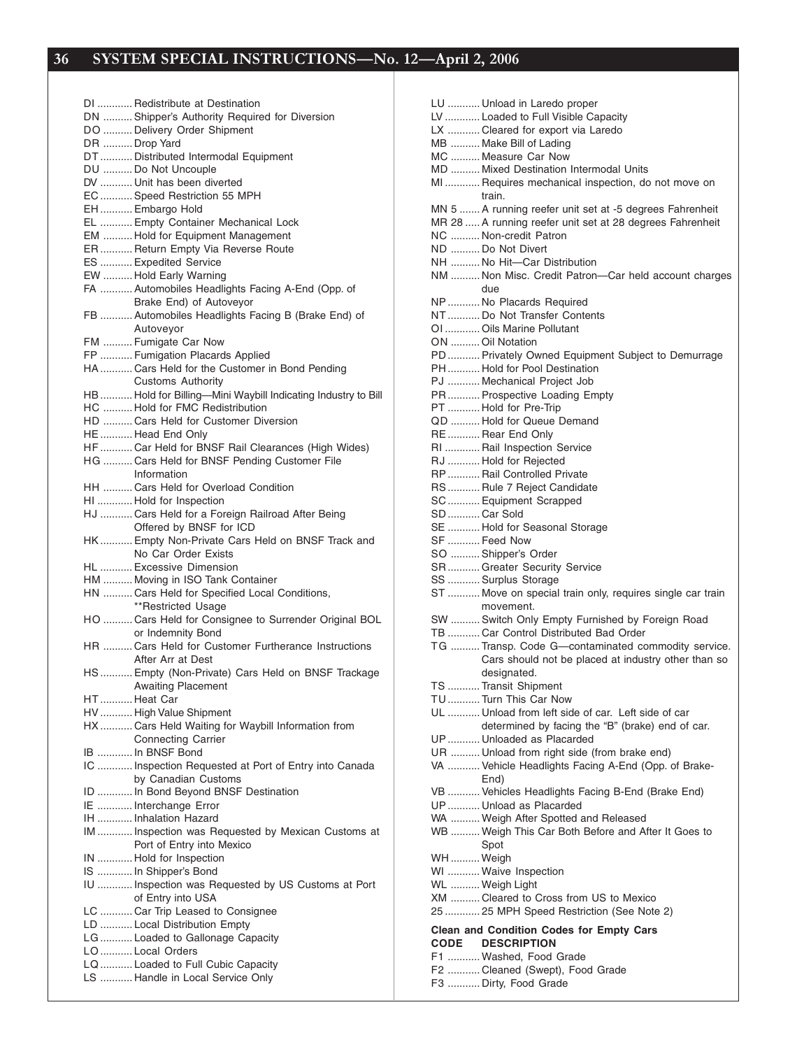DI ........... Redistribute at Destination
DN .......... Shipper's Authority Required for Diversion
DO .......... Delivery Order Shipment
DR .......... Drop Yard
DT ........... Distributed Intermodal Equipment
DU .......... Do Not Uncouple
DV ........... Unit has been diverted
EC ........... Speed Restriction 55 MPH
EH ........... Embargo Hold
EL ........... Empty Container Mechanical Lock
EM .......... Hold for Equipment Management
ER ........... Return Empty Via Reverse Route
ES ........... Expedited Service
EW .......... Hold Early Warning
FA ........... Automobiles Headlights Facing A-End (Opp. of Brake End) of Autoveyor
FB ........... Automobiles Headlights Facing B (Brake End) of Autoveyor
FM .......... Fumigate Car Now
FP ........... Fumigation Placards Applied
HA ........... Cars Held for the Customer in Bond Pending Customs Authority
HB ........... Hold for Billing—Mini Waybill Indicating Industry to Bill
HC .......... Hold for FMC Redistribution
HD .......... Cars Held for Customer Diversion
HE ........... Head End Only
HF ........... Car Held for BNSF Rail Clearances (High Wides)
HG .......... Cars Held for BNSF Pending Customer File Information
HH .......... Cars Held for Overload Condition
HI ............ Hold for Inspection
HJ ........... Cars Held for a Foreign Railroad After Being Offered by BNSF for ICD
HK ........... Empty Non-Private Cars Held on BNSF Track and No Car Order Exists
HL ........... Excessive Dimension
HM .......... Moving in ISO Tank Container
HN .......... Cars Held for Specified Local Conditions, **Restricted Usage
HO .......... Cars Held for Consignee to Surrender Original BOL or Indemnity Bond
HR .......... Cars Held for Customer Furtherance Instructions After Arr at Dest
HS ........... Empty (Non-Private) Cars Held on BNSF Trackage Awaiting Placement
HT ........... Heat Car
HV ........... High Value Shipment
HX ........... Cars Held Waiting for Waybill Information from Connecting Carrier
IB ............ In BNSF Bond
IC ............ Inspection Requested at Port of Entry into Canada by Canadian Customs
ID ............ In Bond Beyond BNSF Destination
IE ............ Interchange Error
IH ............ Inhalation Hazard
IM ............ Inspection was Requested by Mexican Customs at Port of Entry into Mexico
IN ............ Hold for Inspection
IS ............ In Shipper's Bond
IU ............ Inspection was Requested by US Customs at Port of Entry into USA
LC ........... Car Trip Leased to Consignee
LD ........... Local Distribution Empty
LG ........... Loaded to Gallonage Capacity
LO ........... Local Orders
LQ ........... Loaded to Full Cubic Capacity
LS ........... Handle in Local Service Only
LU ........... Unload in Laredo proper
LV ........... Loaded to Full Visible Capacity
LX ........... Cleared for export via Laredo
MB .......... Make Bill of Lading
MC .......... Measure Car Now
MD .......... Mixed Destination Intermodal Units
MI ............ Requires mechanical inspection, do not move on train.
MN 5 ....... A running reefer unit set at -5 degrees Fahrenheit
MR 28 ..... A running reefer unit set at 28 degrees Fahrenheit
NC .......... Non-credit Patron
ND .......... Do Not Divert
NH .......... No Hit—Car Distribution
NM .......... Non Misc. Credit Patron—Car held account charges due
NP ........... No Placards Required
NT ........... Do Not Transfer Contents
OI ............ Oils Marine Pollutant
ON .......... Oil Notation
PD ........... Privately Owned Equipment Subject to Demurrage
PH ........... Hold for Pool Destination
PJ ........... Mechanical Project Job
PR ........... Prospective Loading Empty
PT ........... Hold for Pre-Trip
QD .......... Hold for Queue Demand
RE ........... Rear End Only
RI ............ Rail Inspection Service
RJ ........... Hold for Rejected
RP ........... Rail Controlled Private
RS ........... Rule 7 Reject Candidate
SC ........... Equipment Scrapped
SD ........... Car Sold
SE ........... Hold for Seasonal Storage
SF ........... Feed Now
SO .......... Shipper's Order
SR ........... Greater Security Service
SS ........... Surplus Storage
ST ........... Move on special train only, requires single car train movement.
SW .......... Switch Only Empty Furnished by Foreign Road
TB ........... Car Control Distributed Bad Order
TG .......... Transp. Code G—contaminated commodity service. Cars should not be placed at industry other than so designated.
TS ........... Transit Shipment
TU ........... Turn This Car Now
UL ........... Unload from left side of car. Left side of car determined by facing the "B" (brake) end of car.
UP ........... Unloaded as Placarded
UR .......... Unload from right side (from brake end)
VA ........... Vehicle Headlights Facing A-End (Opp. of Brake-End)
VB ........... Vehicles Headlights Facing B-End (Brake End)
UP ........... Unload as Placarded
WA .......... Weigh After Spotted and Released
WB .......... Weigh This Car Both Before and After It Goes to Spot
WH .......... Weigh
WI ........... Waive Inspection
WL .......... Weigh Light
XM .......... Cleared to Cross from US to Mexico
25 ............ 25 MPH Speed Restriction (See Note 2)

**Clean and Condition Codes for Empty Cars**

| CODE | DESCRIPTION |
|---|---|
| F1 | Washed, Food Grade |
| F2 | Cleaned (Swept), Food Grade |
| F3 | Dirty, Food Grade |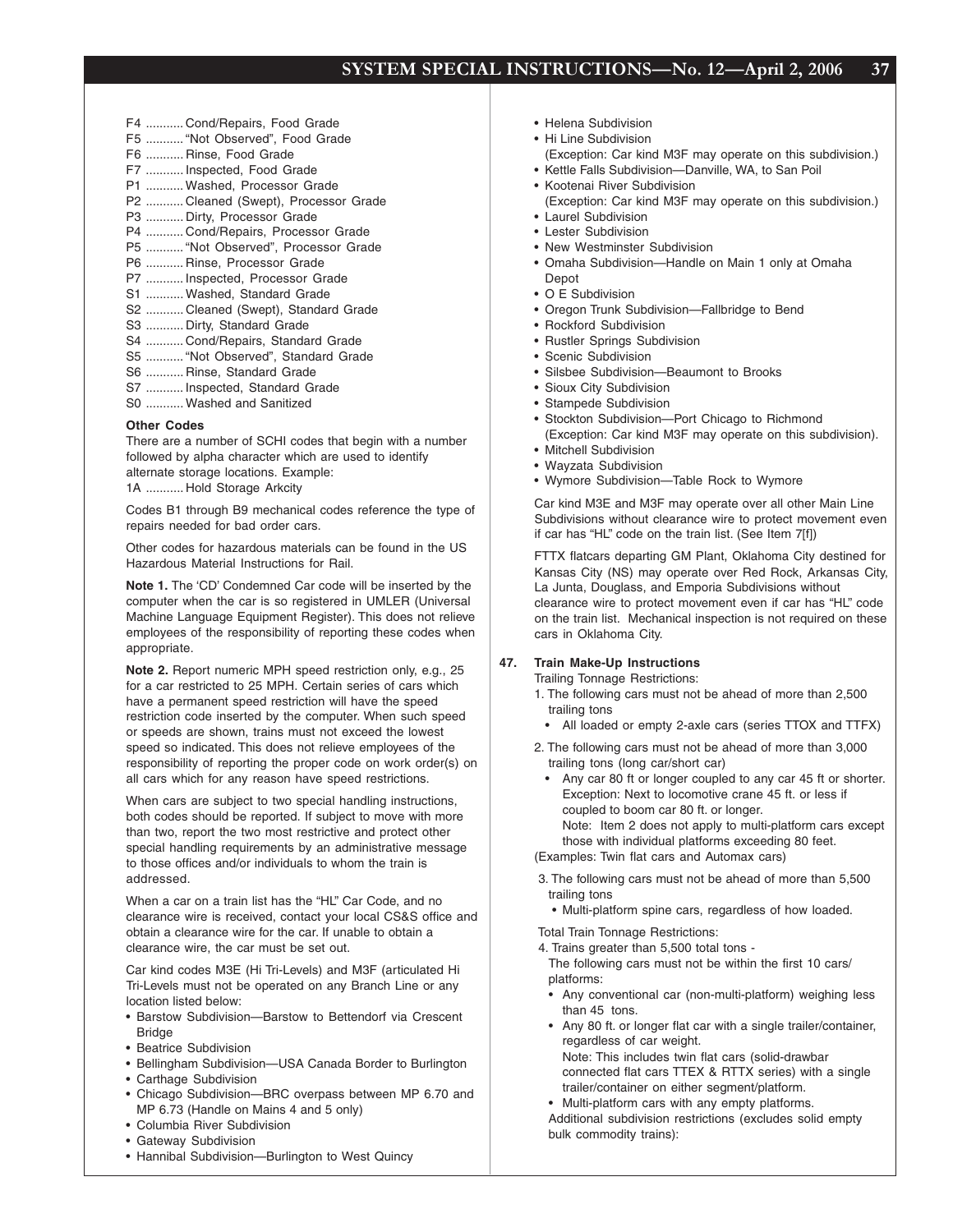F4 ........... Cond/Repairs, Food Grade
F5 ........... "Not Observed", Food Grade
F6 ........... Rinse, Food Grade
F7 ........... Inspected, Food Grade
P1 ........... Washed, Processor Grade
P2 ........... Cleaned (Swept), Processor Grade
P3 ........... Dirty, Processor Grade
P4 ........... Cond/Repairs, Processor Grade
P5 ........... "Not Observed", Processor Grade
P6 ........... Rinse, Processor Grade
P7 ........... Inspected, Processor Grade
S1 ........... Washed, Standard Grade
S2 ........... Cleaned (Swept), Standard Grade
S3 ........... Dirty, Standard Grade
S4 ........... Cond/Repairs, Standard Grade
S5 ........... "Not Observed", Standard Grade
S6 ........... Rinse, Standard Grade
S7 ........... Inspected, Standard Grade
S0 ........... Washed and Sanitized

**Other Codes**

There are a number of SCHI codes that begin with a number followed by alpha character which are used to identify alternate storage locations. Example:
1A ........... Hold Storage Arkcity

Codes B1 through B9 mechanical codes reference the type of repairs needed for bad order cars.

Other codes for hazardous materials can be found in the US Hazardous Material Instructions for Rail.

**Note 1.** The 'CD' Condemned Car code will be inserted by the computer when the car is so registered in UMLER (Universal Machine Language Equipment Register). This does not relieve employees of the responsibility of reporting these codes when appropriate.

**Note 2.** Report numeric MPH speed restriction only, e.g., 25 for a car restricted to 25 MPH. Certain series of cars which have a permanent speed restriction will have the speed restriction code inserted by the computer. When such speed or speeds are shown, trains must not exceed the lowest speed so indicated. This does not relieve employees of the responsibility of reporting the proper code on work order(s) on all cars which for any reason have speed restrictions.

When cars are subject to two special handling instructions, both codes should be reported. If subject to move with more than two, report the two most restrictive and protect other special handling requirements by an administrative message to those offices and/or individuals to whom the train is addressed.

When a car on a train list has the "HL" Car Code, and no clearance wire is received, contact your local CS&S office and obtain a clearance wire for the car. If unable to obtain a clearance wire, the car must be set out.

Car kind codes M3E (Hi Tri-Levels) and M3F (articulated Hi Tri-Levels must not be operated on any Branch Line or any location listed below:

- Barstow Subdivision—Barstow to Bettendorf via Crescent Bridge
- Beatrice Subdivision
- Bellingham Subdivision—USA Canada Border to Burlington
- Carthage Subdivision
- Chicago Subdivision—BRC overpass between MP 6.70 and MP 6.73 (Handle on Mains 4 and 5 only)
- Columbia River Subdivision
- Gateway Subdivision
- Hannibal Subdivision—Burlington to West Quincy
- Helena Subdivision
- Hi Line Subdivision
  (Exception: Car kind M3F may operate on this subdivision.)
- Kettle Falls Subdivision—Danville, WA, to San Poil
- Kootenai River Subdivision
  (Exception: Car kind M3F may operate on this subdivision.)
- Laurel Subdivision
- Lester Subdivision
- New Westminster Subdivision
- Omaha Subdivision—Handle on Main 1 only at Omaha Depot
- O E Subdivision
- Oregon Trunk Subdivision—Fallbridge to Bend
- Rockford Subdivision
- Rustler Springs Subdivision
- Scenic Subdivision
- Silsbee Subdivision—Beaumont to Brooks
- Sioux City Subdivision
- Stampede Subdivision
- Stockton Subdivision—Port Chicago to Richmond
  (Exception: Car kind M3F may operate on this subdivision).
- Mitchell Subdivision
- Wayzata Subdivision
- Wymore Subdivision—Table Rock to Wymore

Car kind M3E and M3F may operate over all other Main Line Subdivisions without clearance wire to protect movement even if car has "HL" code on the train list. (See Item 7[f])

FTTX flatcars departing GM Plant, Oklahoma City destined for Kansas City (NS) may operate over Red Rock, Arkansas City, La Junta, Douglass, and Emporia Subdivisions without clearance wire to protect movement even if car has "HL" code on the train list. Mechanical inspection is not required on these cars in Oklahoma City.

**47. Train Make-Up Instructions**

Trailing Tonnage Restrictions:

1. The following cars must not be ahead of more than 2,500 trailing tons
   - All loaded or empty 2-axle cars (series TTOX and TTFX)
2. The following cars must not be ahead of more than 3,000 trailing tons (long car/short car)
   - Any car 80 ft or longer coupled to any car 45 ft or shorter. Exception: Next to locomotive crane 45 ft. or less if coupled to boom car 80 ft. or longer.
     Note: Item 2 does not apply to multi-platform cars except those with individual platforms exceeding 80 feet.

(Examples: Twin flat cars and Automax cars)

3. The following cars must not be ahead of more than 5,500 trailing tons
   - Multi-platform spine cars, regardless of how loaded.

Total Train Tonnage Restrictions:

4. Trains greater than 5,500 total tons -
   The following cars must not be within the first 10 cars/platforms:
   - Any conventional car (non-multi-platform) weighing less than 45 tons.
   - Any 80 ft. or longer flat car with a single trailer/container, regardless of car weight.
     Note: This includes twin flat cars (solid-drawbar connected flat cars TTEX & RTTX series) with a single trailer/container on either segment/platform.
   - Multi-platform cars with any empty platforms.

   Additional subdivision restrictions (excludes solid empty bulk commodity trains):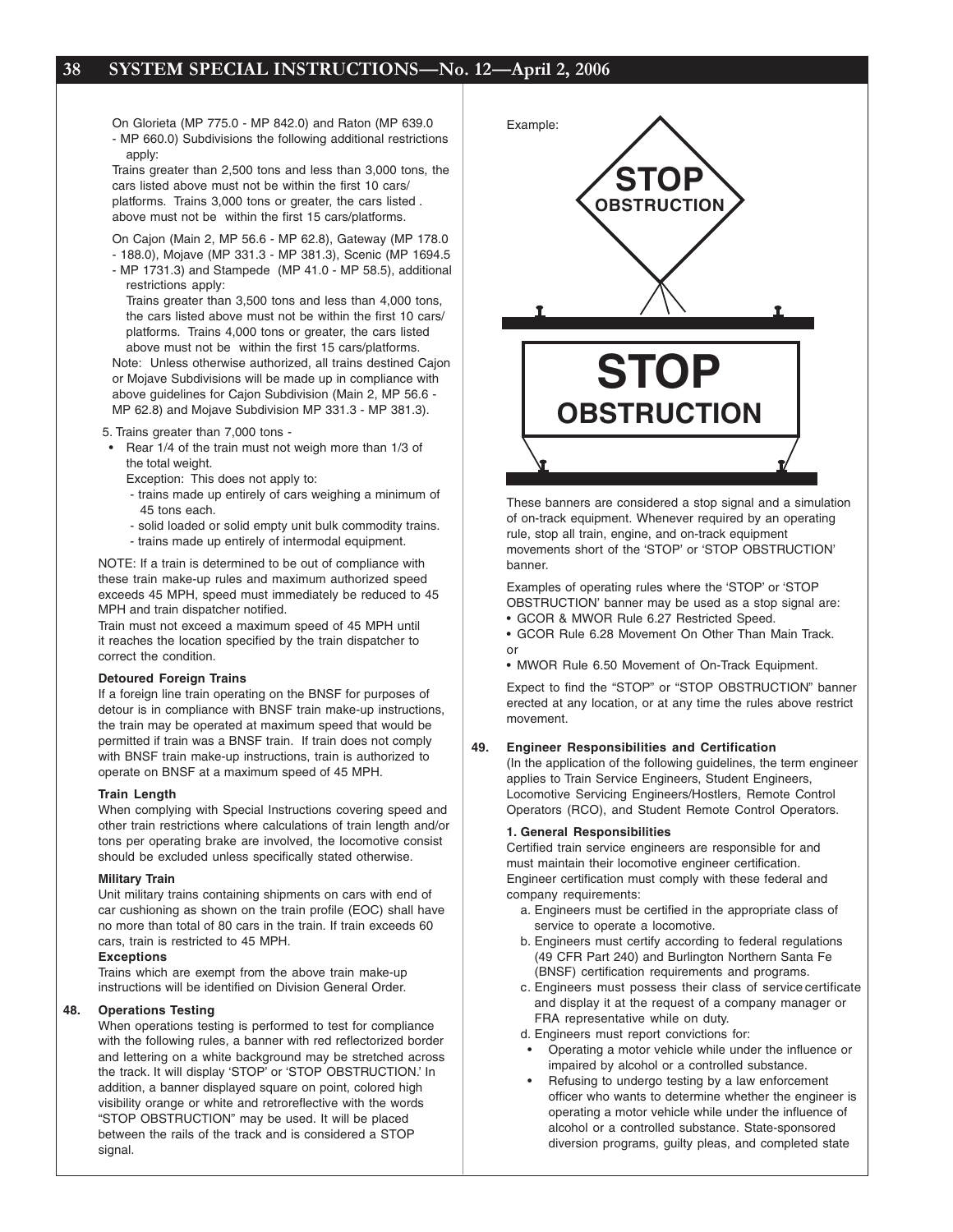On Glorieta (MP 775.0 - MP 842.0) and Raton (MP 639.0 - MP 660.0) Subdivisions the following additional restrictions apply:

Trains greater than 2,500 tons and less than 3,000 tons, the cars listed above must not be within the first 10 cars/ platforms. Trains 3,000 tons or greater, the cars listed . above must not be within the first 15 cars/platforms.

On Cajon (Main 2, MP 56.6 - MP 62.8), Gateway (MP 178.0 - 188.0), Mojave (MP 331.3 - MP 381.3), Scenic (MP 1694.5 - MP 1731.3) and Stampede (MP 41.0 - MP 58.5), additional restrictions apply:

Trains greater than 3,500 tons and less than 4,000 tons, the cars listed above must not be within the first 10 cars/ platforms. Trains 4,000 tons or greater, the cars listed above must not be within the first 15 cars/platforms.

Note: Unless otherwise authorized, all trains destined Cajon or Mojave Subdivisions will be made up in compliance with above guidelines for Cajon Subdivision (Main 2, MP 56.6 - MP 62.8) and Mojave Subdivision MP 331.3 - MP 381.3).

5. Trains greater than 7,000 tons -
   - Rear 1/4 of the train must not weigh more than 1/3 of the total weight.

     Exception: This does not apply to:
     - trains made up entirely of cars weighing a minimum of 45 tons each.
     - solid loaded or solid empty unit bulk commodity trains.
     - trains made up entirely of intermodal equipment.

NOTE: If a train is determined to be out of compliance with these train make-up rules and maximum authorized speed exceeds 45 MPH, speed must immediately be reduced to 45 MPH and train dispatcher notified.

Train must not exceed a maximum speed of 45 MPH until it reaches the location specified by the train dispatcher to correct the condition.

**Detoured Foreign Trains**

If a foreign line train operating on the BNSF for purposes of detour is in compliance with BNSF train make-up instructions, the train may be operated at maximum speed that would be permitted if train was a BNSF train. If train does not comply with BNSF train make-up instructions, train is authorized to operate on BNSF at a maximum speed of 45 MPH.

**Train Length**

When complying with Special Instructions covering speed and other train restrictions where calculations of train length and/or tons per operating brake are involved, the locomotive consist should be excluded unless specifically stated otherwise.

**Military Train**

Unit military trains containing shipments on cars with end of car cushioning as shown on the train profile (EOC) shall have no more than total of 80 cars in the train. If train exceeds 60 cars, train is restricted to 45 MPH.

**Exceptions**

Trains which are exempt from the above train make-up instructions will be identified on Division General Order.

## 48. Operations Testing

When operations testing is performed to test for compliance with the following rules, a banner with red reflectorized border and lettering on a white background may be stretched across the track. It will display 'STOP' or 'STOP OBSTRUCTION.' In addition, a banner displayed square on point, colored high visibility orange or white and retroreflective with the words "STOP OBSTRUCTION" may be used. It will be placed between the rails of the track and is considered a STOP signal.

Example:

STOP OBSTRUCTION

STOP OBSTRUCTION

These banners are considered a stop signal and a simulation of on-track equipment. Whenever required by an operating rule, stop all train, engine, and on-track equipment movements short of the 'STOP' or 'STOP OBSTRUCTION' banner.

Examples of operating rules where the 'STOP' or 'STOP OBSTRUCTION' banner may be used as a stop signal are:

- GCOR & MWOR Rule 6.27 Restricted Speed.
- GCOR Rule 6.28 Movement On Other Than Main Track.

or

- MWOR Rule 6.50 Movement of On-Track Equipment.

Expect to find the "STOP" or "STOP OBSTRUCTION" banner erected at any location, or at any time the rules above restrict movement.

## 49. Engineer Responsibilities and Certification

(In the application of the following guidelines, the term engineer applies to Train Service Engineers, Student Engineers, Locomotive Servicing Engineers/Hostlers, Remote Control Operators (RCO), and Student Remote Control Operators.

**1. General Responsibilities**

Certified train service engineers are responsible for and must maintain their locomotive engineer certification. Engineer certification must comply with these federal and company requirements:

a. Engineers must be certified in the appropriate class of service to operate a locomotive.
b. Engineers must certify according to federal regulations (49 CFR Part 240) and Burlington Northern Santa Fe (BNSF) certification requirements and programs.
c. Engineers must possess their class of service certificate and display it at the request of a company manager or FRA representative while on duty.
d. Engineers must report convictions for:
   - Operating a motor vehicle while under the influence or impaired by alcohol or a controlled substance.
   - Refusing to undergo testing by a law enforcement officer who wants to determine whether the engineer is operating a motor vehicle while under the influence of alcohol or a controlled substance. State-sponsored diversion programs, guilty pleas, and completed state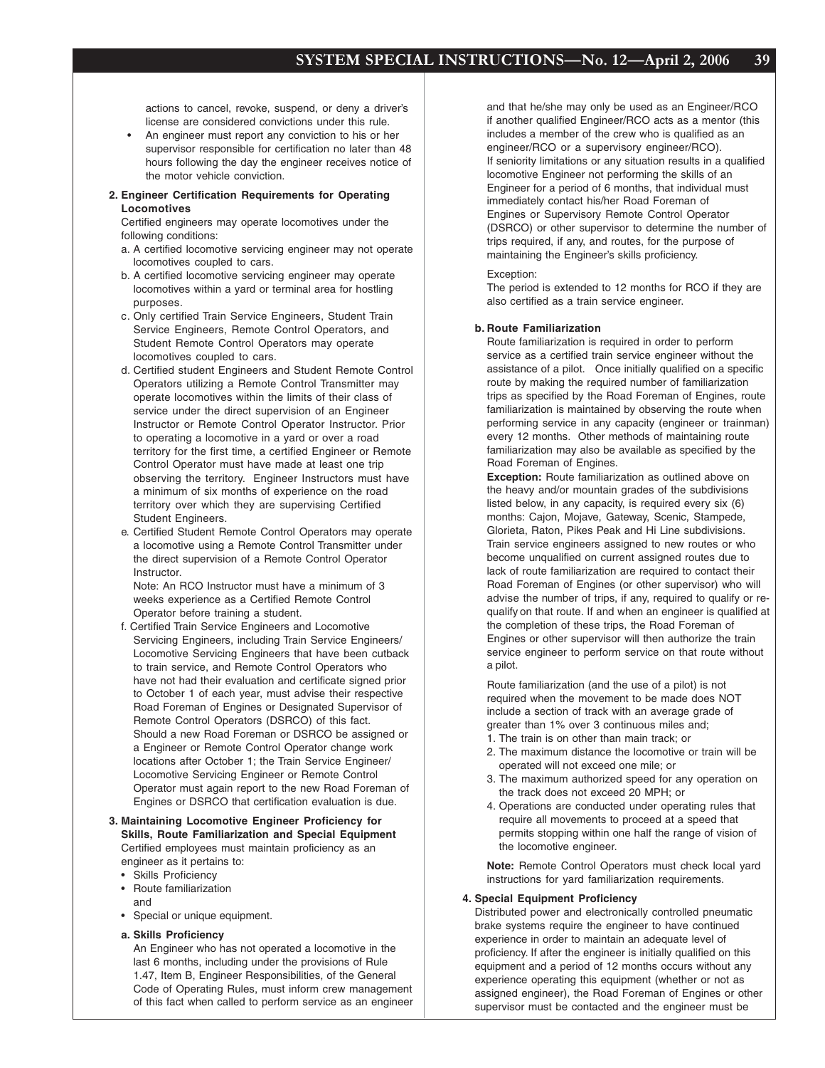actions to cancel, revoke, suspend, or deny a driver's license are considered convictions under this rule.

- An engineer must report any conviction to his or her supervisor responsible for certification no later than 48 hours following the day the engineer receives notice of the motor vehicle conviction.

**2. Engineer Certification Requirements for Operating Locomotives**

Certified engineers may operate locomotives under the following conditions:

a. A certified locomotive servicing engineer may not operate locomotives coupled to cars.

b. A certified locomotive servicing engineer may operate locomotives within a yard or terminal area for hostling purposes.

c. Only certified Train Service Engineers, Student Train Service Engineers, Remote Control Operators, and Student Remote Control Operators may operate locomotives coupled to cars.

d. Certified student Engineers and Student Remote Control Operators utilizing a Remote Control Transmitter may operate locomotives within the limits of their class of service under the direct supervision of an Engineer Instructor or Remote Control Operator Instructor. Prior to operating a locomotive in a yard or over a road territory for the first time, a certified Engineer or Remote Control Operator must have made at least one trip observing the territory. Engineer Instructors must have a minimum of six months of experience on the road territory over which they are supervising Certified Student Engineers.

e. Certified Student Remote Control Operators may operate a locomotive using a Remote Control Transmitter under the direct supervision of a Remote Control Operator Instructor.

Note: An RCO Instructor must have a minimum of 3 weeks experience as a Certified Remote Control Operator before training a student.

f. Certified Train Service Engineers and Locomotive Servicing Engineers, including Train Service Engineers/ Locomotive Servicing Engineers that have been cutback to train service, and Remote Control Operators who have not had their evaluation and certificate signed prior to October 1 of each year, must advise their respective Road Foreman of Engines or Designated Supervisor of Remote Control Operators (DSRCO) of this fact. Should a new Road Foreman or DSRCO be assigned or a Engineer or Remote Control Operator change work locations after October 1; the Train Service Engineer/ Locomotive Servicing Engineer or Remote Control Operator must again report to the new Road Foreman of Engines or DSRCO that certification evaluation is due.

**3. Maintaining Locomotive Engineer Proficiency for Skills, Route Familiarization and Special Equipment**

Certified employees must maintain proficiency as an engineer as it pertains to:

- Skills Proficiency
- Route familiarization and
- Special or unique equipment.

**a. Skills Proficiency**

An Engineer who has not operated a locomotive in the last 6 months, including under the provisions of Rule 1.47, Item B, Engineer Responsibilities, of the General Code of Operating Rules, must inform crew management of this fact when called to perform service as an engineer and that he/she may only be used as an Engineer/RCO if another qualified Engineer/RCO acts as a mentor (this includes a member of the crew who is qualified as an engineer/RCO or a supervisory engineer/RCO).

If seniority limitations or any situation results in a qualified locomotive Engineer not performing the skills of an Engineer for a period of 6 months, that individual must immediately contact his/her Road Foreman of Engines or Supervisory Remote Control Operator (DSRCO) or other supervisor to determine the number of trips required, if any, and routes, for the purpose of maintaining the Engineer's skills proficiency.

Exception:

The period is extended to 12 months for RCO if they are also certified as a train service engineer.

**b. Route Familiarization**

Route familiarization is required in order to perform service as a certified train service engineer without the assistance of a pilot. Once initially qualified on a specific route by making the required number of familiarization trips as specified by the Road Foreman of Engines, route familiarization is maintained by observing the route when performing service in any capacity (engineer or trainman) every 12 months. Other methods of maintaining route familiarization may also be available as specified by the Road Foreman of Engines.

**Exception:** Route familiarization as outlined above on the heavy and/or mountain grades of the subdivisions listed below, in any capacity, is required every six (6) months: Cajon, Mojave, Gateway, Scenic, Stampede, Glorieta, Raton, Pikes Peak and Hi Line subdivisions. Train service engineers assigned to new routes or who become unqualified on current assigned routes due to lack of route familiarization are required to contact their Road Foreman of Engines (or other supervisor) who will advise the number of trips, if any, required to qualify or re-qualify on that route. If and when an engineer is qualified at the completion of these trips, the Road Foreman of Engines or other supervisor will then authorize the train service engineer to perform service on that route without a pilot.

Route familiarization (and the use of a pilot) is not required when the movement to be made does NOT include a section of track with an average grade of greater than 1% over 3 continuous miles and;

1. The train is on other than main track; or
2. The maximum distance the locomotive or train will be operated will not exceed one mile; or
3. The maximum authorized speed for any operation on the track does not exceed 20 MPH; or
4. Operations are conducted under operating rules that require all movements to proceed at a speed that permits stopping within one half the range of vision of the locomotive engineer.

**Note:** Remote Control Operators must check local yard instructions for yard familiarization requirements.

**4. Special Equipment Proficiency**

Distributed power and electronically controlled pneumatic brake systems require the engineer to have continued experience in order to maintain an adequate level of proficiency. If after the engineer is initially qualified on this equipment and a period of 12 months occurs without any experience operating this equipment (whether or not as assigned engineer), the Road Foreman of Engines or other supervisor must be contacted and the engineer must be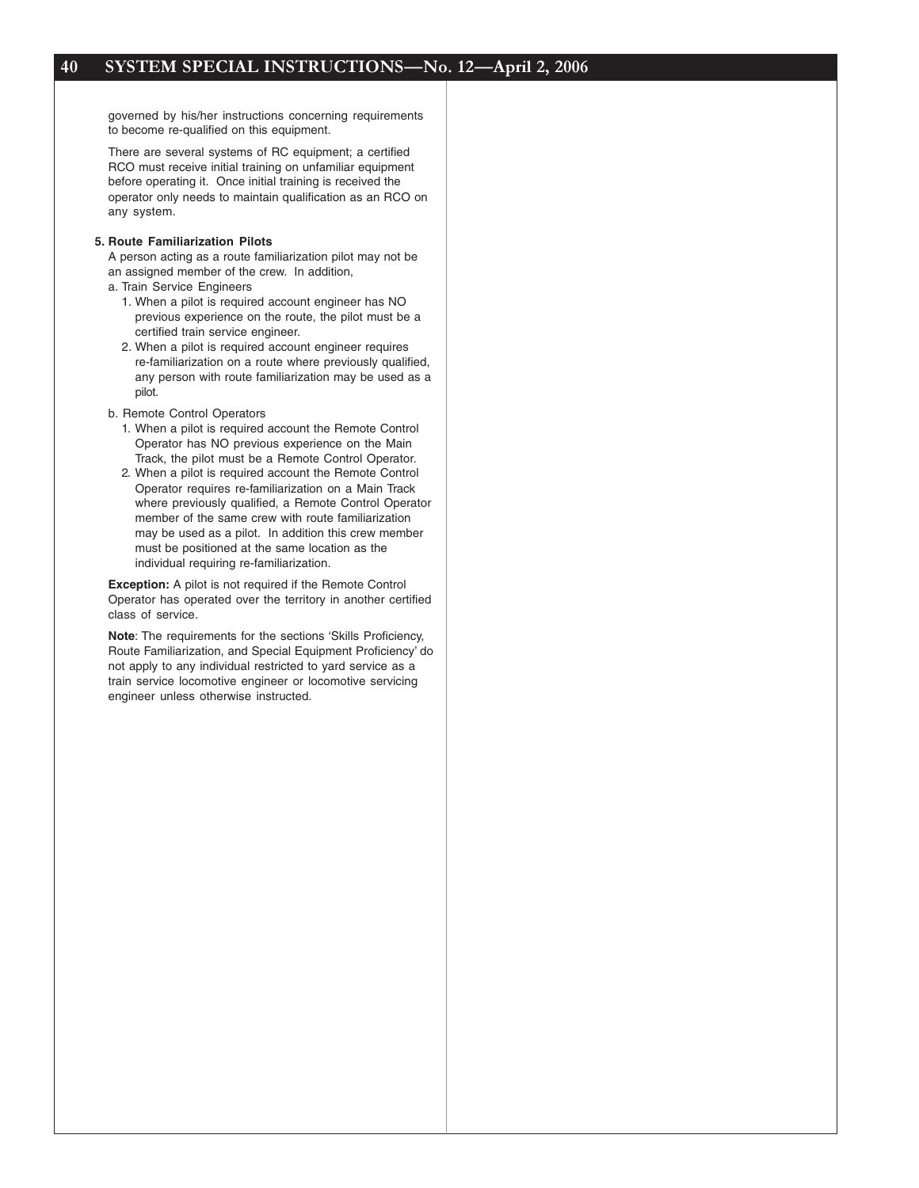governed by his/her instructions concerning requirements to become re-qualified on this equipment.

There are several systems of RC equipment; a certified RCO must receive initial training on unfamiliar equipment before operating it. Once initial training is received the operator only needs to maintain qualification as an RCO on any system.

**5. Route Familiarization Pilots**

A person acting as a route familiarization pilot may not be an assigned member of the crew. In addition,

a. Train Service Engineers

1. When a pilot is required account engineer has NO previous experience on the route, the pilot must be a certified train service engineer.
2. When a pilot is required account engineer requires re-familiarization on a route where previously qualified, any person with route familiarization may be used as a pilot.

b. Remote Control Operators

1. When a pilot is required account the Remote Control Operator has NO previous experience on the Main Track, the pilot must be a Remote Control Operator.
2. When a pilot is required account the Remote Control Operator requires re-familiarization on a Main Track where previously qualified, a Remote Control Operator member of the same crew with route familiarization may be used as a pilot. In addition this crew member must be positioned at the same location as the individual requiring re-familiarization.

**Exception:** A pilot is not required if the Remote Control Operator has operated over the territory in another certified class of service.

**Note**: The requirements for the sections 'Skills Proficiency, Route Familiarization, and Special Equipment Proficiency' do not apply to any individual restricted to yard service as a train service locomotive engineer or locomotive servicing engineer unless otherwise instructed.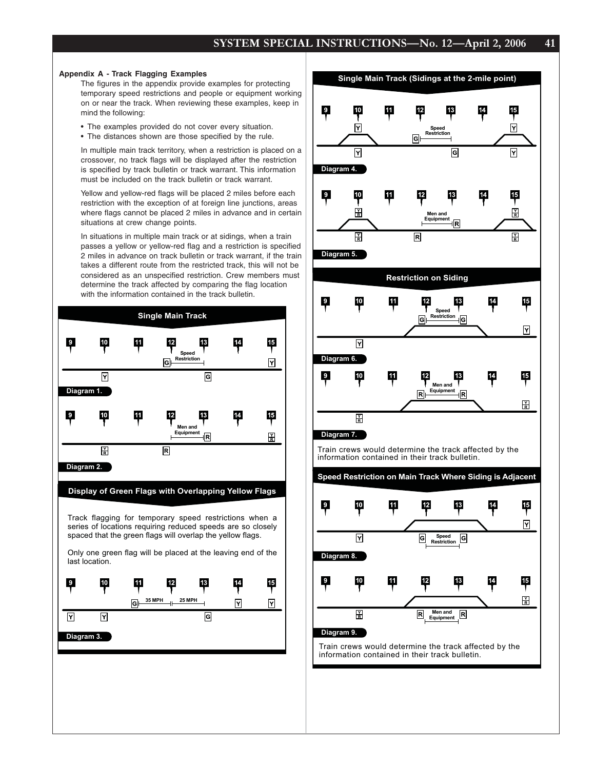## Appendix A - Track Flagging Examples

The figures in the appendix provide examples for protecting temporary speed restrictions and people or equipment working on or near the track. When reviewing these examples, keep in mind the following:

- The examples provided do not cover every situation.
- The distances shown are those specified by the rule.

In multiple main track territory, when a restriction is placed on a crossover, no track flags will be displayed after the restriction is specified by track bulletin or track warrant. This information must be included on the track bulletin or track warrant.

Yellow and yellow-red flags will be placed 2 miles before each restriction with the exception of at foreign line junctions, areas where flags cannot be placed 2 miles in advance and in certain situations at crew change points.

In situations in multiple main track or at sidings, when a train passes a yellow or yellow-red flag and a restriction is specified 2 miles in advance on track bulletin or track warrant, if the train takes a different route from the restricted track, this will not be considered as an unspecified restriction. Crew members must determine the track affected by comparing the flag location with the information contained in the track bulletin.

### Single Main Track

9 10 11 12 13 14 15

Speed Restriction

Diagram 1.

Men and Equipment

Diagram 2.

### Display of Green Flags with Overlapping Yellow Flags

Track flagging for temporary speed restrictions when a series of locations requiring reduced speeds are so closely spaced that the green flags will overlap the yellow flags.

Only one green flag will be placed at the leaving end of the last location.

35 MPH 25 MPH

Diagram 3.

### Single Main Track (Sidings at the 2-mile point)

Speed Restriction

Diagram 4.

Men and Equipment

Diagram 5.

### Restriction on Siding

Speed Restriction

Diagram 6.

Men and Equipment

Diagram 7.

Train crews would determine the track affected by the information contained in their track bulletin.

### Speed Restriction on Main Track Where Siding is Adjacent

Speed Restriction

Diagram 8.

Men and Equipment

Diagram 9.

Train crews would determine the track affected by the information contained in their track bulletin.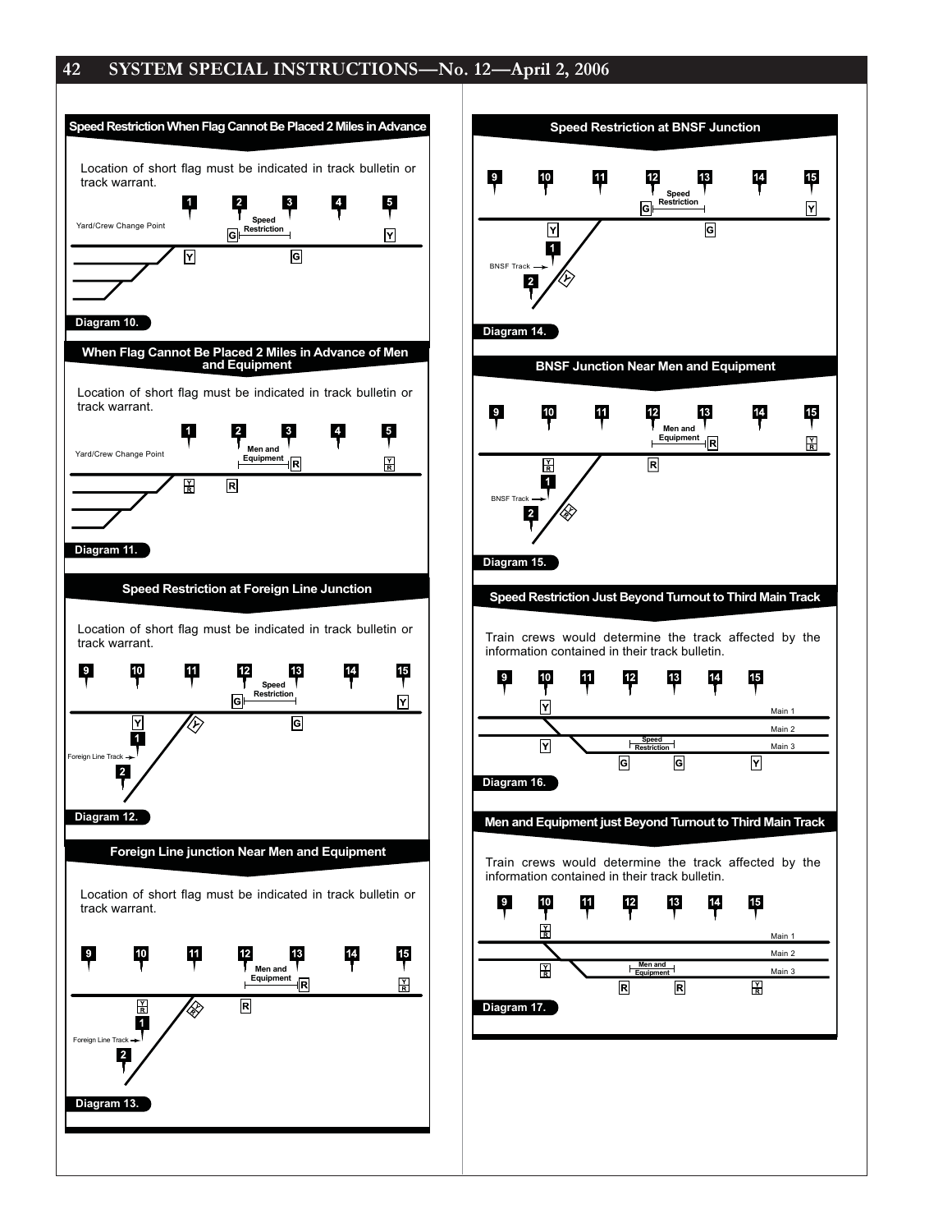## Speed Restriction When Flag Cannot Be Placed 2 Miles in Advance

Location of short flag must be indicated in track bulletin or track warrant.

1 2 3 4 5

Yard/Crew Change Point

Speed Restriction

G Y

Y G

Diagram 10.

## When Flag Cannot Be Placed 2 Miles in Advance of Men and Equipment

Location of short flag must be indicated in track bulletin or track warrant.

1 2 3 4 5

Yard/Crew Change Point

Men and Equipment

R Y/R

Y/R R

Diagram 11.

## Speed Restriction at Foreign Line Junction

Location of short flag must be indicated in track bulletin or track warrant.

9 10 11 12 13 14 15

Speed Restriction

G Y

Y Y G

1

Foreign Line Track

2

Diagram 12.

## Foreign Line junction Near Men and Equipment

Location of short flag must be indicated in track bulletin or track warrant.

9 10 11 12 13 14 15

Men and Equipment

R Y/R

Y/R Y/R R

1

Foreign Line Track

2

Diagram 13.

## Speed Restriction at BNSF Junction

9 10 11 12 13 14 15

Speed Restriction

G Y

Y G

1

BNSF Track

Y

2

Diagram 14.

## BNSF Junction Near Men and Equipment

9 10 11 12 13 14 15

Men and Equipment

R Y/R

Y/R R

1

BNSF Track

Y/R

2

Diagram 15.

## Speed Restriction Just Beyond Turnout to Third Main Track

Train crews would determine the track affected by the information contained in their track bulletin.

9 10 11 12 13 14 15

Y

Main 1

Main 2

Y Speed Restriction Main 3

G G Y

Diagram 16.

## Men and Equipment just Beyond Turnout to Third Main Track

Train crews would determine the track affected by the information contained in their track bulletin.

9 10 11 12 13 14 15

Y/R

Main 1

Main 2

Y/R Men and Equipment Main 3

R R Y/R

Diagram 17.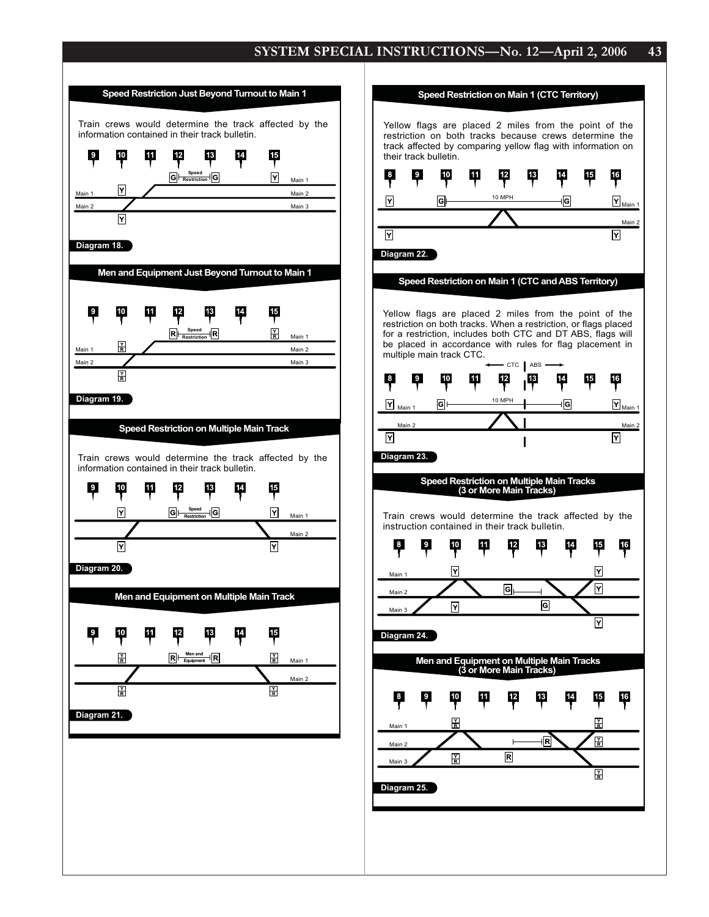## Speed Restriction Just Beyond Turnout to Main 1

Train crews would determine the track affected by the information contained in their track bulletin.

9 10 11 12 13 14 15

G Speed Restriction G

Y Y Y

Main 1 Main 2 Main 3

Diagram 18.

## Men and Equipment Just Beyond Turnout to Main 1

9 10 11 12 13 14 15

R Speed Restriction R

Y/R Y/R Y/R

Main 1 Main 2 Main 3

Diagram 19.

## Speed Restriction on Multiple Main Track

Train crews would determine the track affected by the information contained in their track bulletin.

9 10 11 12 13 14 15

Y G Speed Restriction G Y

Main 1 Main 2

Y Y

Diagram 20.

## Men and Equipment on Multiple Main Track

9 10 11 12 13 14 15

Y/R R Men and Equipment R Y/R

Main 1 Main 2

Y/R Y/R

Diagram 21.

## Speed Restriction on Main 1 (CTC Territory)

Yellow flags are placed 2 miles from the point of the restriction on both tracks because crews determine the track affected by comparing yellow flag with information on their track bulletin.

8 9 10 11 12 13 14 15 16

Y G 10 MPH G Y

Main 1 Main 2

Y Y

Diagram 22.

## Speed Restriction on Main 1 (CTC and ABS Territory)

Yellow flags are placed 2 miles from the point of the restriction on both tracks. When a restriction, or flags placed for a restriction, includes both CTC and DT ABS, flags will be placed in accordance with rules for flag placement in multiple main track CTC.

CTC | ABS

8 9 10 11 12 13 14 15 16

Y G 10 MPH G Y

Main 1 Main 2

Y Y

Diagram 23.

## Speed Restriction on Multiple Main Tracks (3 or More Main Tracks)

Train crews would determine the track affected by the instruction contained in their track bulletin.

8 9 10 11 12 13 14 15 16

Main 1 Main 2 Main 3

Y G G Y Y Y Y

Diagram 24.

## Men and Equipment on Multiple Main Tracks (3 or More Main Tracks)

8 9 10 11 12 13 14 15 16

Main 1 Main 2 Main 3

Y/R Y/R R R Y/R Y/R Y/R

Diagram 25.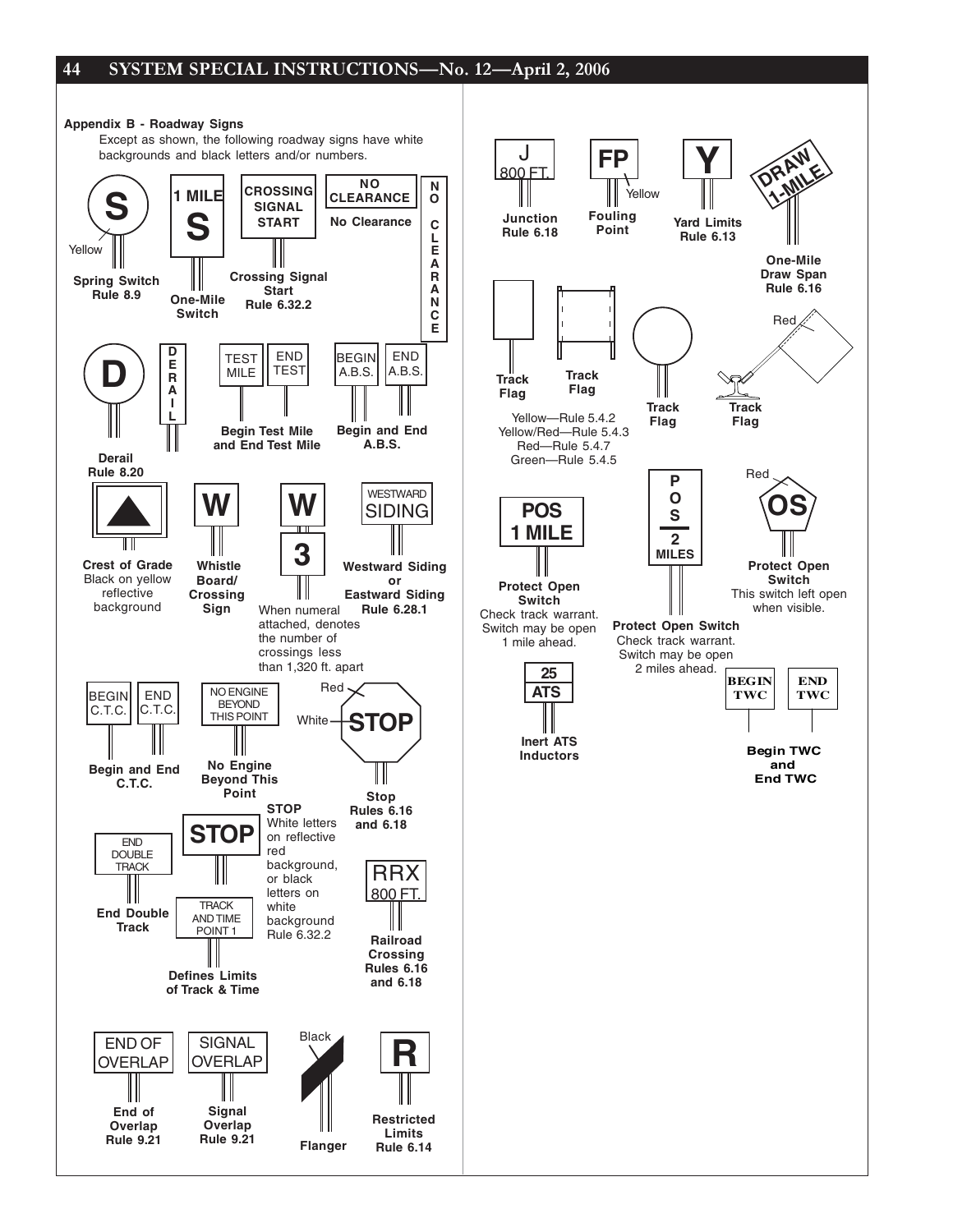**Appendix B - Roadway Signs**

Except as shown, the following roadway signs have white backgrounds and black letters and/or numbers.

S — Yellow — **Spring Switch Rule 8.9**

1 MILE S — **One-Mile Switch**

CROSSING SIGNAL START — **Crossing Signal Start Rule 6.32.2**

NO CLEARANCE — **No Clearance**

NO CLEARANCE (vertical)

D — **Derail Rule 8.20**

DERAIL (vertical)

TEST MILE / END TEST — **Begin Test Mile and End Test Mile**

BEGIN A.B.S. / END A.B.S. — **Begin and End A.B.S.**

**Crest of Grade** Black on yellow reflective background

W — **Whistle Board/ Crossing Sign**

W 3 — When numeral attached, denotes the number of crossings less than 1,320 ft. apart

WESTWARD SIDING — **Westward Siding or Eastward Siding Rule 6.28.1**

BEGIN C.T.C. / END C.T.C. — **Begin and End C.T.C.**

NO ENGINE BEYOND THIS POINT — **No Engine Beyond This Point**

STOP — Red, White — **Stop Rules 6.16 and 6.18**

END DOUBLE TRACK — **End Double Track**

STOP — **STOP** White letters on reflective red background, or black letters on white background Rule 6.32.2

TRACK AND TIME POINT 1 — **Defines Limits of Track & Time**

RRX 800 FT. — **Railroad Crossing Rules 6.16 and 6.18**

END OF OVERLAP — **End of Overlap Rule 9.21**

SIGNAL OVERLAP — **Signal Overlap Rule 9.21**

Black — **Flanger**

R — **Restricted Limits Rule 6.14**

J 800 FT. — **Junction Rule 6.18**

FP — Yellow — **Fouling Point**

Y — **Yard Limits Rule 6.13**

DRAW 1-MILE — **One-Mile Draw Span Rule 6.16**

**Track Flag** / **Track Flag** / **Track Flag** / **Track Flag** (Red)

Yellow—Rule 5.4.2
Yellow/Red—Rule 5.4.3
Red—Rule 5.4.7
Green—Rule 5.4.5

POS 1 MILE — **Protect Open Switch** Check track warrant. Switch may be open 1 mile ahead.

POS 2 MILES — **Protect Open Switch** Check track warrant. Switch may be open 2 miles ahead.

OS — Red — **Protect Open Switch** This switch left open when visible.

25 ATS — **Inert ATS Inductors**

BEGIN TWC / END TWC — **Begin TWC and End TWC**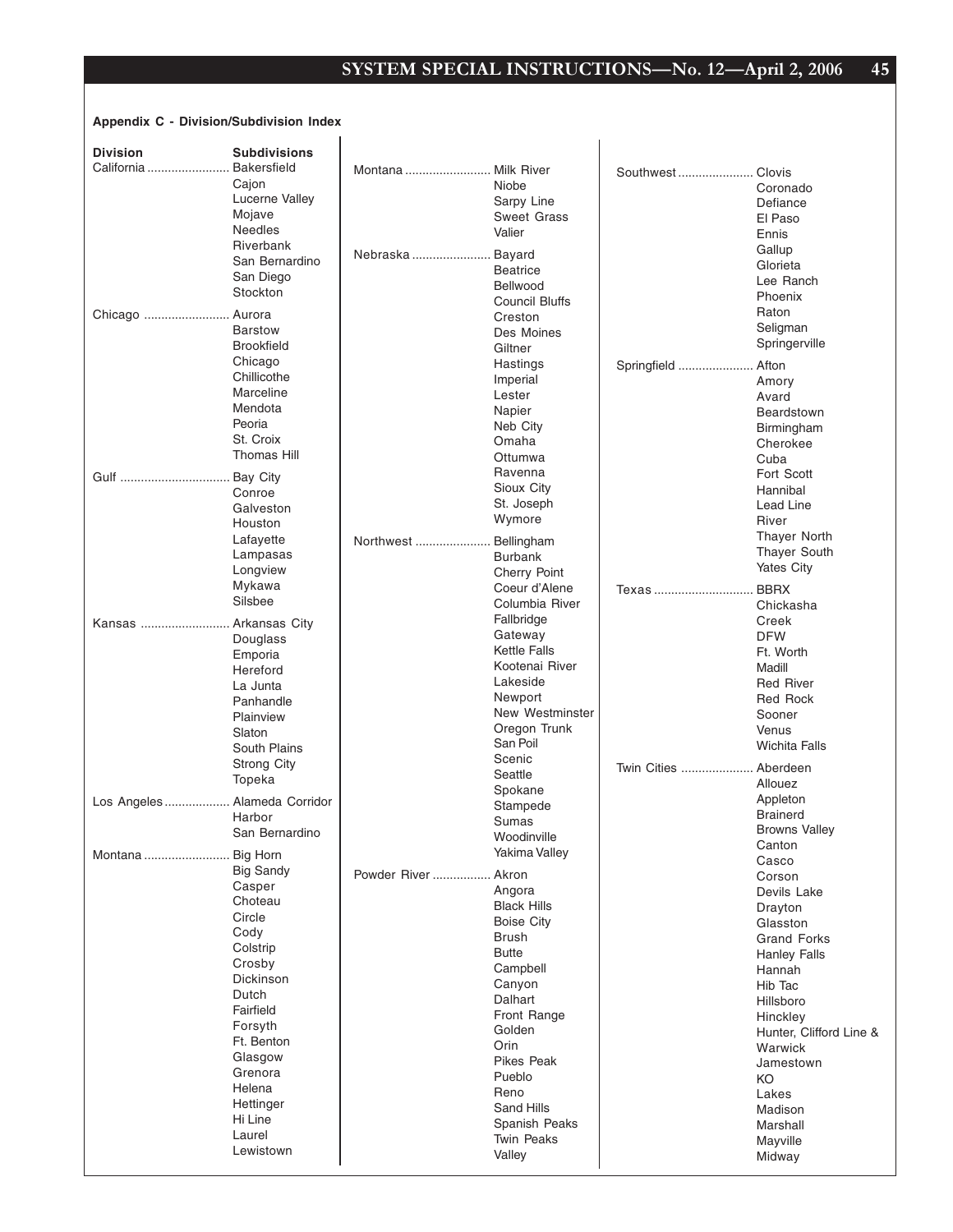**Appendix C - Division/Subdivision Index**

| Division | Subdivisions |
|---|---|
| California | Bakersfield |
| | Cajon |
| | Lucerne Valley |
| | Mojave |
| | Needles |
| | Riverbank |
| | San Bernardino |
| | San Diego |
| | Stockton |
| Chicago | Aurora |
| | Barstow |
| | Brookfield |
| | Chicago |
| | Chillicothe |
| | Marceline |
| | Mendota |
| | Peoria |
| | St. Croix |
| | Thomas Hill |
| Gulf | Bay City |
| | Conroe |
| | Galveston |
| | Houston |
| | Lafayette |
| | Lampasas |
| | Longview |
| | Mykawa |
| | Silsbee |
| Kansas | Arkansas City |
| | Douglass |
| | Emporia |
| | Hereford |
| | La Junta |
| | Panhandle |
| | Plainview |
| | Slaton |
| | South Plains |
| | Strong City |
| | Topeka |
| Los Angeles | Alameda Corridor |
| | Harbor |
| | San Bernardino |
| Montana | Big Horn |
| | Big Sandy |
| | Casper |
| | Choteau |
| | Circle |
| | Cody |
| | Colstrip |
| | Crosby |
| | Dickinson |
| | Dutch |
| | Fairfield |
| | Forsyth |
| | Ft. Benton |
| | Glasgow |
| | Grenora |
| | Helena |
| | Hettinger |
| | Hi Line |
| | Laurel |
| | Lewistown |
| Montana | Milk River |
| | Niobe |
| | Sarpy Line |
| | Sweet Grass |
| | Valier |
| Nebraska | Bayard |
| | Beatrice |
| | Bellwood |
| | Council Bluffs |
| | Creston |
| | Des Moines |
| | Giltner |
| | Hastings |
| | Imperial |
| | Lester |
| | Napier |
| | Neb City |
| | Omaha |
| | Ottumwa |
| | Ravenna |
| | Sioux City |
| | St. Joseph |
| | Wymore |
| Northwest | Bellingham |
| | Burbank |
| | Cherry Point |
| | Coeur d'Alene |
| | Columbia River |
| | Fallbridge |
| | Gateway |
| | Kettle Falls |
| | Kootenai River |
| | Lakeside |
| | Newport |
| | New Westminster |
| | Oregon Trunk |
| | San Poil |
| | Scenic |
| | Seattle |
| | Spokane |
| | Stampede |
| | Sumas |
| | Woodinville |
| | Yakima Valley |
| Powder River | Akron |
| | Angora |
| | Black Hills |
| | Boise City |
| | Brush |
| | Butte |
| | Campbell |
| | Canyon |
| | Dalhart |
| | Front Range |
| | Golden |
| | Orin |
| | Pikes Peak |
| | Pueblo |
| | Reno |
| | Sand Hills |
| | Spanish Peaks |
| | Twin Peaks |
| | Valley |
| Southwest | Clovis |
| | Coronado |
| | Defiance |
| | El Paso |
| | Ennis |
| | Gallup |
| | Glorieta |
| | Lee Ranch |
| | Phoenix |
| | Raton |
| | Seligman |
| | Springerville |
| Springfield | Afton |
| | Amory |
| | Avard |
| | Beardstown |
| | Birmingham |
| | Cherokee |
| | Cuba |
| | Fort Scott |
| | Hannibal |
| | Lead Line |
| | River |
| | Thayer North |
| | Thayer South |
| | Yates City |
| Texas | BBRX |
| | Chickasha |
| | Creek |
| | DFW |
| | Ft. Worth |
| | Madill |
| | Red River |
| | Red Rock |
| | Sooner |
| | Venus |
| | Wichita Falls |
| Twin Cities | Aberdeen |
| | Allouez |
| | Appleton |
| | Brainerd |
| | Browns Valley |
| | Canton |
| | Casco |
| | Corson |
| | Devils Lake |
| | Drayton |
| | Glasston |
| | Grand Forks |
| | Hanley Falls |
| | Hannah |
| | Hib Tac |
| | Hillsboro |
| | Hinckley |
| | Hunter, Clifford Line & Warwick |
| | Jamestown |
| | KO |
| | Lakes |
| | Madison |
| | Marshall |
| | Mayville |
| | Midway |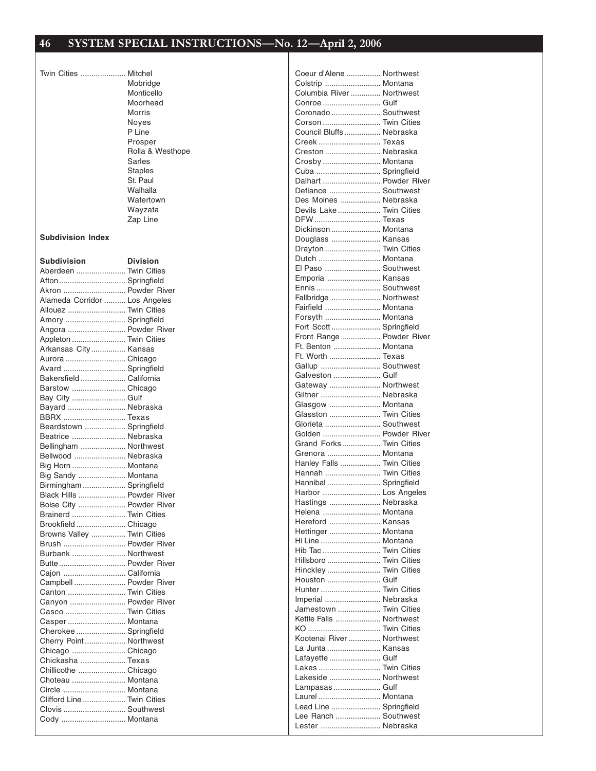| | |
|---|---|
| Twin Cities | Mitchel |
| | Mobridge |
| | Monticello |
| | Moorhead |
| | Morris |
| | Noyes |
| | P Line |
| | Prosper |
| | Rolla & Westhope |
| | Sarles |
| | Staples |
| | St. Paul |
| | Walhalla |
| | Watertown |
| | Wayzata |
| | Zap Line |

**Subdivision Index**

| Subdivision | Division |
|---|---|
| Aberdeen | Twin Cities |
| Afton | Springfield |
| Akron | Powder River |
| Alameda Corridor | Los Angeles |
| Allouez | Twin Cities |
| Amory | Springfield |
| Angora | Powder River |
| Appleton | Twin Cities |
| Arkansas City | Kansas |
| Aurora | Chicago |
| Avard | Springfield |
| Bakersfield | California |
| Barstow | Chicago |
| Bay City | Gulf |
| Bayard | Nebraska |
| BBRX | Texas |
| Beardstown | Springfield |
| Beatrice | Nebraska |
| Bellingham | Northwest |
| Bellwood | Nebraska |
| Big Horn | Montana |
| Big Sandy | Montana |
| Birmingham | Springfield |
| Black Hills | Powder River |
| Boise City | Powder River |
| Brainerd | Twin Cities |
| Brookfield | Chicago |
| Browns Valley | Twin Cities |
| Brush | Powder River |
| Burbank | Northwest |
| Butte | Powder River |
| Cajon | California |
| Campbell | Powder River |
| Canton | Twin Cities |
| Canyon | Powder River |
| Casco | Twin Cities |
| Casper | Montana |
| Cherokee | Springfield |
| Cherry Point | Northwest |
| Chicago | Chicago |
| Chickasha | Texas |
| Chillicothe | Chicago |
| Choteau | Montana |
| Circle | Montana |
| Clifford Line | Twin Cities |
| Clovis | Southwest |
| Cody | Montana |
| Coeur d'Alene | Northwest |
| Colstrip | Montana |
| Columbia River | Northwest |
| Conroe | Gulf |
| Coronado | Southwest |
| Corson | Twin Cities |
| Council Bluffs | Nebraska |
| Creek | Texas |
| Creston | Nebraska |
| Crosby | Montana |
| Cuba | Springfield |
| Dalhart | Powder River |
| Defiance | Southwest |
| Des Moines | Nebraska |
| Devils Lake | Twin Cities |
| DFW | Texas |
| Dickinson | Montana |
| Douglass | Kansas |
| Drayton | Twin Cities |
| Dutch | Montana |
| El Paso | Southwest |
| Emporia | Kansas |
| Ennis | Southwest |
| Fallbridge | Northwest |
| Fairfield | Montana |
| Forsyth | Montana |
| Fort Scott | Springfield |
| Front Range | Powder River |
| Ft. Benton | Montana |
| Ft. Worth | Texas |
| Gallup | Southwest |
| Galveston | Gulf |
| Gateway | Northwest |
| Giltner | Nebraska |
| Glasgow | Montana |
| Glasston | Twin Cities |
| Glorieta | Southwest |
| Golden | Powder River |
| Grand Forks | Twin Cities |
| Grenora | Montana |
| Hanley Falls | Twin Cities |
| Hannah | Twin Cities |
| Hannibal | Springfield |
| Harbor | Los Angeles |
| Hastings | Nebraska |
| Helena | Montana |
| Hereford | Kansas |
| Hettinger | Montana |
| Hi Line | Montana |
| Hib Tac | Twin Cities |
| Hillsboro | Twin Cities |
| Hinckley | Twin Cities |
| Houston | Gulf |
| Hunter | Twin Cities |
| Imperial | Nebraska |
| Jamestown | Twin Cities |
| Kettle Falls | Northwest |
| KO | Twin Cities |
| Kootenai River | Northwest |
| La Junta | Kansas |
| Lafayette | Gulf |
| Lakes | Twin Cities |
| Lakeside | Northwest |
| Lampasas | Gulf |
| Laurel | Montana |
| Lead Line | Springfield |
| Lee Ranch | Southwest |
| Lester | Nebraska |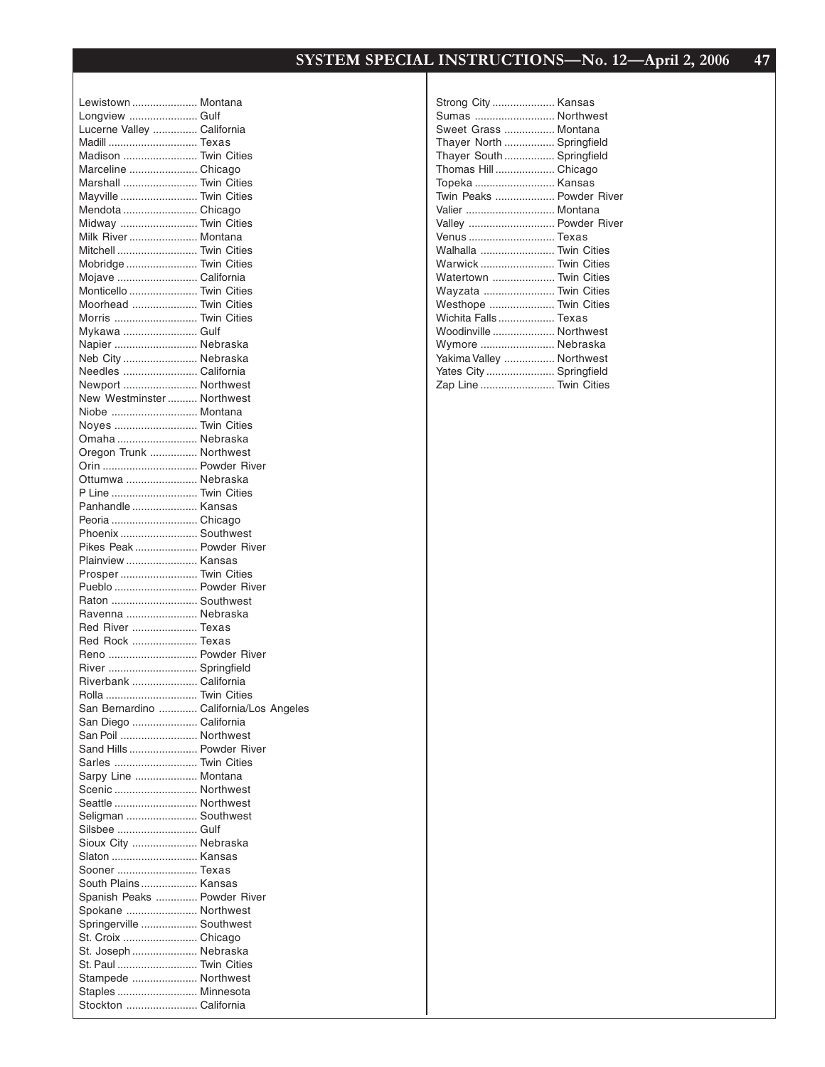| Location | Division |
|---|---|
| Lewistown | Montana |
| Longview | Gulf |
| Lucerne Valley | California |
| Madill | Texas |
| Madison | Twin Cities |
| Marceline | Chicago |
| Marshall | Twin Cities |
| Mayville | Twin Cities |
| Mendota | Chicago |
| Midway | Twin Cities |
| Milk River | Montana |
| Mitchell | Twin Cities |
| Mobridge | Twin Cities |
| Mojave | California |
| Monticello | Twin Cities |
| Moorhead | Twin Cities |
| Morris | Twin Cities |
| Mykawa | Gulf |
| Napier | Nebraska |
| Neb City | Nebraska |
| Needles | California |
| Newport | Northwest |
| New Westminster | Northwest |
| Niobe | Montana |
| Noyes | Twin Cities |
| Omaha | Nebraska |
| Oregon Trunk | Northwest |
| Orin | Powder River |
| Ottumwa | Nebraska |
| P Line | Twin Cities |
| Panhandle | Kansas |
| Peoria | Chicago |
| Phoenix | Southwest |
| Pikes Peak | Powder River |
| Plainview | Kansas |
| Prosper | Twin Cities |
| Pueblo | Powder River |
| Raton | Southwest |
| Ravenna | Nebraska |
| Red River | Texas |
| Red Rock | Texas |
| Reno | Powder River |
| River | Springfield |
| Riverbank | California |
| Rolla | Twin Cities |
| San Bernardino | California/Los Angeles |
| San Diego | California |
| San Poil | Northwest |
| Sand Hills | Powder River |
| Sarles | Twin Cities |
| Sarpy Line | Montana |
| Scenic | Northwest |
| Seattle | Northwest |
| Seligman | Southwest |
| Silsbee | Gulf |
| Sioux City | Nebraska |
| Slaton | Kansas |
| Sooner | Texas |
| South Plains | Kansas |
| Spanish Peaks | Powder River |
| Spokane | Northwest |
| Springerville | Southwest |
| St. Croix | Chicago |
| St. Joseph | Nebraska |
| St. Paul | Twin Cities |
| Stampede | Northwest |
| Staples | Minnesota |
| Stockton | California |
| Strong City | Kansas |
| Sumas | Northwest |
| Sweet Grass | Montana |
| Thayer North | Springfield |
| Thayer South | Springfield |
| Thomas Hill | Chicago |
| Topeka | Kansas |
| Twin Peaks | Powder River |
| Valier | Montana |
| Valley | Powder River |
| Venus | Texas |
| Walhalla | Twin Cities |
| Warwick | Twin Cities |
| Watertown | Twin Cities |
| Wayzata | Twin Cities |
| Westhope | Twin Cities |
| Wichita Falls | Texas |
| Woodinville | Northwest |
| Wymore | Nebraska |
| Yakima Valley | Northwest |
| Yates City | Springfield |
| Zap Line | Twin Cities |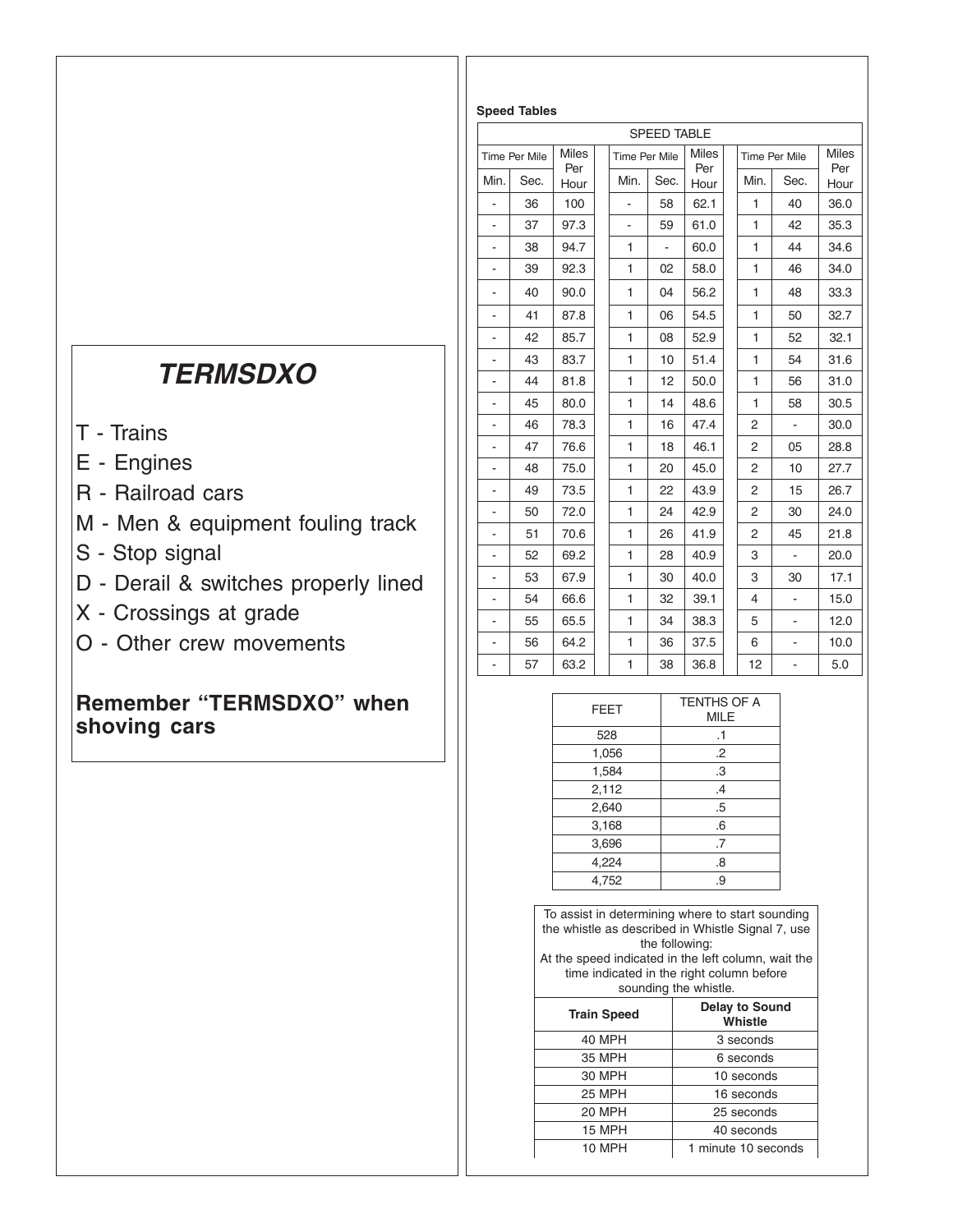## TERMSDXO

- T - Trains
- E - Engines
- R - Railroad cars
- M - Men & equipment fouling track
- S - Stop signal
- D - Derail & switches properly lined
- X - Crossings at grade
- O - Other crew movements

**Remember "TERMSDXO" when shoving cars**

**Speed Tables**

| SPEED TABLE | | | | | | | | |
|---|---|---|---|---|---|---|---|---|
| Time Per Mile | | Miles Per Hour | Time Per Mile | | Miles Per Hour | Time Per Mile | | Miles Per Hour |
| Min. | Sec. | | Min. | Sec. | | Min. | Sec. | |
| - | 36 | 100 | - | 58 | 62.1 | 1 | 40 | 36.0 |
| - | 37 | 97.3 | - | 59 | 61.0 | 1 | 42 | 35.3 |
| - | 38 | 94.7 | 1 | - | 60.0 | 1 | 44 | 34.6 |
| - | 39 | 92.3 | 1 | 02 | 58.0 | 1 | 46 | 34.0 |
| - | 40 | 90.0 | 1 | 04 | 56.2 | 1 | 48 | 33.3 |
| - | 41 | 87.8 | 1 | 06 | 54.5 | 1 | 50 | 32.7 |
| - | 42 | 85.7 | 1 | 08 | 52.9 | 1 | 52 | 32.1 |
| - | 43 | 83.7 | 1 | 10 | 51.4 | 1 | 54 | 31.6 |
| - | 44 | 81.8 | 1 | 12 | 50.0 | 1 | 56 | 31.0 |
| - | 45 | 80.0 | 1 | 14 | 48.6 | 1 | 58 | 30.5 |
| - | 46 | 78.3 | 1 | 16 | 47.4 | 2 | - | 30.0 |
| - | 47 | 76.6 | 1 | 18 | 46.1 | 2 | 05 | 28.8 |
| - | 48 | 75.0 | 1 | 20 | 45.0 | 2 | 10 | 27.7 |
| - | 49 | 73.5 | 1 | 22 | 43.9 | 2 | 15 | 26.7 |
| - | 50 | 72.0 | 1 | 24 | 42.9 | 2 | 30 | 24.0 |
| - | 51 | 70.6 | 1 | 26 | 41.9 | 2 | 45 | 21.8 |
| - | 52 | 69.2 | 1 | 28 | 40.9 | 3 | - | 20.0 |
| - | 53 | 67.9 | 1 | 30 | 40.0 | 3 | 30 | 17.1 |
| - | 54 | 66.6 | 1 | 32 | 39.1 | 4 | - | 15.0 |
| - | 55 | 65.5 | 1 | 34 | 38.3 | 5 | - | 12.0 |
| - | 56 | 64.2 | 1 | 36 | 37.5 | 6 | - | 10.0 |
| - | 57 | 63.2 | 1 | 38 | 36.8 | 12 | - | 5.0 |

| FEET | TENTHS OF A MILE |
|---|---|
| 528 | .1 |
| 1,056 | .2 |
| 1,584 | .3 |
| 2,112 | .4 |
| 2,640 | .5 |
| 3,168 | .6 |
| 3,696 | .7 |
| 4,224 | .8 |
| 4,752 | .9 |

To assist in determining where to start sounding the whistle as described in Whistle Signal 7, use the following:
At the speed indicated in the left column, wait the time indicated in the right column before sounding the whistle.

| Train Speed | Delay to Sound Whistle |
|---|---|
| 40 MPH | 3 seconds |
| 35 MPH | 6 seconds |
| 30 MPH | 10 seconds |
| 25 MPH | 16 seconds |
| 20 MPH | 25 seconds |
| 15 MPH | 40 seconds |
| 10 MPH | 1 minute 10 seconds |